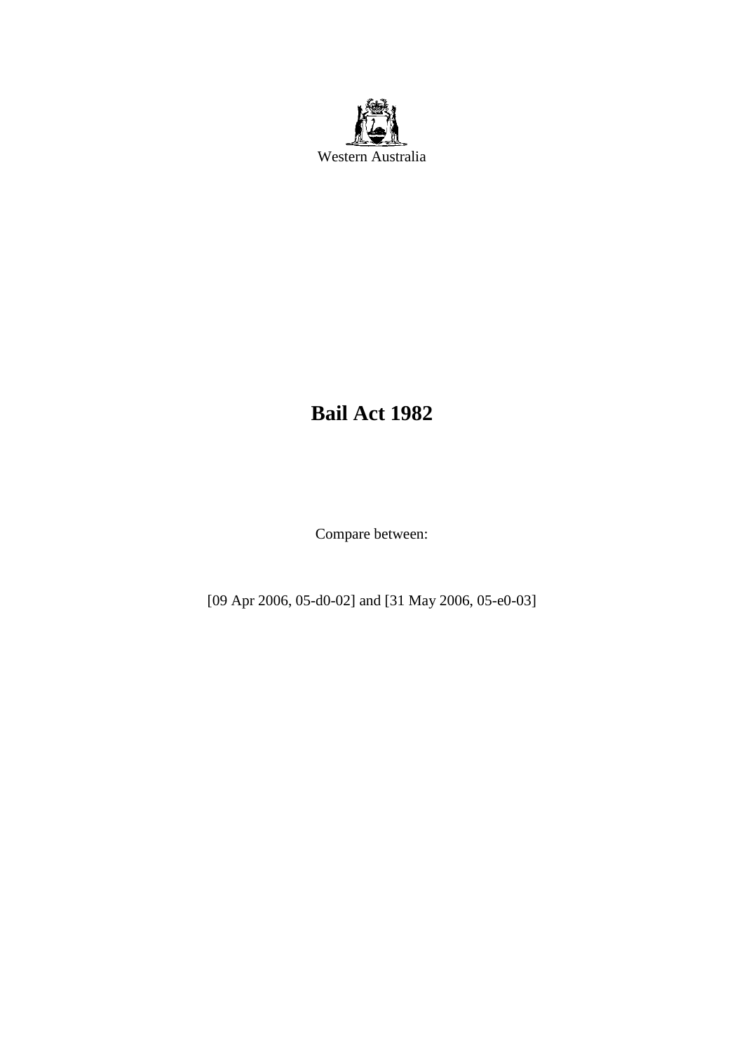Western Australia

# Bail Act 1982

Compare between:

[09 Apr 2006, 05-d0-02] and [31 May 2006, 05-e0-03]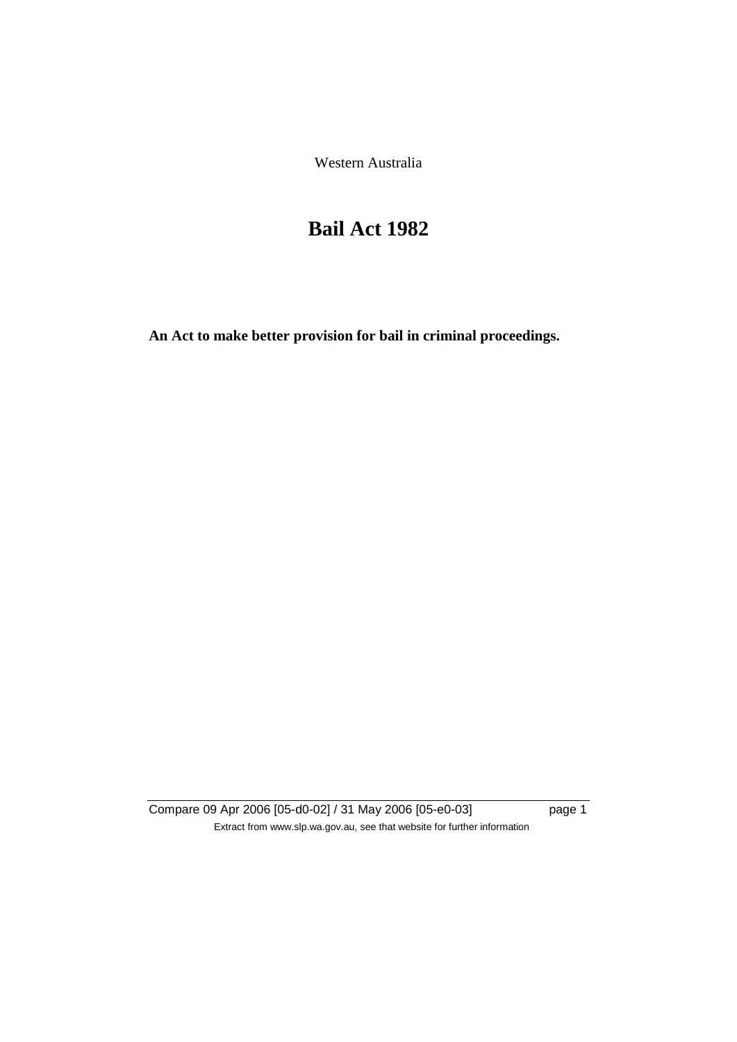Western Australia

# Bail Act 1982

**An Act to make better provision for bail in criminal proceedings.**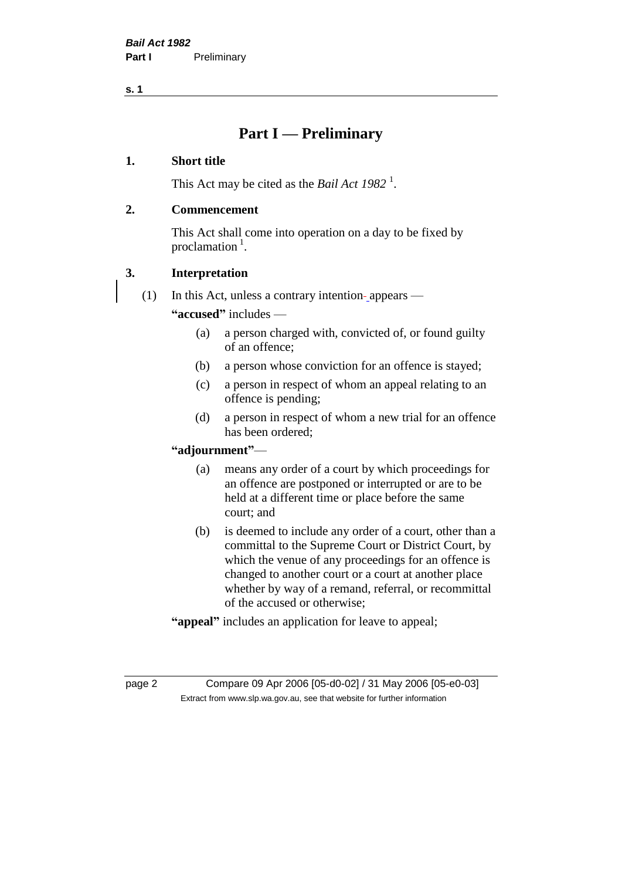# Part I — Preliminary

## 1. Short title

This Act may be cited as the *Bail Act 1982* [1].

## 2. Commencement

This Act shall come into operation on a day to be fixed by proclamation [1].

## 3. Interpretation

(1) In this Act, unless a contrary intention appears —

**"accused"** includes —

- (a) a person charged with, convicted of, or found guilty of an offence;
- (b) a person whose conviction for an offence is stayed;
- (c) a person in respect of whom an appeal relating to an offence is pending;
- (d) a person in respect of whom a new trial for an offence has been ordered;

**"adjournment"** —

- (a) means any order of a court by which proceedings for an offence are postponed or interrupted or are to be held at a different time or place before the same court; and
- (b) is deemed to include any order of a court, other than a committal to the Supreme Court or District Court, by which the venue of any proceedings for an offence is changed to another court or a court at another place whether by way of a remand, referral, or recommittal of the accused or otherwise;

**"appeal"** includes an application for leave to appeal;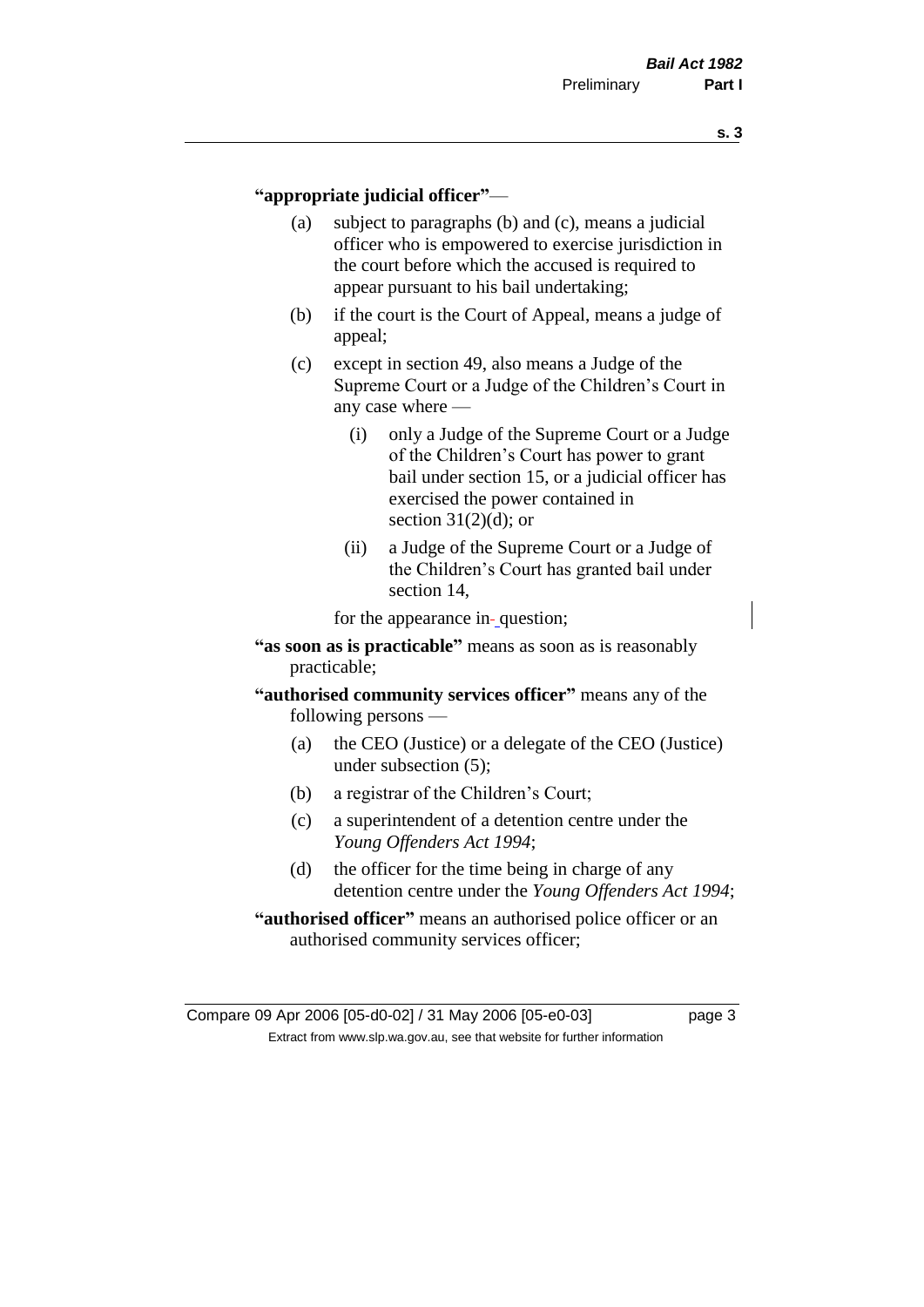**"appropriate judicial officer"** —

(a) subject to paragraphs (b) and (c), means a judicial officer who is empowered to exercise jurisdiction in the court before which the accused is required to appear pursuant to his bail undertaking;

(b) if the court is the Court of Appeal, means a judge of appeal;

(c) except in section 49, also means a Judge of the Supreme Court or a Judge of the Children's Court in any case where —

  (i) only a Judge of the Supreme Court or a Judge of the Children's Court has power to grant bail under section 15, or a judicial officer has exercised the power contained in section 31(2)(d); or

  (ii) a Judge of the Supreme Court or a Judge of the Children's Court has granted bail under section 14,

for the appearance in question;

**"as soon as is practicable"** means as soon as is reasonably practicable;

**"authorised community services officer"** means any of the following persons —

(a) the CEO (Justice) or a delegate of the CEO (Justice) under subsection (5);

(b) a registrar of the Children's Court;

(c) a superintendent of a detention centre under the *Young Offenders Act 1994*;

(d) the officer for the time being in charge of any detention centre under the *Young Offenders Act 1994*;

**"authorised officer"** means an authorised police officer or an authorised community services officer;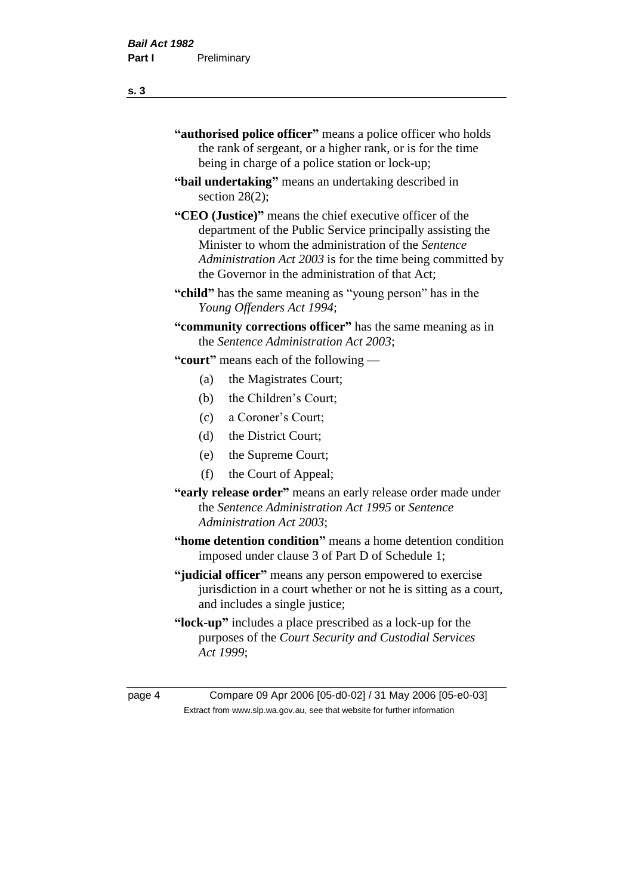**"authorised police officer"** means a police officer who holds the rank of sergeant, or a higher rank, or is for the time being in charge of a police station or lock-up;

**"bail undertaking"** means an undertaking described in section 28(2);

**"CEO (Justice)"** means the chief executive officer of the department of the Public Service principally assisting the Minister to whom the administration of the *Sentence Administration Act 2003* is for the time being committed by the Governor in the administration of that Act;

**"child"** has the same meaning as "young person" has in the *Young Offenders Act 1994*;

**"community corrections officer"** has the same meaning as in the *Sentence Administration Act 2003*;

**"court"** means each of the following —

- (a) the Magistrates Court;
- (b) the Children's Court;
- (c) a Coroner's Court;
- (d) the District Court;
- (e) the Supreme Court;
- (f) the Court of Appeal;

**"early release order"** means an early release order made under the *Sentence Administration Act 1995* or *Sentence Administration Act 2003*;

**"home detention condition"** means a home detention condition imposed under clause 3 of Part D of Schedule 1;

**"judicial officer"** means any person empowered to exercise jurisdiction in a court whether or not he is sitting as a court, and includes a single justice;

**"lock-up"** includes a place prescribed as a lock-up for the purposes of the *Court Security and Custodial Services Act 1999*;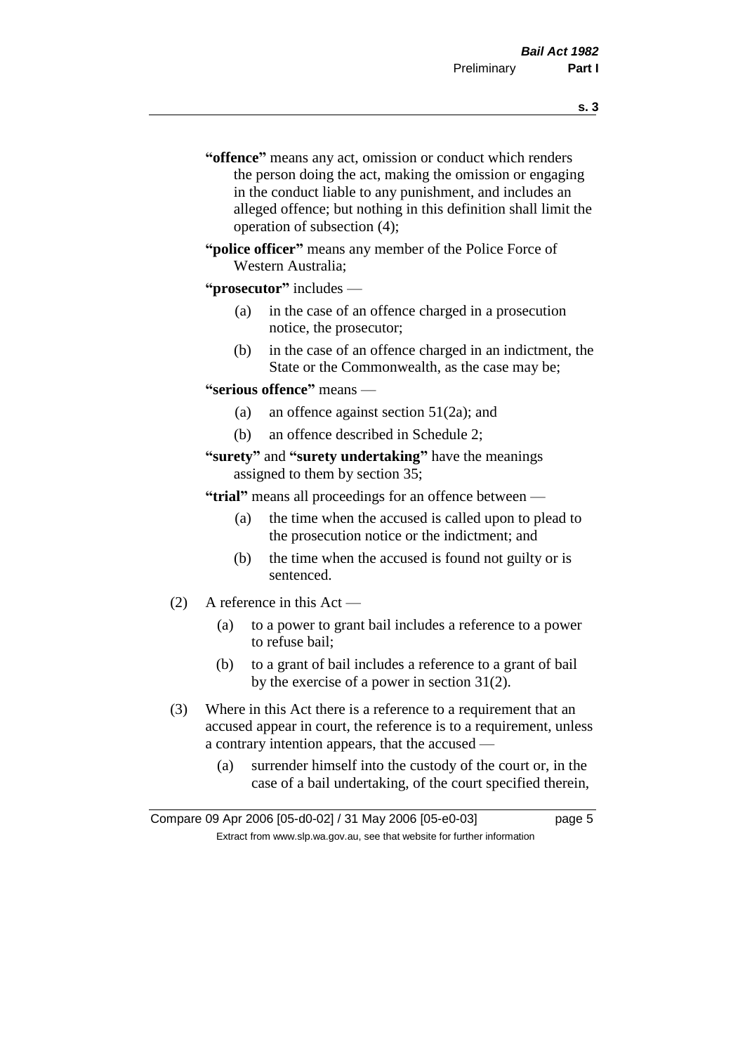**"offence"** means any act, omission or conduct which renders the person doing the act, making the omission or engaging in the conduct liable to any punishment, and includes an alleged offence; but nothing in this definition shall limit the operation of subsection (4);

**"police officer"** means any member of the Police Force of Western Australia;

**"prosecutor"** includes —

(a) in the case of an offence charged in a prosecution notice, the prosecutor;

(b) in the case of an offence charged in an indictment, the State or the Commonwealth, as the case may be;

**"serious offence"** means —

(a) an offence against section 51(2a); and

(b) an offence described in Schedule 2;

**"surety"** and **"surety undertaking"** have the meanings assigned to them by section 35;

**"trial"** means all proceedings for an offence between —

(a) the time when the accused is called upon to plead to the prosecution notice or the indictment; and

(b) the time when the accused is found not guilty or is sentenced.

(2) A reference in this Act —

(a) to a power to grant bail includes a reference to a power to refuse bail;

(b) to a grant of bail includes a reference to a grant of bail by the exercise of a power in section 31(2).

(3) Where in this Act there is a reference to a requirement that an accused appear in court, the reference is to a requirement, unless a contrary intention appears, that the accused —

(a) surrender himself into the custody of the court or, in the case of a bail undertaking, of the court specified therein,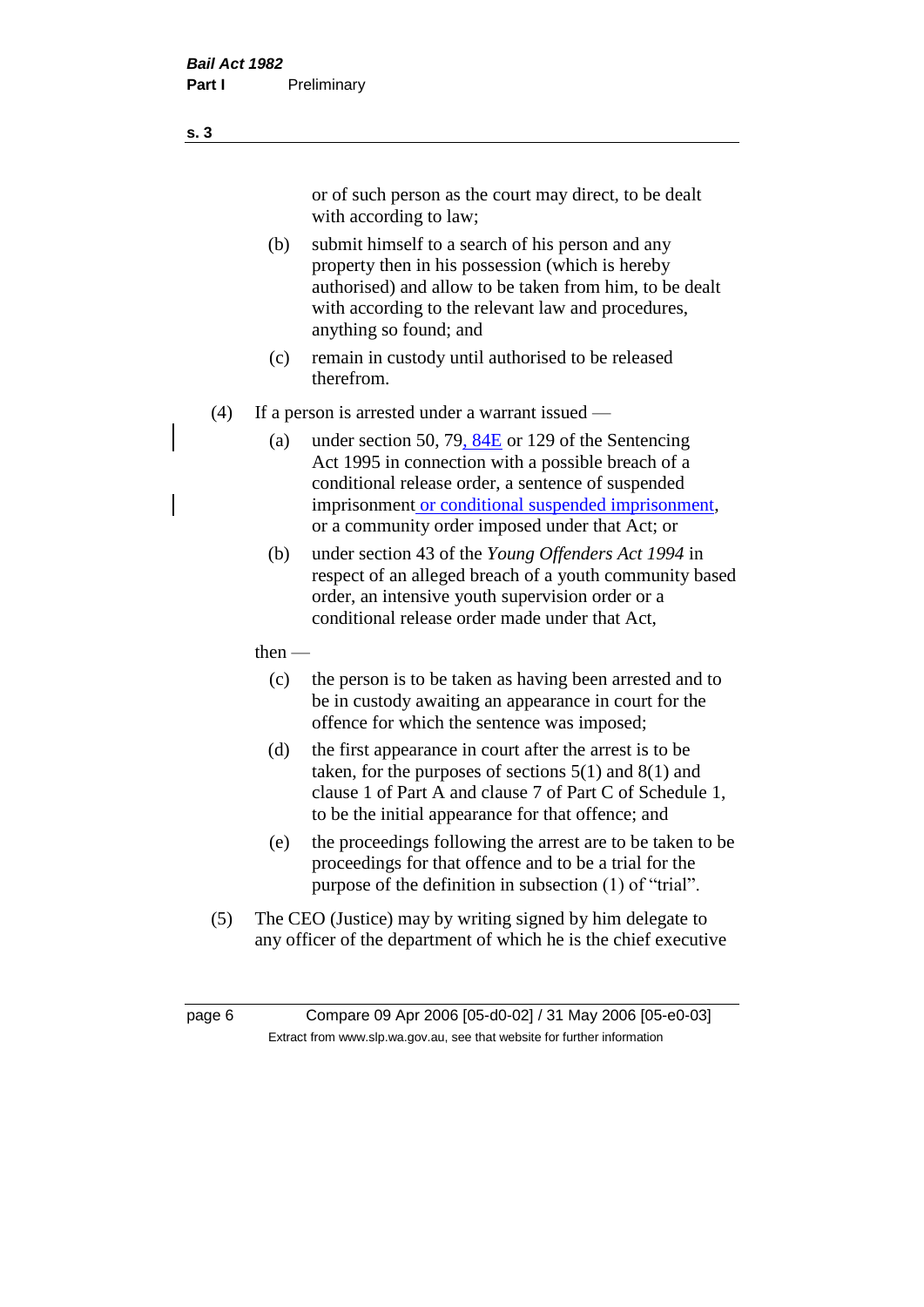or of such person as the court may direct, to be dealt with according to law;

(b) submit himself to a search of his person and any property then in his possession (which is hereby authorised) and allow to be taken from him, to be dealt with according to the relevant law and procedures, anything so found; and

(c) remain in custody until authorised to be released therefrom.

(4) If a person is arrested under a warrant issued —

(a) under section 50, 79, 84E or 129 of the Sentencing Act 1995 in connection with a possible breach of a conditional release order, a sentence of suspended imprisonment or conditional suspended imprisonment, or a community order imposed under that Act; or

(b) under section 43 of the *Young Offenders Act 1994* in respect of an alleged breach of a youth community based order, an intensive youth supervision order or a conditional release order made under that Act,

then —

(c) the person is to be taken as having been arrested and to be in custody awaiting an appearance in court for the offence for which the sentence was imposed;

(d) the first appearance in court after the arrest is to be taken, for the purposes of sections 5(1) and 8(1) and clause 1 of Part A and clause 7 of Part C of Schedule 1, to be the initial appearance for that offence; and

(e) the proceedings following the arrest are to be taken to be proceedings for that offence and to be a trial for the purpose of the definition in subsection (1) of "trial".

(5) The CEO (Justice) may by writing signed by him delegate to any officer of the department of which he is the chief executive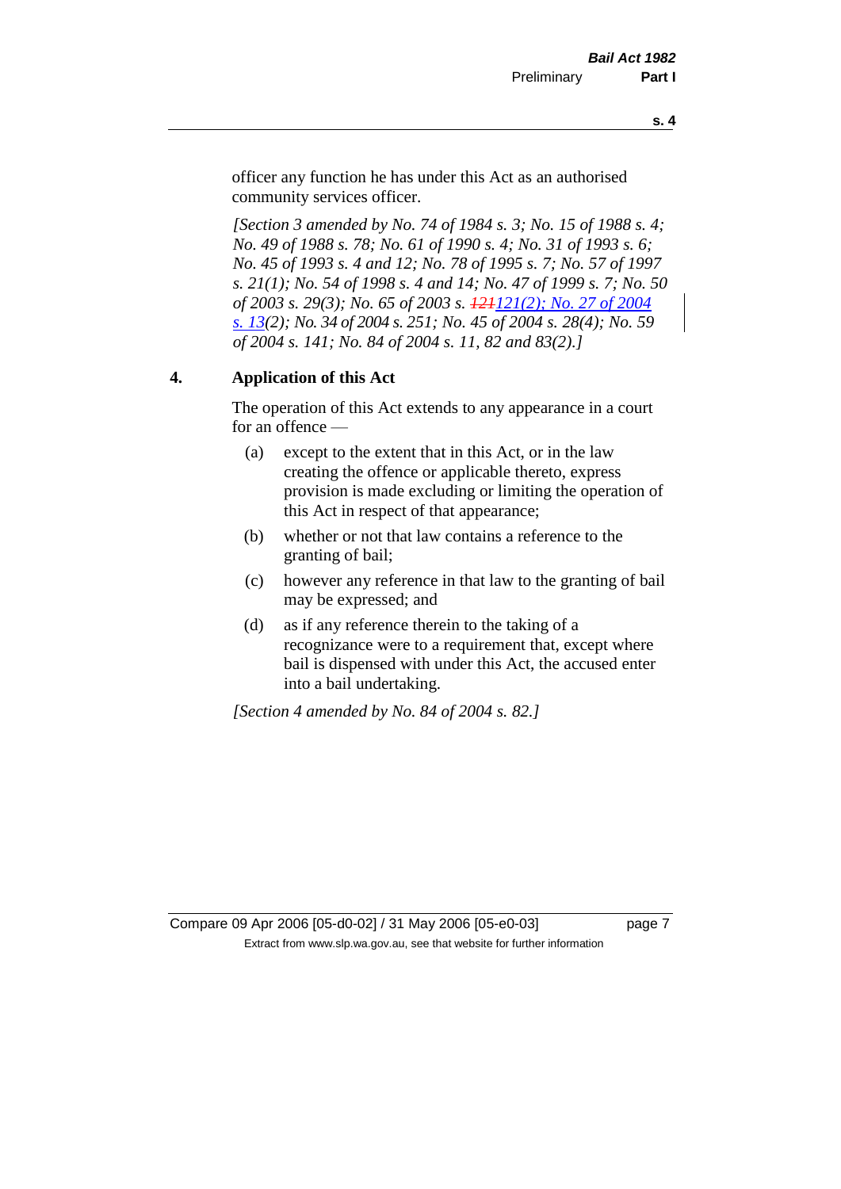officer any function he has under this Act as an authorised community services officer.

*[Section 3 amended by No. 74 of 1984 s. 3; No. 15 of 1988 s. 4; No. 49 of 1988 s. 78; No. 61 of 1990 s. 4; No. 31 of 1993 s. 6; No. 45 of 1993 s. 4 and 12; No. 78 of 1995 s. 7; No. 57 of 1997 s. 21(1); No. 54 of 1998 s. 4 and 14; No. 47 of 1999 s. 7; No. 50 of 2003 s. 29(3); No. 65 of 2003 s. ~~121~~121(2); No. 27 of 2004 s. 13(2); No. 34 of 2004 s. 251; No. 45 of 2004 s. 28(4); No. 59 of 2004 s. 141; No. 84 of 2004 s. 11, 82 and 83(2).]*

## 4. Application of this Act

The operation of this Act extends to any appearance in a court for an offence —

(a) except to the extent that in this Act, or in the law creating the offence or applicable thereto, express provision is made excluding or limiting the operation of this Act in respect of that appearance;

(b) whether or not that law contains a reference to the granting of bail;

(c) however any reference in that law to the granting of bail may be expressed; and

(d) as if any reference therein to the taking of a recognizance were to a requirement that, except where bail is dispensed with under this Act, the accused enter into a bail undertaking.

*[Section 4 amended by No. 84 of 2004 s. 82.]*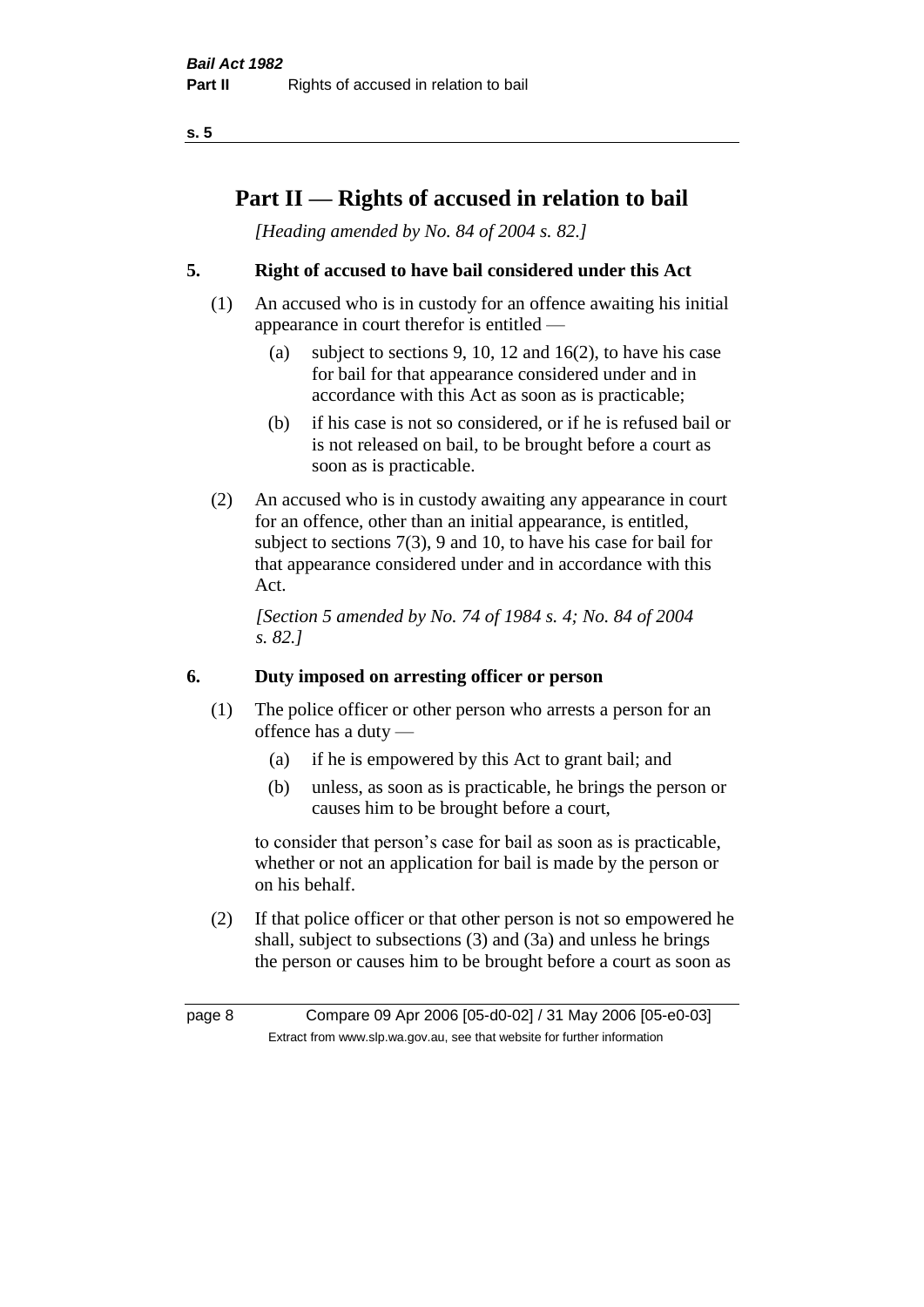# Part II — Rights of accused in relation to bail

*[Heading amended by No. 84 of 2004 s. 82.]*

## 5. Right of accused to have bail considered under this Act

(1) An accused who is in custody for an offence awaiting his initial appearance in court therefor is entitled —

- (a) subject to sections 9, 10, 12 and 16(2), to have his case for bail for that appearance considered under and in accordance with this Act as soon as is practicable;
- (b) if his case is not so considered, or if he is refused bail or is not released on bail, to be brought before a court as soon as is practicable.

(2) An accused who is in custody awaiting any appearance in court for an offence, other than an initial appearance, is entitled, subject to sections 7(3), 9 and 10, to have his case for bail for that appearance considered under and in accordance with this Act.

*[Section 5 amended by No. 74 of 1984 s. 4; No. 84 of 2004 s. 82.]*

## 6. Duty imposed on arresting officer or person

(1) The police officer or other person who arrests a person for an offence has a duty —

- (a) if he is empowered by this Act to grant bail; and
- (b) unless, as soon as is practicable, he brings the person or causes him to be brought before a court,

to consider that person's case for bail as soon as is practicable, whether or not an application for bail is made by the person or on his behalf.

(2) If that police officer or that other person is not so empowered he shall, subject to subsections (3) and (3a) and unless he brings the person or causes him to be brought before a court as soon as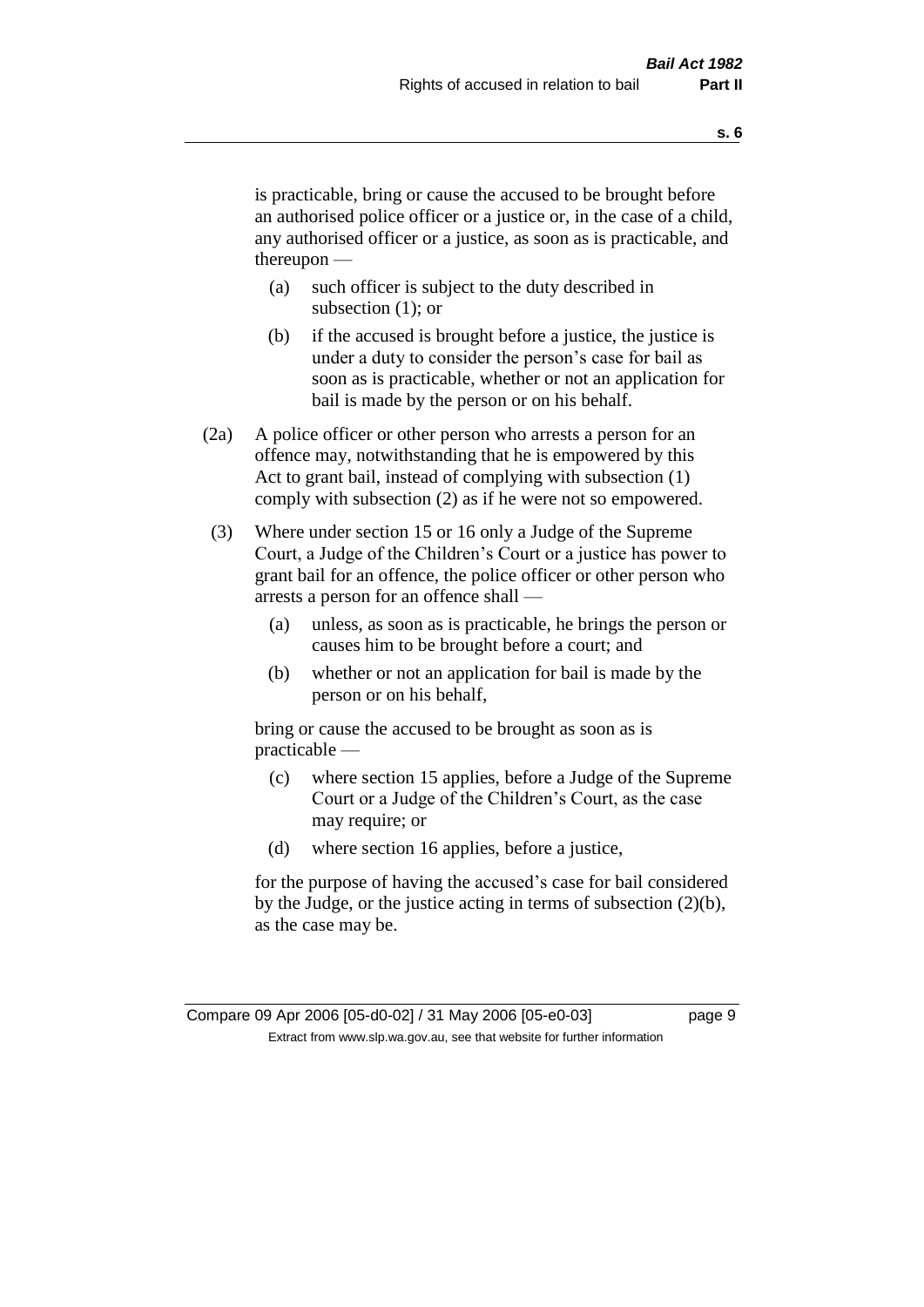is practicable, bring or cause the accused to be brought before an authorised police officer or a justice or, in the case of a child, any authorised officer or a justice, as soon as is practicable, and thereupon —

- (a) such officer is subject to the duty described in subsection (1); or
- (b) if the accused is brought before a justice, the justice is under a duty to consider the person's case for bail as soon as is practicable, whether or not an application for bail is made by the person or on his behalf.

(2a) A police officer or other person who arrests a person for an offence may, notwithstanding that he is empowered by this Act to grant bail, instead of complying with subsection (1) comply with subsection (2) as if he were not so empowered.

(3) Where under section 15 or 16 only a Judge of the Supreme Court, a Judge of the Children's Court or a justice has power to grant bail for an offence, the police officer or other person who arrests a person for an offence shall —

- (a) unless, as soon as is practicable, he brings the person or causes him to be brought before a court; and
- (b) whether or not an application for bail is made by the person or on his behalf,

bring or cause the accused to be brought as soon as is practicable —

- (c) where section 15 applies, before a Judge of the Supreme Court or a Judge of the Children's Court, as the case may require; or
- (d) where section 16 applies, before a justice,

for the purpose of having the accused's case for bail considered by the Judge, or the justice acting in terms of subsection (2)(b), as the case may be.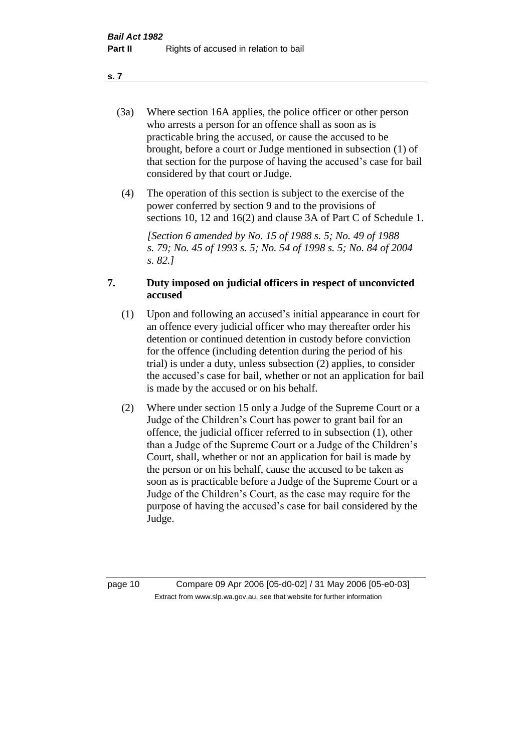(3a) Where section 16A applies, the police officer or other person who arrests a person for an offence shall as soon as is practicable bring the accused, or cause the accused to be brought, before a court or Judge mentioned in subsection (1) of that section for the purpose of having the accused's case for bail considered by that court or Judge.

(4) The operation of this section is subject to the exercise of the power conferred by section 9 and to the provisions of sections 10, 12 and 16(2) and clause 3A of Part C of Schedule 1.

*[Section 6 amended by No. 15 of 1988 s. 5; No. 49 of 1988 s. 79; No. 45 of 1993 s. 5; No. 54 of 1998 s. 5; No. 84 of 2004 s. 82.]*

## 7. Duty imposed on judicial officers in respect of unconvicted accused

(1) Upon and following an accused's initial appearance in court for an offence every judicial officer who may thereafter order his detention or continued detention in custody before conviction for the offence (including detention during the period of his trial) is under a duty, unless subsection (2) applies, to consider the accused's case for bail, whether or not an application for bail is made by the accused or on his behalf.

(2) Where under section 15 only a Judge of the Supreme Court or a Judge of the Children's Court has power to grant bail for an offence, the judicial officer referred to in subsection (1), other than a Judge of the Supreme Court or a Judge of the Children's Court, shall, whether or not an application for bail is made by the person or on his behalf, cause the accused to be taken as soon as is practicable before a Judge of the Supreme Court or a Judge of the Children's Court, as the case may require for the purpose of having the accused's case for bail considered by the Judge.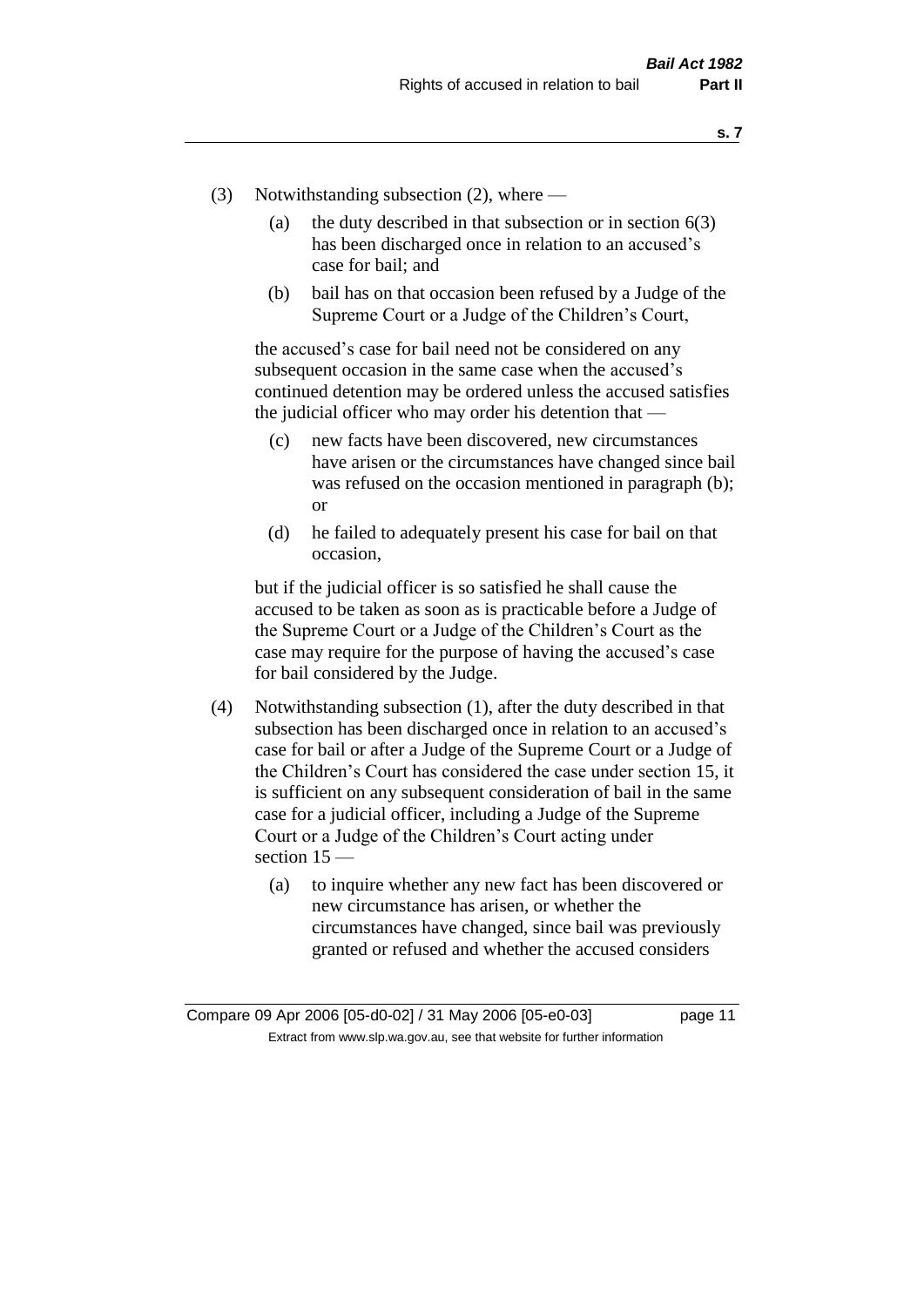(3) Notwithstanding subsection (2), where —

(a) the duty described in that subsection or in section 6(3) has been discharged once in relation to an accused's case for bail; and

(b) bail has on that occasion been refused by a Judge of the Supreme Court or a Judge of the Children's Court,

the accused's case for bail need not be considered on any subsequent occasion in the same case when the accused's continued detention may be ordered unless the accused satisfies the judicial officer who may order his detention that —

(c) new facts have been discovered, new circumstances have arisen or the circumstances have changed since bail was refused on the occasion mentioned in paragraph (b); or

(d) he failed to adequately present his case for bail on that occasion,

but if the judicial officer is so satisfied he shall cause the accused to be taken as soon as is practicable before a Judge of the Supreme Court or a Judge of the Children's Court as the case may require for the purpose of having the accused's case for bail considered by the Judge.

(4) Notwithstanding subsection (1), after the duty described in that subsection has been discharged once in relation to an accused's case for bail or after a Judge of the Supreme Court or a Judge of the Children's Court has considered the case under section 15, it is sufficient on any subsequent consideration of bail in the same case for a judicial officer, including a Judge of the Supreme Court or a Judge of the Children's Court acting under section 15 —

(a) to inquire whether any new fact has been discovered or new circumstance has arisen, or whether the circumstances have changed, since bail was previously granted or refused and whether the accused considers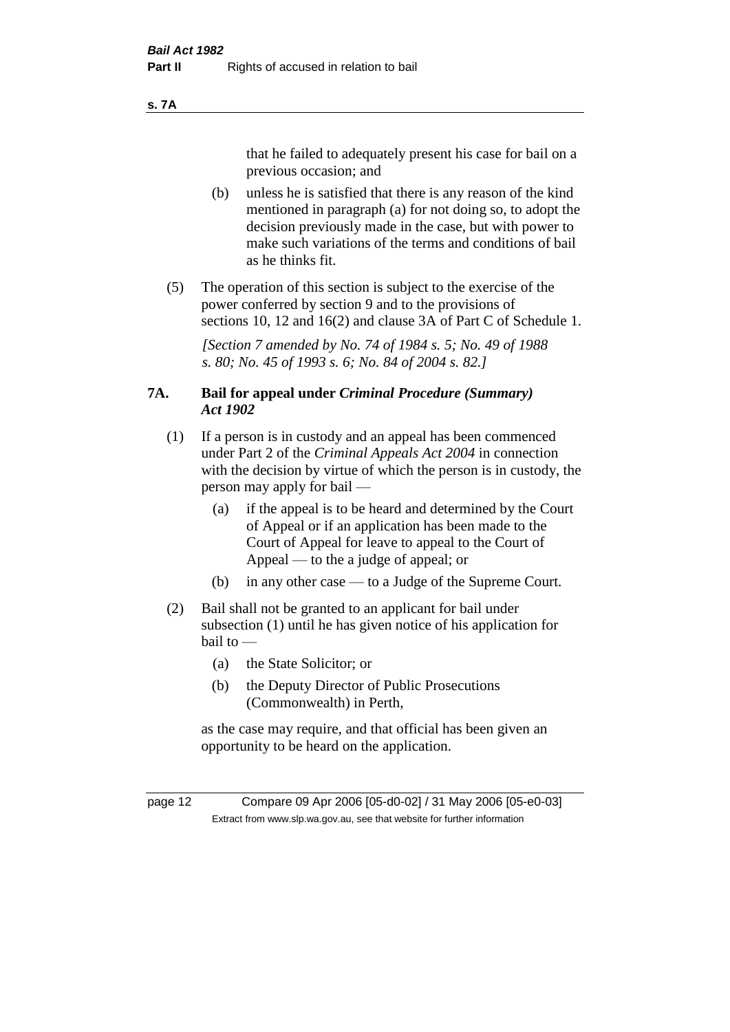that he failed to adequately present his case for bail on a previous occasion; and

(b) unless he is satisfied that there is any reason of the kind mentioned in paragraph (a) for not doing so, to adopt the decision previously made in the case, but with power to make such variations of the terms and conditions of bail as he thinks fit.

(5) The operation of this section is subject to the exercise of the power conferred by section 9 and to the provisions of sections 10, 12 and 16(2) and clause 3A of Part C of Schedule 1.

*[Section 7 amended by No. 74 of 1984 s. 5; No. 49 of 1988 s. 80; No. 45 of 1993 s. 6; No. 84 of 2004 s. 82.]*

## 7A. Bail for appeal under *Criminal Procedure (Summary) Act 1902*

(1) If a person is in custody and an appeal has been commenced under Part 2 of the *Criminal Appeals Act 2004* in connection with the decision by virtue of which the person is in custody, the person may apply for bail —

(a) if the appeal is to be heard and determined by the Court of Appeal or if an application has been made to the Court of Appeal for leave to appeal to the Court of Appeal — to the a judge of appeal; or

(b) in any other case — to a Judge of the Supreme Court.

(2) Bail shall not be granted to an applicant for bail under subsection (1) until he has given notice of his application for bail to —

(a) the State Solicitor; or

(b) the Deputy Director of Public Prosecutions (Commonwealth) in Perth,

as the case may require, and that official has been given an opportunity to be heard on the application.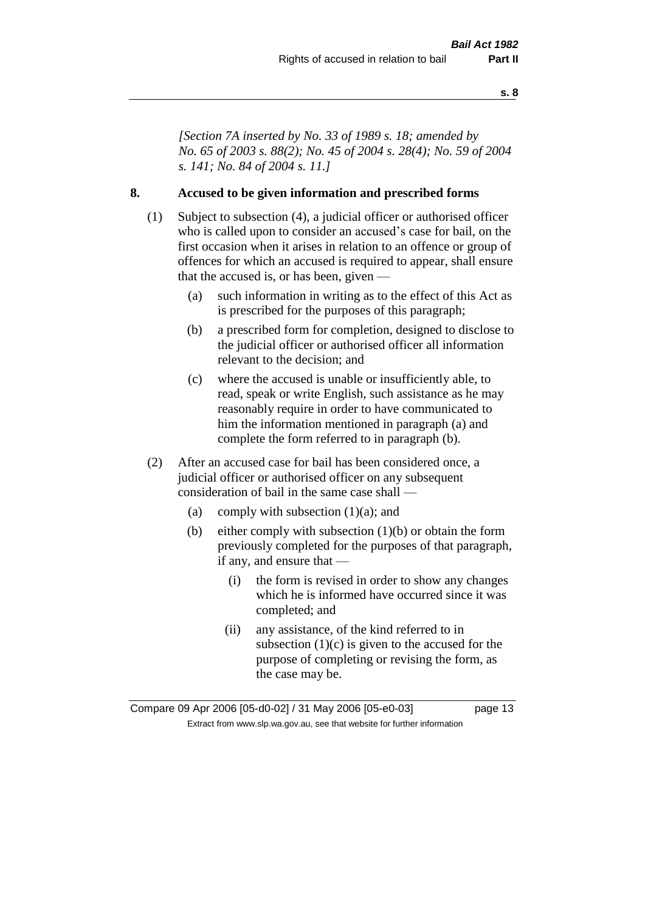*[Section 7A inserted by No. 33 of 1989 s. 18; amended by No. 65 of 2003 s. 88(2); No. 45 of 2004 s. 28(4); No. 59 of 2004 s. 141; No. 84 of 2004 s. 11.]*

## 8. Accused to be given information and prescribed forms

(1) Subject to subsection (4), a judicial officer or authorised officer who is called upon to consider an accused's case for bail, on the first occasion when it arises in relation to an offence or group of offences for which an accused is required to appear, shall ensure that the accused is, or has been, given —

- (a) such information in writing as to the effect of this Act as is prescribed for the purposes of this paragraph;
- (b) a prescribed form for completion, designed to disclose to the judicial officer or authorised officer all information relevant to the decision; and
- (c) where the accused is unable or insufficiently able, to read, speak or write English, such assistance as he may reasonably require in order to have communicated to him the information mentioned in paragraph (a) and complete the form referred to in paragraph (b).

(2) After an accused case for bail has been considered once, a judicial officer or authorised officer on any subsequent consideration of bail in the same case shall —

- (a) comply with subsection (1)(a); and
- (b) either comply with subsection (1)(b) or obtain the form previously completed for the purposes of that paragraph, if any, and ensure that —
  - (i) the form is revised in order to show any changes which he is informed have occurred since it was completed; and
  - (ii) any assistance, of the kind referred to in subsection (1)(c) is given to the accused for the purpose of completing or revising the form, as the case may be.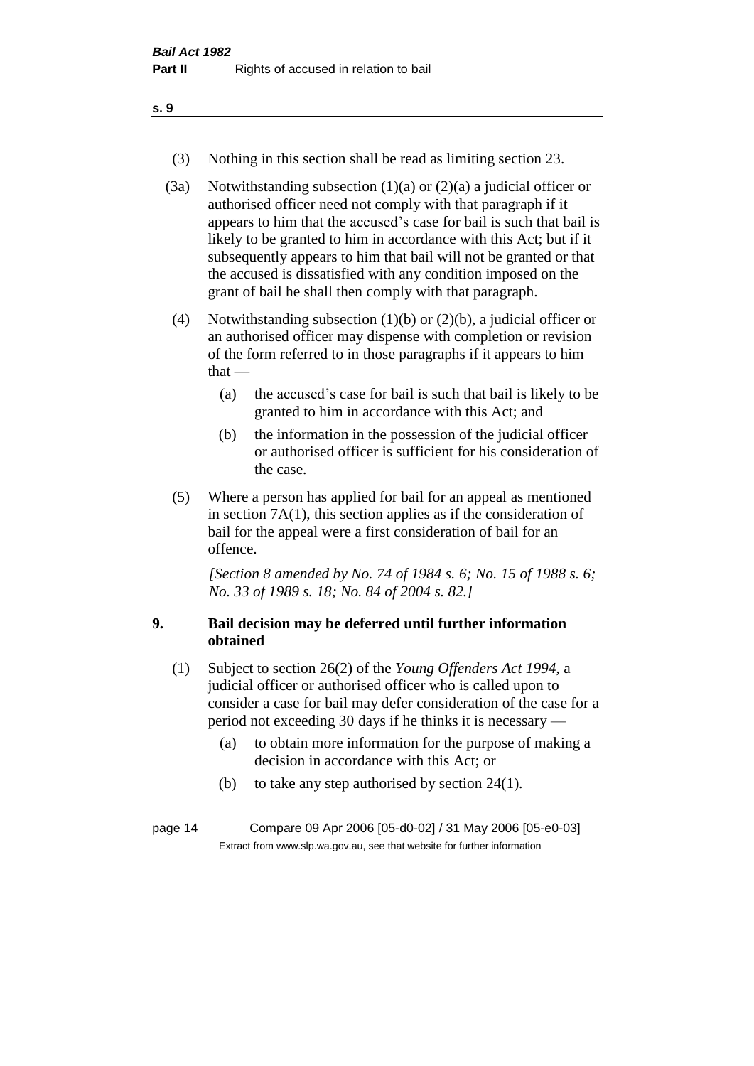(3) Nothing in this section shall be read as limiting section 23.

(3a) Notwithstanding subsection (1)(a) or (2)(a) a judicial officer or authorised officer need not comply with that paragraph if it appears to him that the accused's case for bail is such that bail is likely to be granted to him in accordance with this Act; but if it subsequently appears to him that bail will not be granted or that the accused is dissatisfied with any condition imposed on the grant of bail he shall then comply with that paragraph.

(4) Notwithstanding subsection (1)(b) or (2)(b), a judicial officer or an authorised officer may dispense with completion or revision of the form referred to in those paragraphs if it appears to him that —

- (a) the accused's case for bail is such that bail is likely to be granted to him in accordance with this Act; and
- (b) the information in the possession of the judicial officer or authorised officer is sufficient for his consideration of the case.

(5) Where a person has applied for bail for an appeal as mentioned in section 7A(1), this section applies as if the consideration of bail for the appeal were a first consideration of bail for an offence.

*[Section 8 amended by No. 74 of 1984 s. 6; No. 15 of 1988 s. 6; No. 33 of 1989 s. 18; No. 84 of 2004 s. 82.]*

## 9. Bail decision may be deferred until further information obtained

(1) Subject to section 26(2) of the *Young Offenders Act 1994*, a judicial officer or authorised officer who is called upon to consider a case for bail may defer consideration of the case for a period not exceeding 30 days if he thinks it is necessary —

- (a) to obtain more information for the purpose of making a decision in accordance with this Act; or
- (b) to take any step authorised by section 24(1).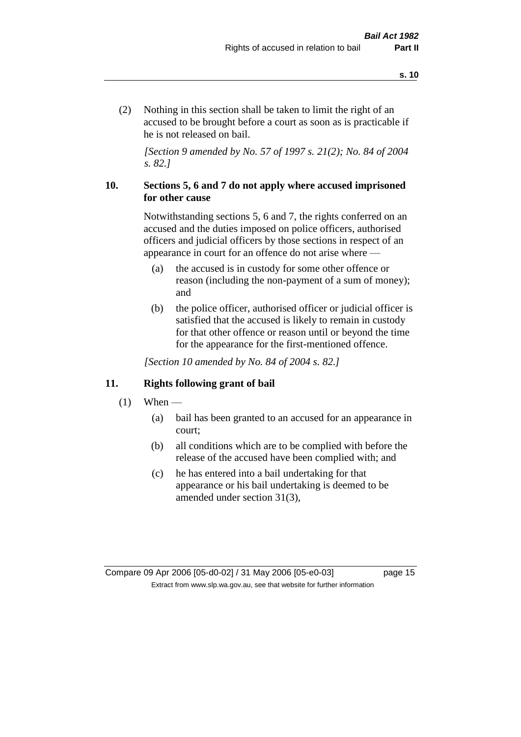(2) Nothing in this section shall be taken to limit the right of an accused to be brought before a court as soon as is practicable if he is not released on bail.

*[Section 9 amended by No. 57 of 1997 s. 21(2); No. 84 of 2004 s. 82.]*

### 10. Sections 5, 6 and 7 do not apply where accused imprisoned for other cause

Notwithstanding sections 5, 6 and 7, the rights conferred on an accused and the duties imposed on police officers, authorised officers and judicial officers by those sections in respect of an appearance in court for an offence do not arise where —

(a) the accused is in custody for some other offence or reason (including the non-payment of a sum of money); and

(b) the police officer, authorised officer or judicial officer is satisfied that the accused is likely to remain in custody for that other offence or reason until or beyond the time for the appearance for the first-mentioned offence.

*[Section 10 amended by No. 84 of 2004 s. 82.]*

### 11. Rights following grant of bail

(1) When —

(a) bail has been granted to an accused for an appearance in court;

(b) all conditions which are to be complied with before the release of the accused have been complied with; and

(c) he has entered into a bail undertaking for that appearance or his bail undertaking is deemed to be amended under section 31(3),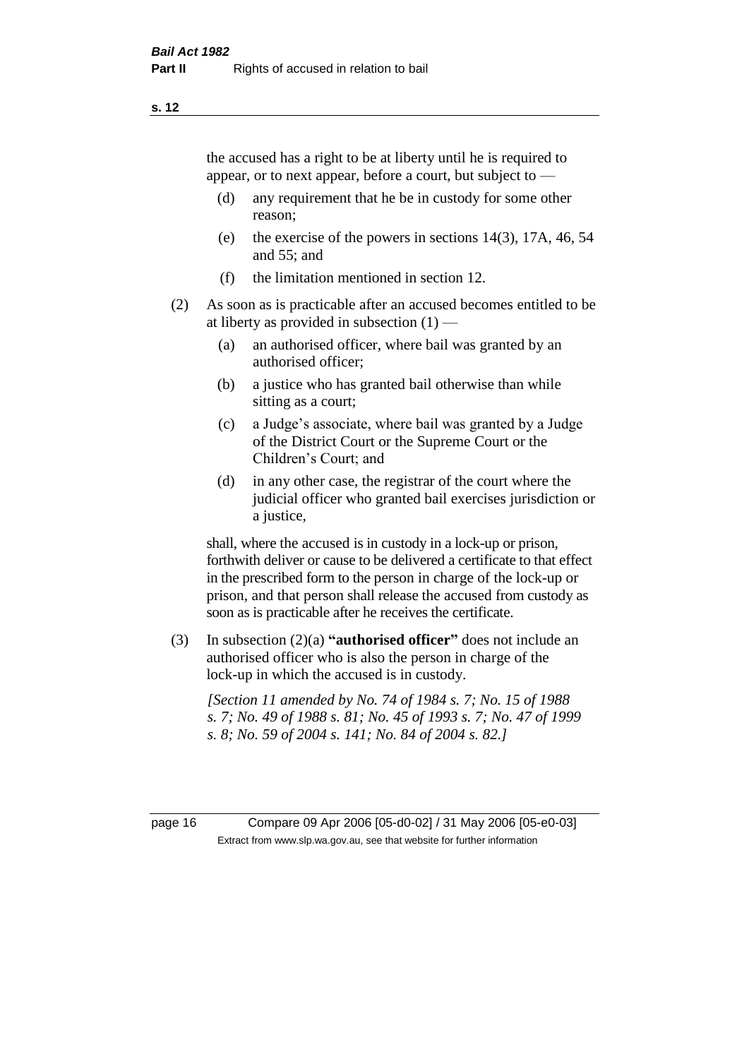the accused has a right to be at liberty until he is required to appear, or to next appear, before a court, but subject to —

- (d) any requirement that he be in custody for some other reason;
- (e) the exercise of the powers in sections 14(3), 17A, 46, 54 and 55; and
- (f) the limitation mentioned in section 12.

(2) As soon as is practicable after an accused becomes entitled to be at liberty as provided in subsection (1) —

- (a) an authorised officer, where bail was granted by an authorised officer;
- (b) a justice who has granted bail otherwise than while sitting as a court;
- (c) a Judge's associate, where bail was granted by a Judge of the District Court or the Supreme Court or the Children's Court; and
- (d) in any other case, the registrar of the court where the judicial officer who granted bail exercises jurisdiction or a justice,

shall, where the accused is in custody in a lock-up or prison, forthwith deliver or cause to be delivered a certificate to that effect in the prescribed form to the person in charge of the lock-up or prison, and that person shall release the accused from custody as soon as is practicable after he receives the certificate.

(3) In subsection (2)(a) **"authorised officer"** does not include an authorised officer who is also the person in charge of the lock-up in which the accused is in custody.

*[Section 11 amended by No. 74 of 1984 s. 7; No. 15 of 1988 s. 7; No. 49 of 1988 s. 81; No. 45 of 1993 s. 7; No. 47 of 1999 s. 8; No. 59 of 2004 s. 141; No. 84 of 2004 s. 82.]*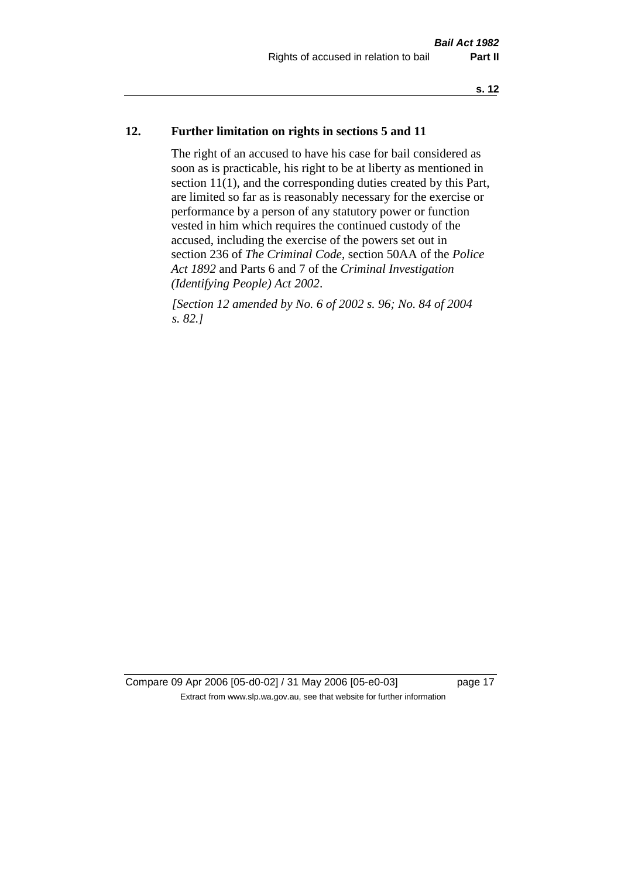## 12. Further limitation on rights in sections 5 and 11

The right of an accused to have his case for bail considered as soon as is practicable, his right to be at liberty as mentioned in section 11(1), and the corresponding duties created by this Part, are limited so far as is reasonably necessary for the exercise or performance by a person of any statutory power or function vested in him which requires the continued custody of the accused, including the exercise of the powers set out in section 236 of *The Criminal Code*, section 50AA of the *Police Act 1892* and Parts 6 and 7 of the *Criminal Investigation (Identifying People) Act 2002*.

*[Section 12 amended by No. 6 of 2002 s. 96; No. 84 of 2004 s. 82.]*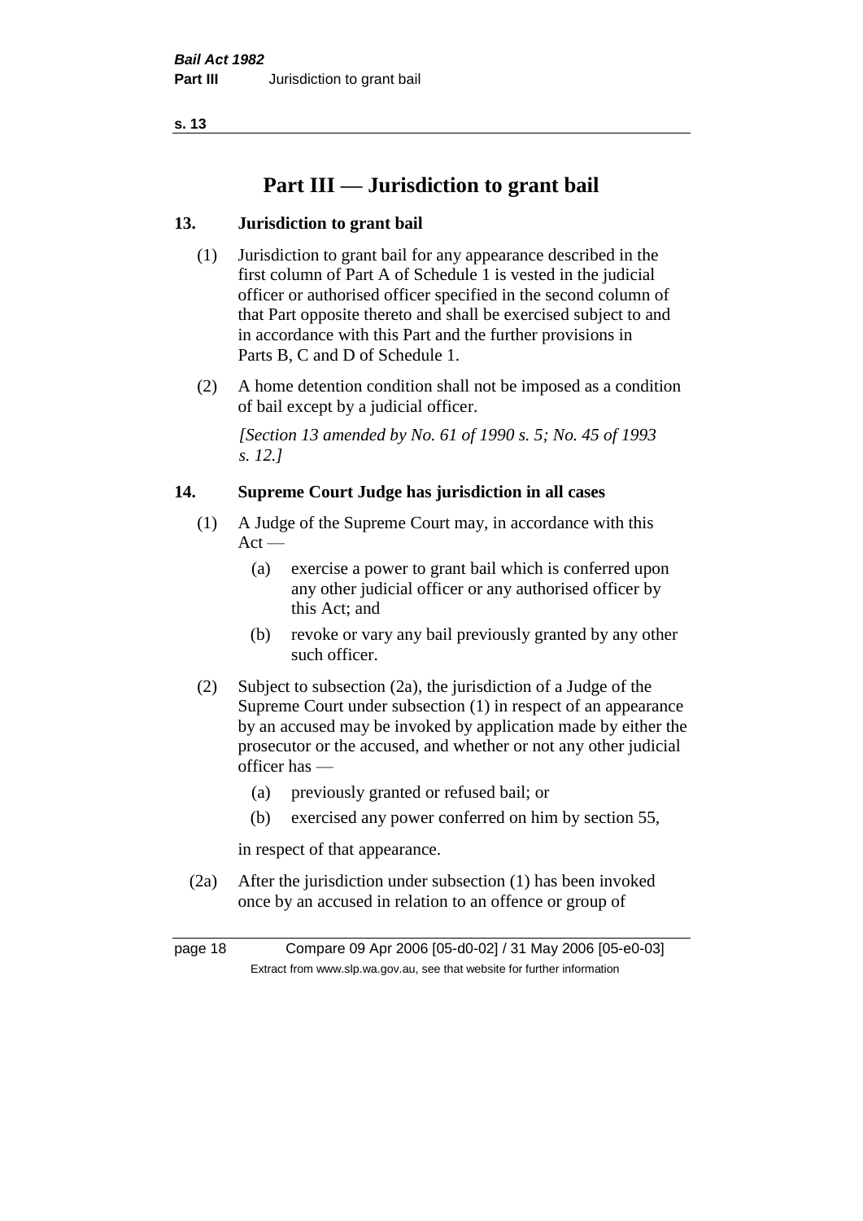# Part III — Jurisdiction to grant bail

### 13. Jurisdiction to grant bail

(1) Jurisdiction to grant bail for any appearance described in the first column of Part A of Schedule 1 is vested in the judicial officer or authorised officer specified in the second column of that Part opposite thereto and shall be exercised subject to and in accordance with this Part and the further provisions in Parts B, C and D of Schedule 1.

(2) A home detention condition shall not be imposed as a condition of bail except by a judicial officer.

*[Section 13 amended by No. 61 of 1990 s. 5; No. 45 of 1993 s. 12.]*

### 14. Supreme Court Judge has jurisdiction in all cases

(1) A Judge of the Supreme Court may, in accordance with this Act —

- (a) exercise a power to grant bail which is conferred upon any other judicial officer or any authorised officer by this Act; and
- (b) revoke or vary any bail previously granted by any other such officer.

(2) Subject to subsection (2a), the jurisdiction of a Judge of the Supreme Court under subsection (1) in respect of an appearance by an accused may be invoked by application made by either the prosecutor or the accused, and whether or not any other judicial officer has —

- (a) previously granted or refused bail; or
- (b) exercised any power conferred on him by section 55,

in respect of that appearance.

(2a) After the jurisdiction under subsection (1) has been invoked once by an accused in relation to an offence or group of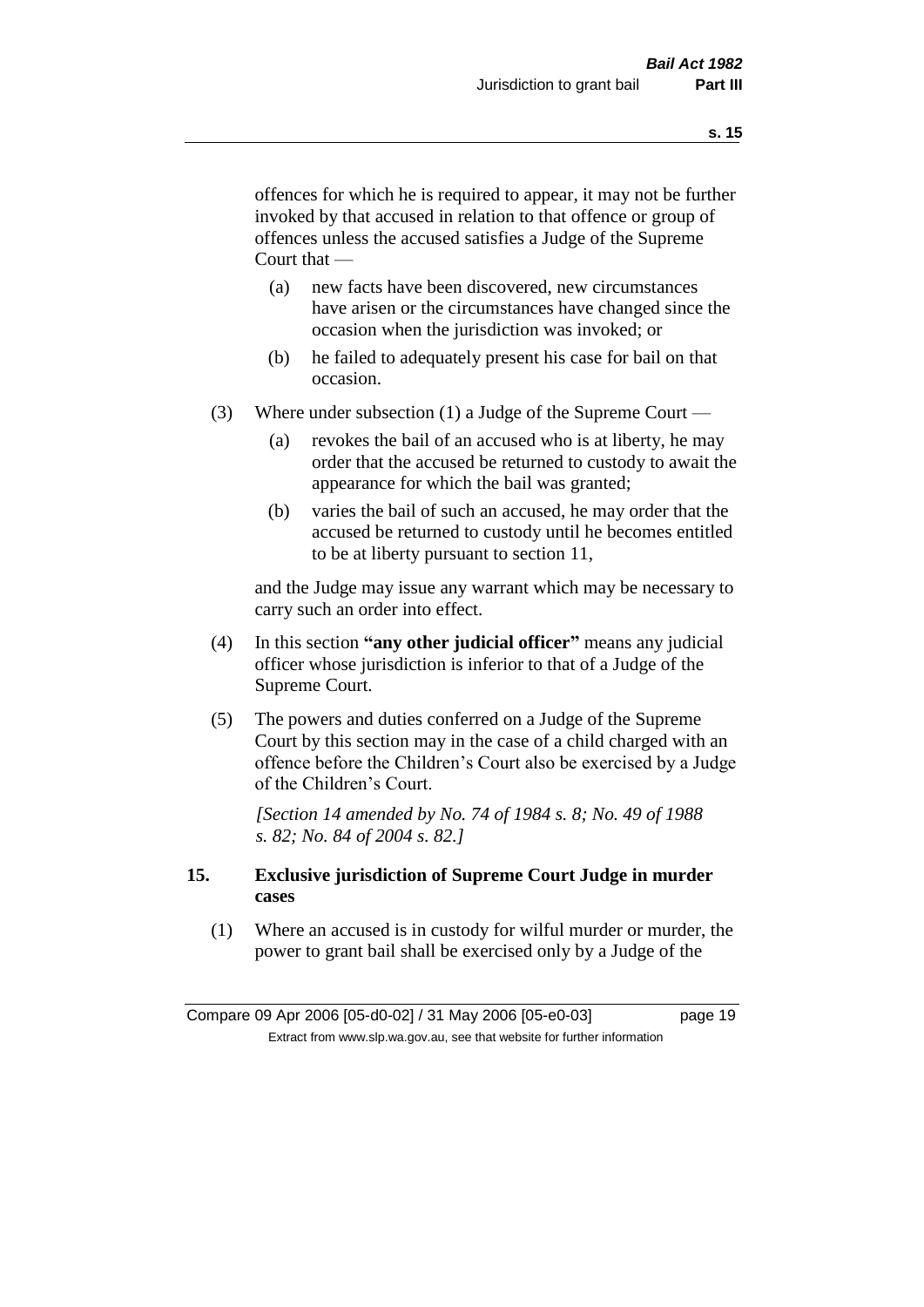offences for which he is required to appear, it may not be further invoked by that accused in relation to that offence or group of offences unless the accused satisfies a Judge of the Supreme Court that —

- (a) new facts have been discovered, new circumstances have arisen or the circumstances have changed since the occasion when the jurisdiction was invoked; or
- (b) he failed to adequately present his case for bail on that occasion.

(3) Where under subsection (1) a Judge of the Supreme Court —

- (a) revokes the bail of an accused who is at liberty, he may order that the accused be returned to custody to await the appearance for which the bail was granted;
- (b) varies the bail of such an accused, he may order that the accused be returned to custody until he becomes entitled to be at liberty pursuant to section 11,

and the Judge may issue any warrant which may be necessary to carry such an order into effect.

(4) In this section **"any other judicial officer"** means any judicial officer whose jurisdiction is inferior to that of a Judge of the Supreme Court.

(5) The powers and duties conferred on a Judge of the Supreme Court by this section may in the case of a child charged with an offence before the Children's Court also be exercised by a Judge of the Children's Court.

*[Section 14 amended by No. 74 of 1984 s. 8; No. 49 of 1988 s. 82; No. 84 of 2004 s. 82.]*

## 15. Exclusive jurisdiction of Supreme Court Judge in murder cases

(1) Where an accused is in custody for wilful murder or murder, the power to grant bail shall be exercised only by a Judge of the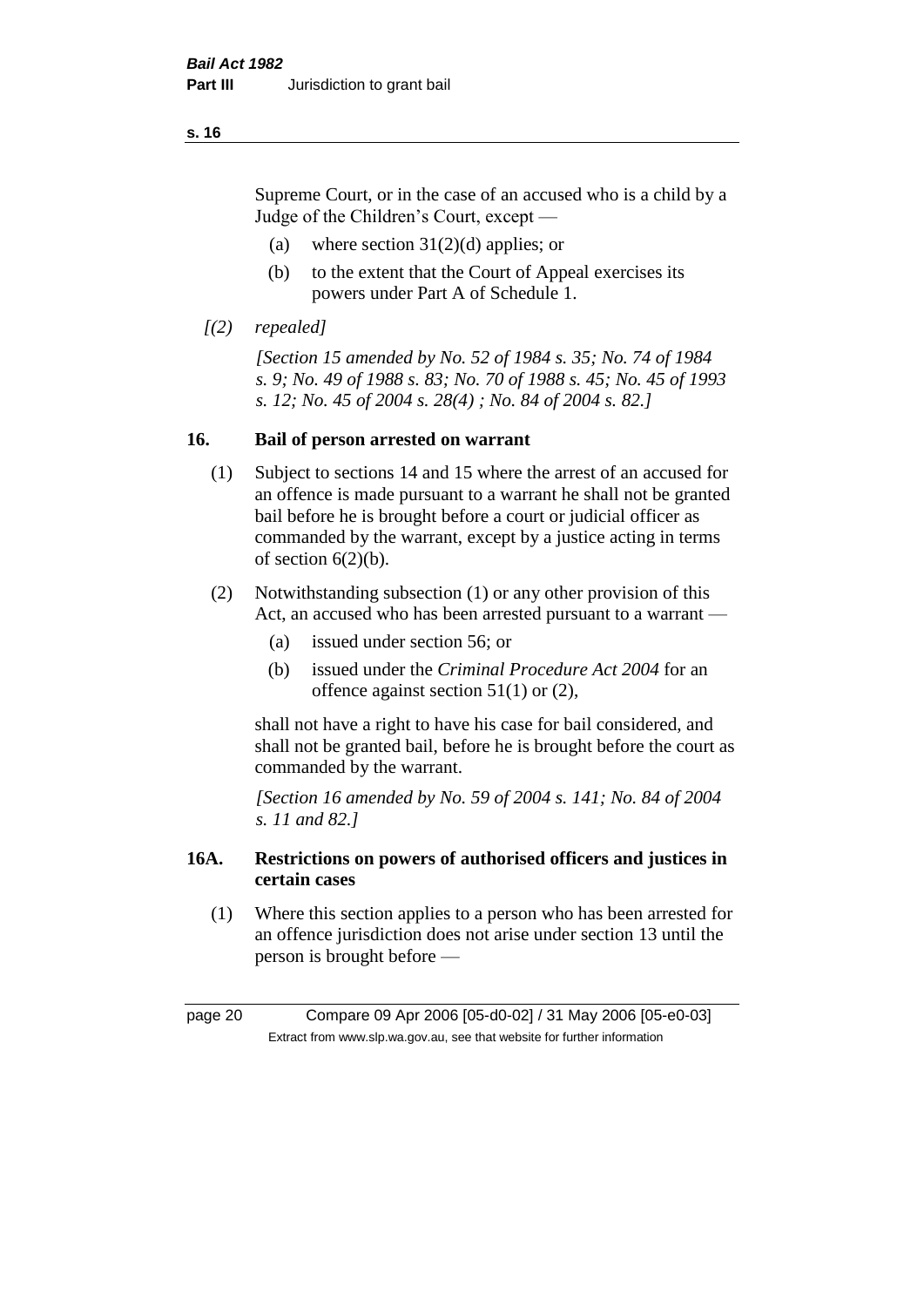Supreme Court, or in the case of an accused who is a child by a Judge of the Children's Court, except —

(a) where section 31(2)(d) applies; or

(b) to the extent that the Court of Appeal exercises its powers under Part A of Schedule 1.

*[(2) repealed]*

*[Section 15 amended by No. 52 of 1984 s. 35; No. 74 of 1984 s. 9; No. 49 of 1988 s. 83; No. 70 of 1988 s. 45; No. 45 of 1993 s. 12; No. 45 of 2004 s. 28(4) ; No. 84 of 2004 s. 82.]*

## 16. Bail of person arrested on warrant

(1) Subject to sections 14 and 15 where the arrest of an accused for an offence is made pursuant to a warrant he shall not be granted bail before he is brought before a court or judicial officer as commanded by the warrant, except by a justice acting in terms of section 6(2)(b).

(2) Notwithstanding subsection (1) or any other provision of this Act, an accused who has been arrested pursuant to a warrant —

(a) issued under section 56; or

(b) issued under the *Criminal Procedure Act 2004* for an offence against section 51(1) or (2),

shall not have a right to have his case for bail considered, and shall not be granted bail, before he is brought before the court as commanded by the warrant.

*[Section 16 amended by No. 59 of 2004 s. 141; No. 84 of 2004 s. 11 and 82.]*

## 16A. Restrictions on powers of authorised officers and justices in certain cases

(1) Where this section applies to a person who has been arrested for an offence jurisdiction does not arise under section 13 until the person is brought before —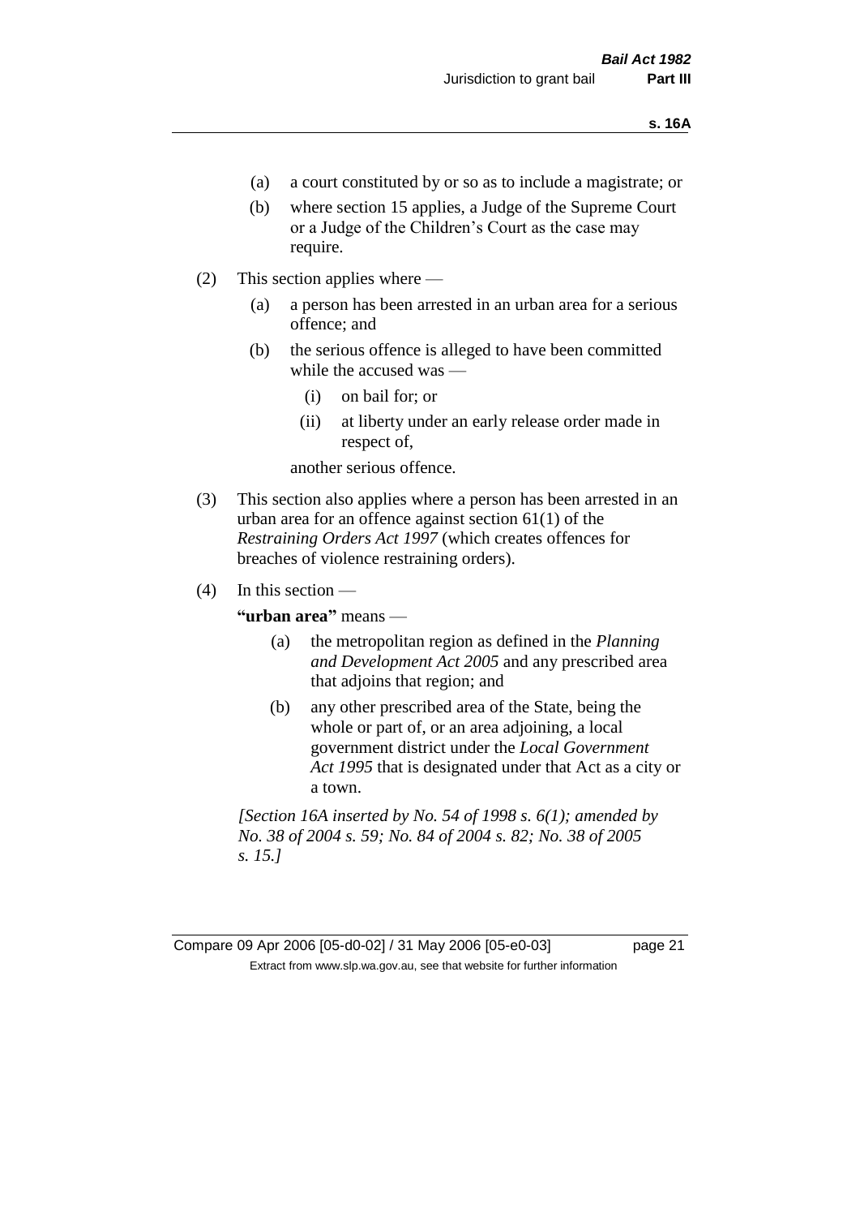- (a) a court constituted by or so as to include a magistrate; or
- (b) where section 15 applies, a Judge of the Supreme Court or a Judge of the Children's Court as the case may require.

(2) This section applies where —

- (a) a person has been arrested in an urban area for a serious offence; and
- (b) the serious offence is alleged to have been committed while the accused was —
  - (i) on bail for; or
  - (ii) at liberty under an early release order made in respect of,

  another serious offence.

(3) This section also applies where a person has been arrested in an urban area for an offence against section 61(1) of the *Restraining Orders Act 1997* (which creates offences for breaches of violence restraining orders).

(4) In this section —

**"urban area"** means —

- (a) the metropolitan region as defined in the *Planning and Development Act 2005* and any prescribed area that adjoins that region; and
- (b) any other prescribed area of the State, being the whole or part of, or an area adjoining, a local government district under the *Local Government Act 1995* that is designated under that Act as a city or a town.

*[Section 16A inserted by No. 54 of 1998 s. 6(1); amended by No. 38 of 2004 s. 59; No. 84 of 2004 s. 82; No. 38 of 2005 s. 15.]*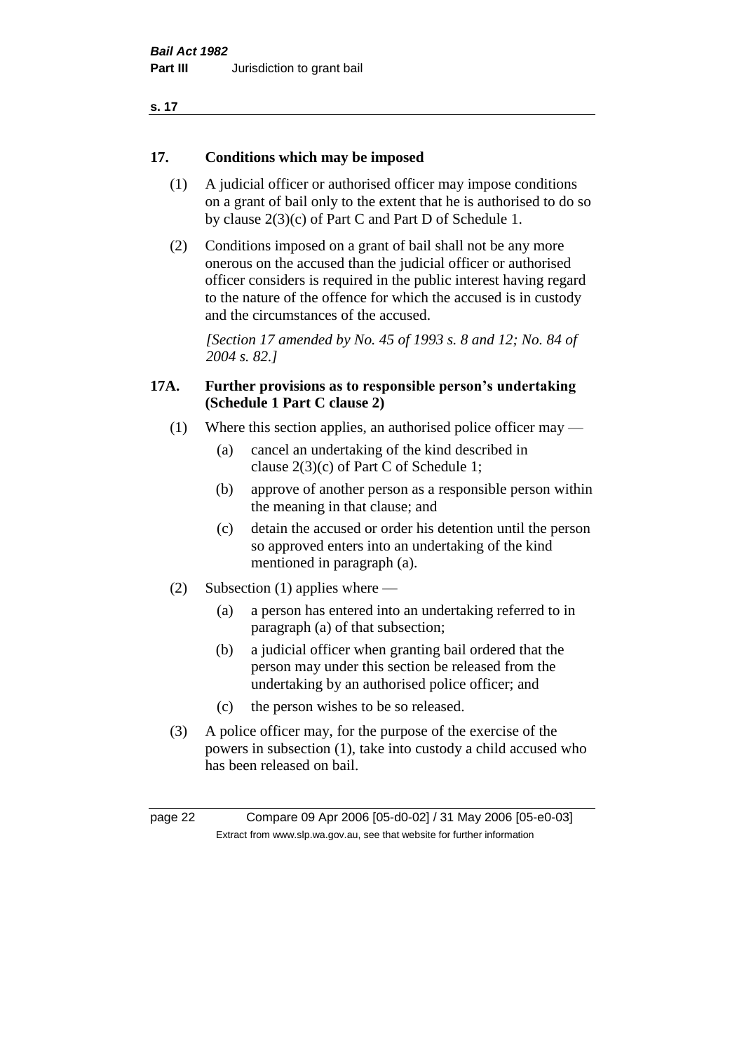## 17. Conditions which may be imposed

(1) A judicial officer or authorised officer may impose conditions on a grant of bail only to the extent that he is authorised to do so by clause 2(3)(c) of Part C and Part D of Schedule 1.

(2) Conditions imposed on a grant of bail shall not be any more onerous on the accused than the judicial officer or authorised officer considers is required in the public interest having regard to the nature of the offence for which the accused is in custody and the circumstances of the accused.

*[Section 17 amended by No. 45 of 1993 s. 8 and 12; No. 84 of 2004 s. 82.]*

## 17A. Further provisions as to responsible person's undertaking (Schedule 1 Part C clause 2)

(1) Where this section applies, an authorised police officer may —

(a) cancel an undertaking of the kind described in clause 2(3)(c) of Part C of Schedule 1;

(b) approve of another person as a responsible person within the meaning in that clause; and

(c) detain the accused or order his detention until the person so approved enters into an undertaking of the kind mentioned in paragraph (a).

(2) Subsection (1) applies where —

(a) a person has entered into an undertaking referred to in paragraph (a) of that subsection;

(b) a judicial officer when granting bail ordered that the person may under this section be released from the undertaking by an authorised police officer; and

(c) the person wishes to be so released.

(3) A police officer may, for the purpose of the exercise of the powers in subsection (1), take into custody a child accused who has been released on bail.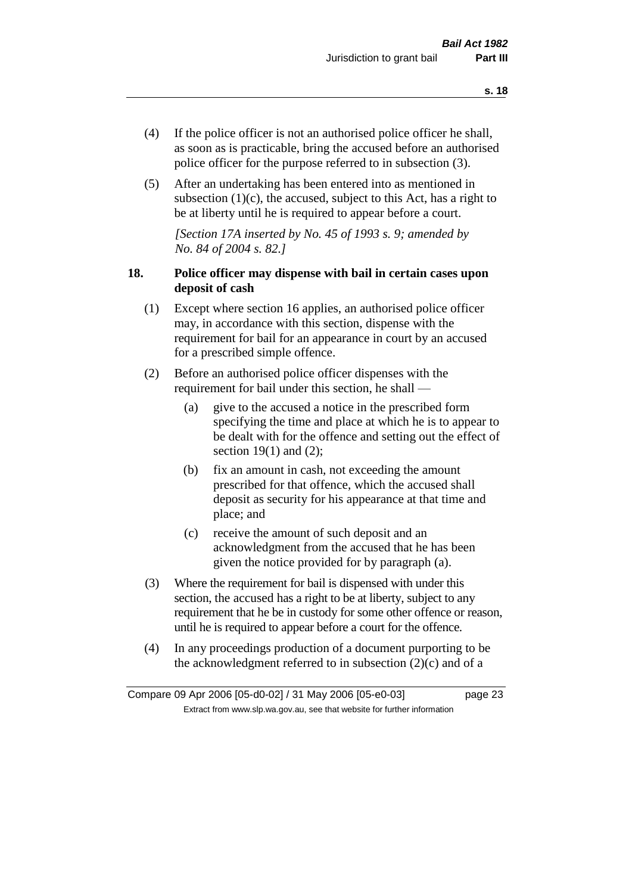(4) If the police officer is not an authorised police officer he shall, as soon as is practicable, bring the accused before an authorised police officer for the purpose referred to in subsection (3).

(5) After an undertaking has been entered into as mentioned in subsection (1)(c), the accused, subject to this Act, has a right to be at liberty until he is required to appear before a court.

*[Section 17A inserted by No. 45 of 1993 s. 9; amended by No. 84 of 2004 s. 82.]*

### 18. Police officer may dispense with bail in certain cases upon deposit of cash

(1) Except where section 16 applies, an authorised police officer may, in accordance with this section, dispense with the requirement for bail for an appearance in court by an accused for a prescribed simple offence.

(2) Before an authorised police officer dispenses with the requirement for bail under this section, he shall —

- (a) give to the accused a notice in the prescribed form specifying the time and place at which he is to appear to be dealt with for the offence and setting out the effect of section 19(1) and (2);
- (b) fix an amount in cash, not exceeding the amount prescribed for that offence, which the accused shall deposit as security for his appearance at that time and place; and
- (c) receive the amount of such deposit and an acknowledgment from the accused that he has been given the notice provided for by paragraph (a).

(3) Where the requirement for bail is dispensed with under this section, the accused has a right to be at liberty, subject to any requirement that he be in custody for some other offence or reason, until he is required to appear before a court for the offence.

(4) In any proceedings production of a document purporting to be the acknowledgment referred to in subsection (2)(c) and of a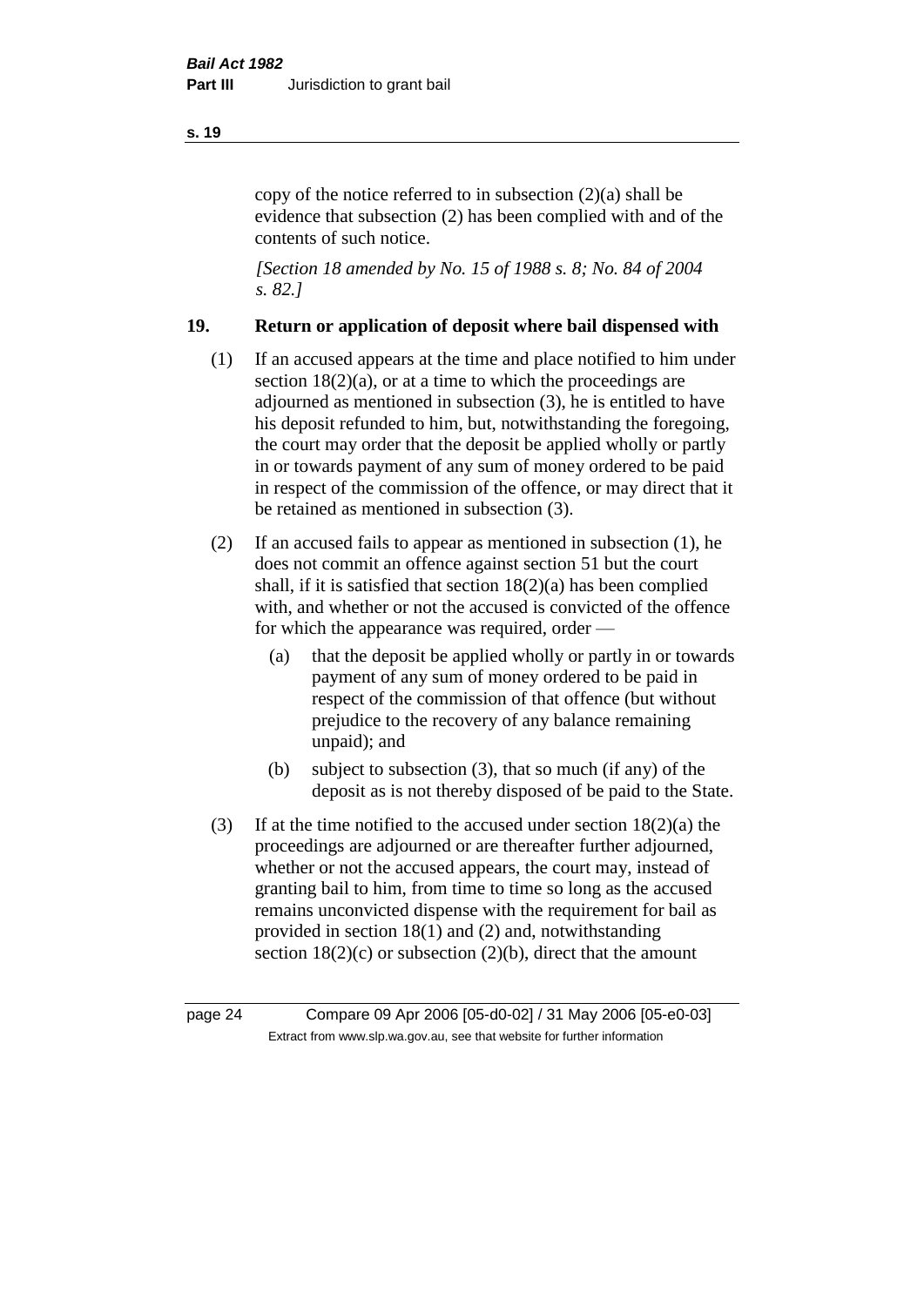copy of the notice referred to in subsection (2)(a) shall be evidence that subsection (2) has been complied with and of the contents of such notice.

*[Section 18 amended by No. 15 of 1988 s. 8; No. 84 of 2004 s. 82.]*

## 19. Return or application of deposit where bail dispensed with

(1) If an accused appears at the time and place notified to him under section 18(2)(a), or at a time to which the proceedings are adjourned as mentioned in subsection (3), he is entitled to have his deposit refunded to him, but, notwithstanding the foregoing, the court may order that the deposit be applied wholly or partly in or towards payment of any sum of money ordered to be paid in respect of the commission of the offence, or may direct that it be retained as mentioned in subsection (3).

(2) If an accused fails to appear as mentioned in subsection (1), he does not commit an offence against section 51 but the court shall, if it is satisfied that section 18(2)(a) has been complied with, and whether or not the accused is convicted of the offence for which the appearance was required, order —

- (a) that the deposit be applied wholly or partly in or towards payment of any sum of money ordered to be paid in respect of the commission of that offence (but without prejudice to the recovery of any balance remaining unpaid); and
- (b) subject to subsection (3), that so much (if any) of the deposit as is not thereby disposed of be paid to the State.

(3) If at the time notified to the accused under section 18(2)(a) the proceedings are adjourned or are thereafter further adjourned, whether or not the accused appears, the court may, instead of granting bail to him, from time to time so long as the accused remains unconvicted dispense with the requirement for bail as provided in section 18(1) and (2) and, notwithstanding section 18(2)(c) or subsection (2)(b), direct that the amount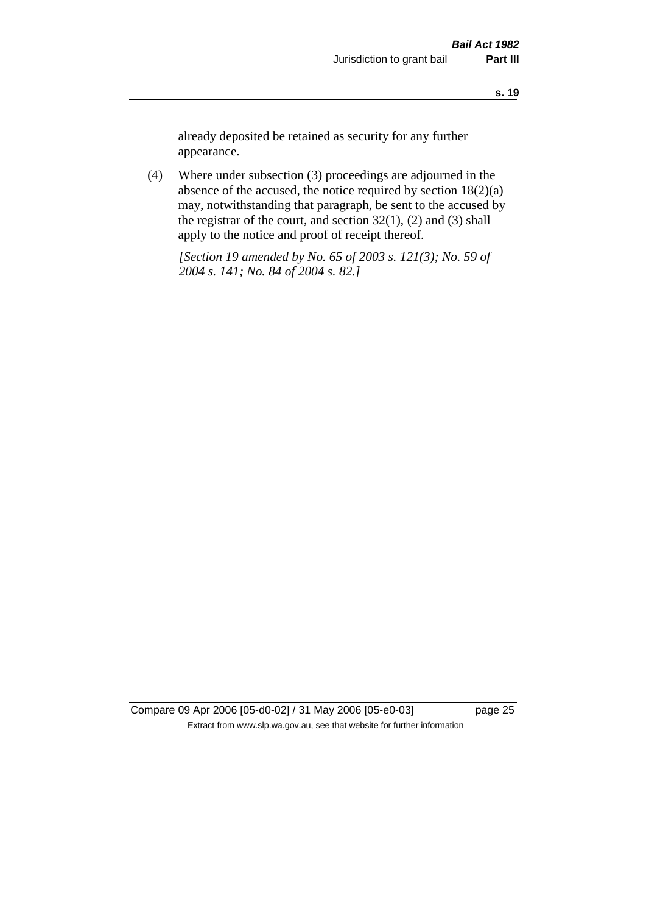already deposited be retained as security for any further appearance.

(4) Where under subsection (3) proceedings are adjourned in the absence of the accused, the notice required by section 18(2)(a) may, notwithstanding that paragraph, be sent to the accused by the registrar of the court, and section 32(1), (2) and (3) shall apply to the notice and proof of receipt thereof.

*[Section 19 amended by No. 65 of 2003 s. 121(3); No. 59 of 2004 s. 141; No. 84 of 2004 s. 82.]*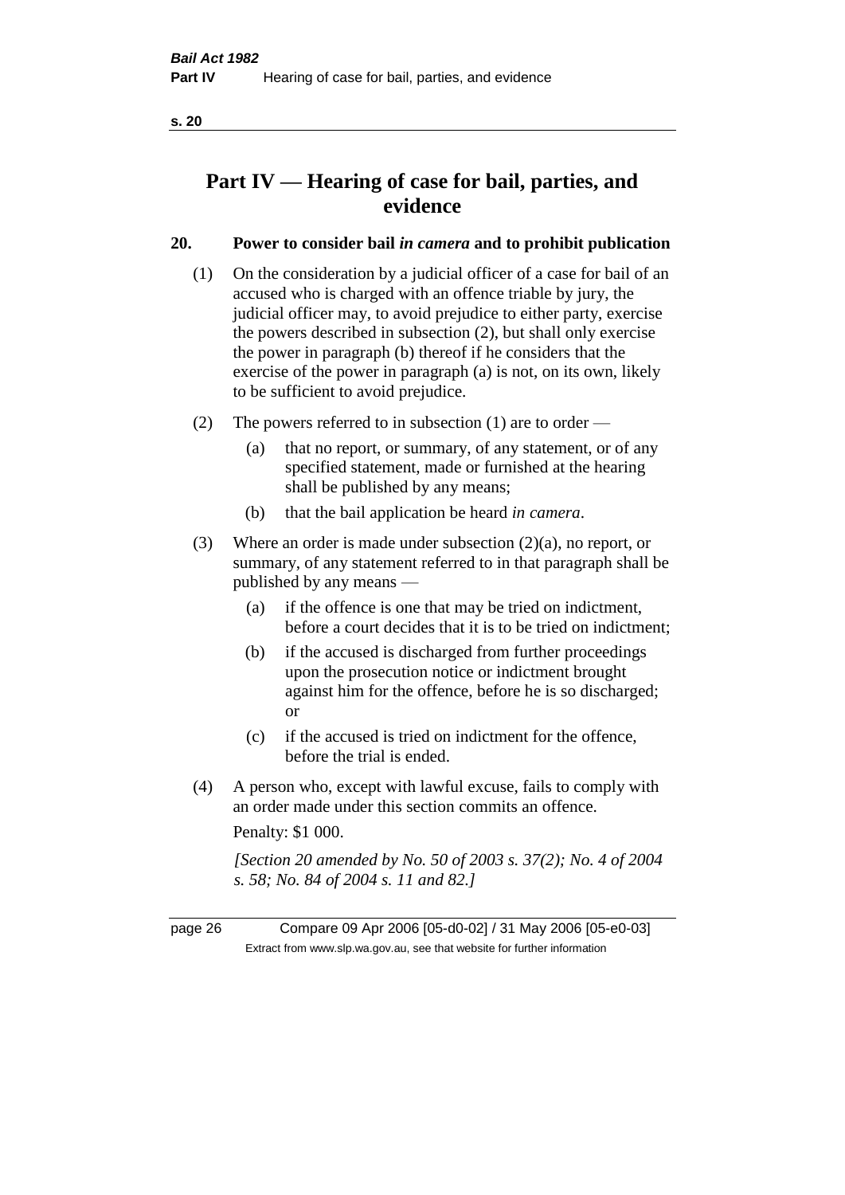# Part IV — Hearing of case for bail, parties, and evidence

## 20. Power to consider bail *in camera* and to prohibit publication

(1) On the consideration by a judicial officer of a case for bail of an accused who is charged with an offence triable by jury, the judicial officer may, to avoid prejudice to either party, exercise the powers described in subsection (2), but shall only exercise the power in paragraph (b) thereof if he considers that the exercise of the power in paragraph (a) is not, on its own, likely to be sufficient to avoid prejudice.

(2) The powers referred to in subsection (1) are to order —

- (a) that no report, or summary, of any statement, or of any specified statement, made or furnished at the hearing shall be published by any means;
- (b) that the bail application be heard *in camera*.

(3) Where an order is made under subsection (2)(a), no report, or summary, of any statement referred to in that paragraph shall be published by any means —

- (a) if the offence is one that may be tried on indictment, before a court decides that it is to be tried on indictment;
- (b) if the accused is discharged from further proceedings upon the prosecution notice or indictment brought against him for the offence, before he is so discharged; or
- (c) if the accused is tried on indictment for the offence, before the trial is ended.

(4) A person who, except with lawful excuse, fails to comply with an order made under this section commits an offence.

Penalty: $1 000.

*[Section 20 amended by No. 50 of 2003 s. 37(2); No. 4 of 2004 s. 58; No. 84 of 2004 s. 11 and 82.]*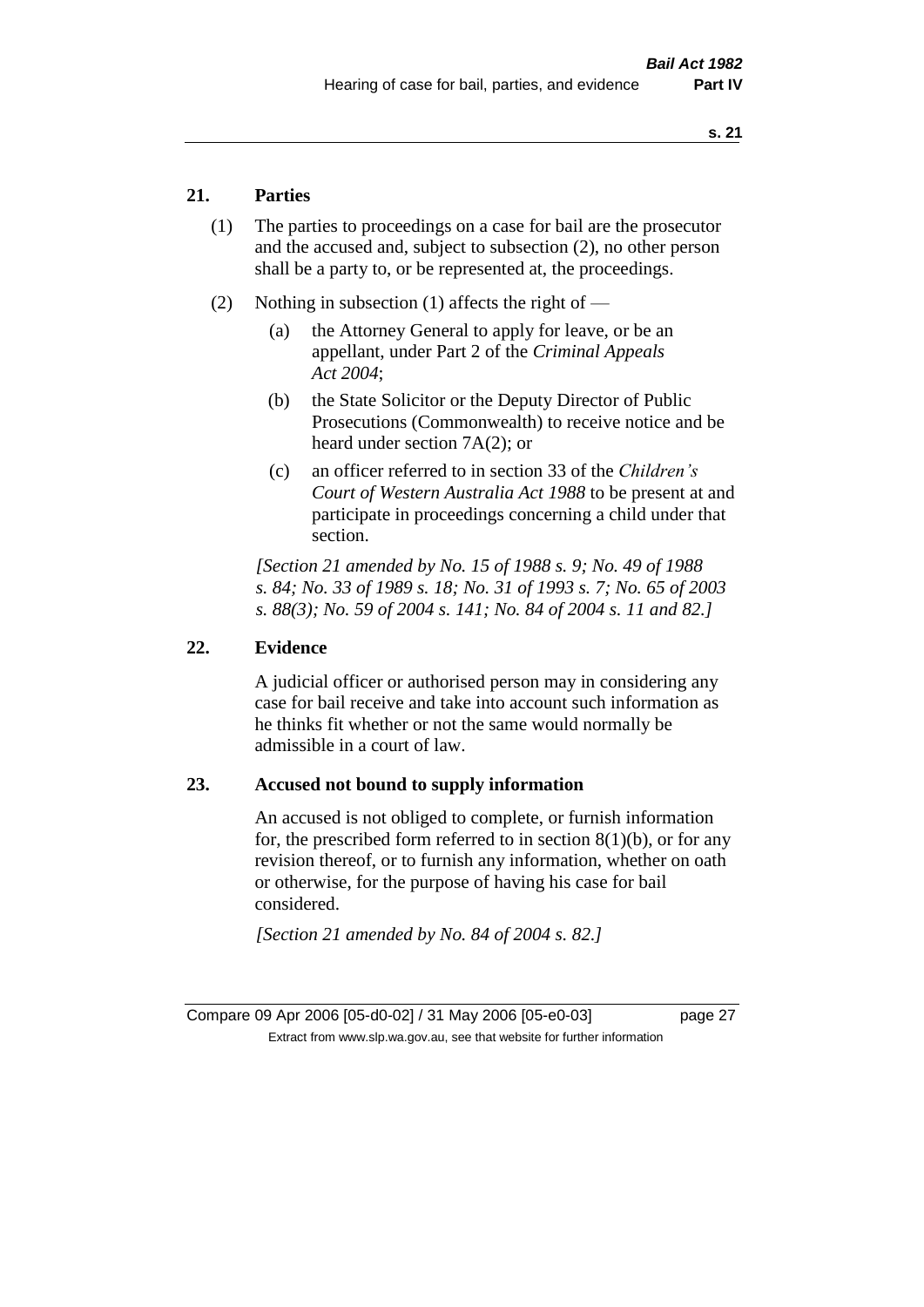## 21. Parties

(1) The parties to proceedings on a case for bail are the prosecutor and the accused and, subject to subsection (2), no other person shall be a party to, or be represented at, the proceedings.

(2) Nothing in subsection (1) affects the right of —

- (a) the Attorney General to apply for leave, or be an appellant, under Part 2 of the *Criminal Appeals Act 2004*;
- (b) the State Solicitor or the Deputy Director of Public Prosecutions (Commonwealth) to receive notice and be heard under section 7A(2); or
- (c) an officer referred to in section 33 of the *Children's Court of Western Australia Act 1988* to be present at and participate in proceedings concerning a child under that section.

*[Section 21 amended by No. 15 of 1988 s. 9; No. 49 of 1988 s. 84; No. 33 of 1989 s. 18; No. 31 of 1993 s. 7; No. 65 of 2003 s. 88(3); No. 59 of 2004 s. 141; No. 84 of 2004 s. 11 and 82.]*

## 22. Evidence

A judicial officer or authorised person may in considering any case for bail receive and take into account such information as he thinks fit whether or not the same would normally be admissible in a court of law.

## 23. Accused not bound to supply information

An accused is not obliged to complete, or furnish information for, the prescribed form referred to in section 8(1)(b), or for any revision thereof, or to furnish any information, whether on oath or otherwise, for the purpose of having his case for bail considered.

*[Section 21 amended by No. 84 of 2004 s. 82.]*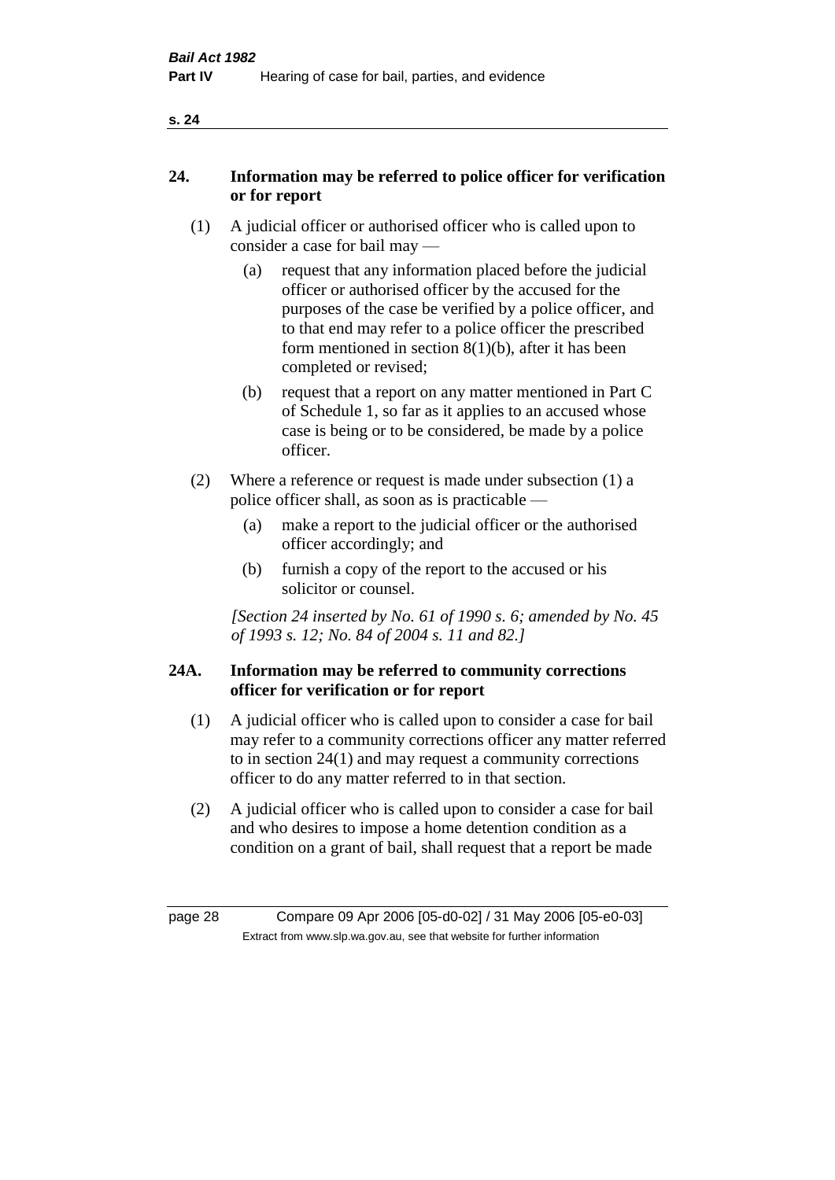## 24. Information may be referred to police officer for verification or for report

(1) A judicial officer or authorised officer who is called upon to consider a case for bail may —

(a) request that any information placed before the judicial officer or authorised officer by the accused for the purposes of the case be verified by a police officer, and to that end may refer to a police officer the prescribed form mentioned in section 8(1)(b), after it has been completed or revised;

(b) request that a report on any matter mentioned in Part C of Schedule 1, so far as it applies to an accused whose case is being or to be considered, be made by a police officer.

(2) Where a reference or request is made under subsection (1) a police officer shall, as soon as is practicable —

(a) make a report to the judicial officer or the authorised officer accordingly; and

(b) furnish a copy of the report to the accused or his solicitor or counsel.

*[Section 24 inserted by No. 61 of 1990 s. 6; amended by No. 45 of 1993 s. 12; No. 84 of 2004 s. 11 and 82.]*

## 24A. Information may be referred to community corrections officer for verification or for report

(1) A judicial officer who is called upon to consider a case for bail may refer to a community corrections officer any matter referred to in section 24(1) and may request a community corrections officer to do any matter referred to in that section.

(2) A judicial officer who is called upon to consider a case for bail and who desires to impose a home detention condition as a condition on a grant of bail, shall request that a report be made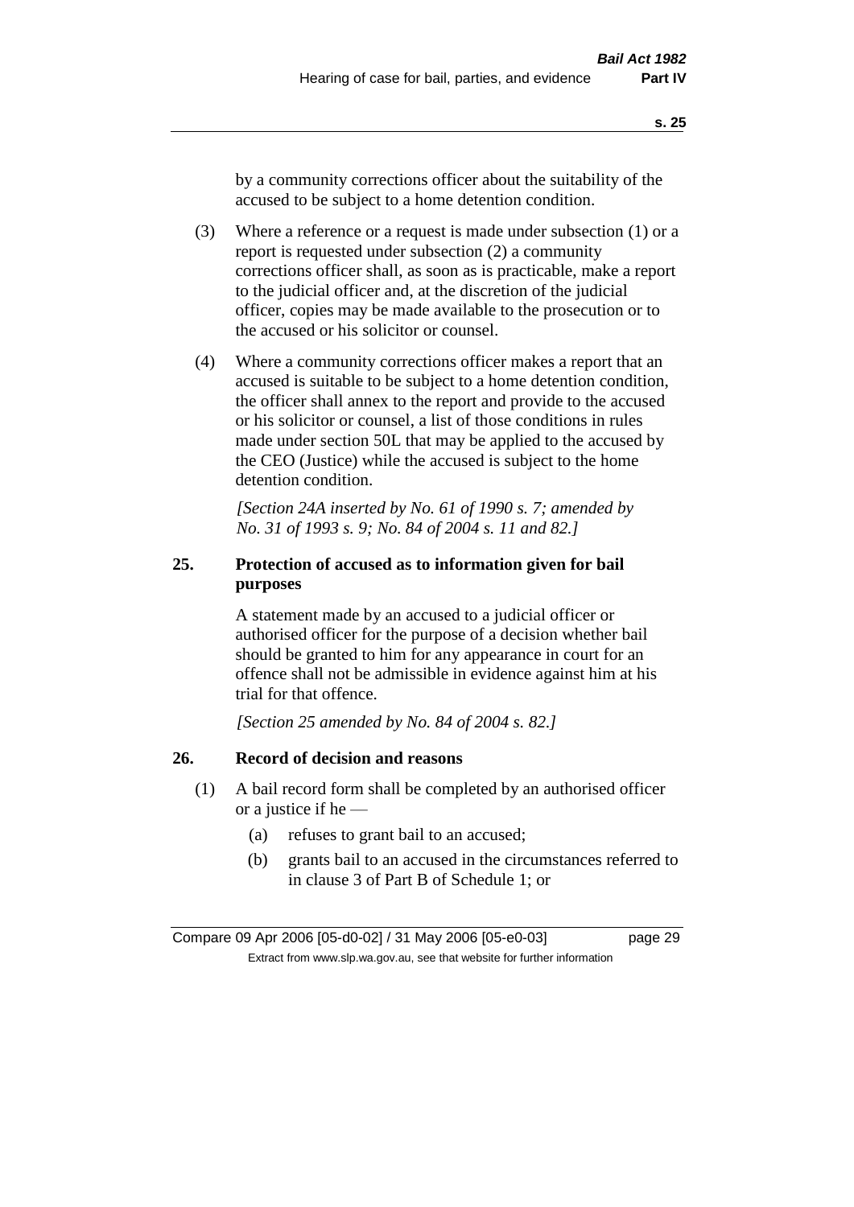by a community corrections officer about the suitability of the accused to be subject to a home detention condition.

(3) Where a reference or a request is made under subsection (1) or a report is requested under subsection (2) a community corrections officer shall, as soon as is practicable, make a report to the judicial officer and, at the discretion of the judicial officer, copies may be made available to the prosecution or to the accused or his solicitor or counsel.

(4) Where a community corrections officer makes a report that an accused is suitable to be subject to a home detention condition, the officer shall annex to the report and provide to the accused or his solicitor or counsel, a list of those conditions in rules made under section 50L that may be applied to the accused by the CEO (Justice) while the accused is subject to the home detention condition.

*[Section 24A inserted by No. 61 of 1990 s. 7; amended by No. 31 of 1993 s. 9; No. 84 of 2004 s. 11 and 82.]*

### 25. Protection of accused as to information given for bail purposes

A statement made by an accused to a judicial officer or authorised officer for the purpose of a decision whether bail should be granted to him for any appearance in court for an offence shall not be admissible in evidence against him at his trial for that offence.

*[Section 25 amended by No. 84 of 2004 s. 82.]*

### 26. Record of decision and reasons

(1) A bail record form shall be completed by an authorised officer or a justice if he —

(a) refuses to grant bail to an accused;

(b) grants bail to an accused in the circumstances referred to in clause 3 of Part B of Schedule 1; or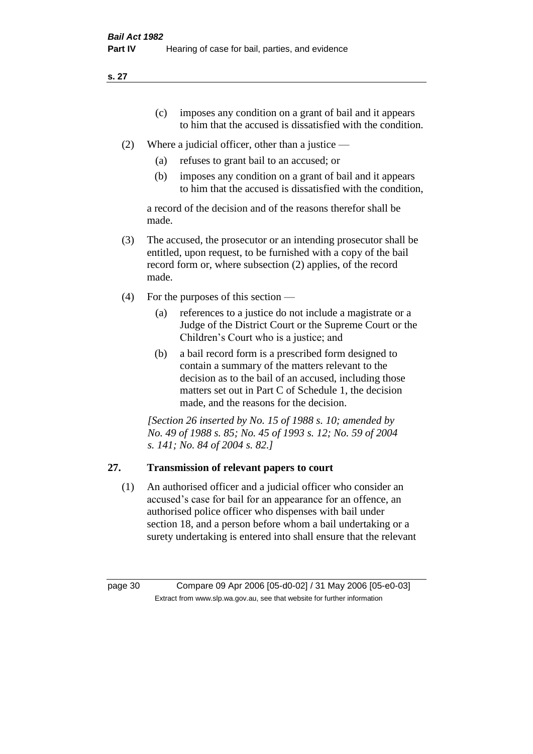(c) imposes any condition on a grant of bail and it appears to him that the accused is dissatisfied with the condition.

(2) Where a judicial officer, other than a justice —

(a) refuses to grant bail to an accused; or

(b) imposes any condition on a grant of bail and it appears to him that the accused is dissatisfied with the condition,

a record of the decision and of the reasons therefor shall be made.

(3) The accused, the prosecutor or an intending prosecutor shall be entitled, upon request, to be furnished with a copy of the bail record form or, where subsection (2) applies, of the record made.

(4) For the purposes of this section —

(a) references to a justice do not include a magistrate or a Judge of the District Court or the Supreme Court or the Children's Court who is a justice; and

(b) a bail record form is a prescribed form designed to contain a summary of the matters relevant to the decision as to the bail of an accused, including those matters set out in Part C of Schedule 1, the decision made, and the reasons for the decision.

*[Section 26 inserted by No. 15 of 1988 s. 10; amended by No. 49 of 1988 s. 85; No. 45 of 1993 s. 12; No. 59 of 2004 s. 141; No. 84 of 2004 s. 82.]*

## 27. Transmission of relevant papers to court

(1) An authorised officer and a judicial officer who consider an accused's case for bail for an appearance for an offence, an authorised police officer who dispenses with bail under section 18, and a person before whom a bail undertaking or a surety undertaking is entered into shall ensure that the relevant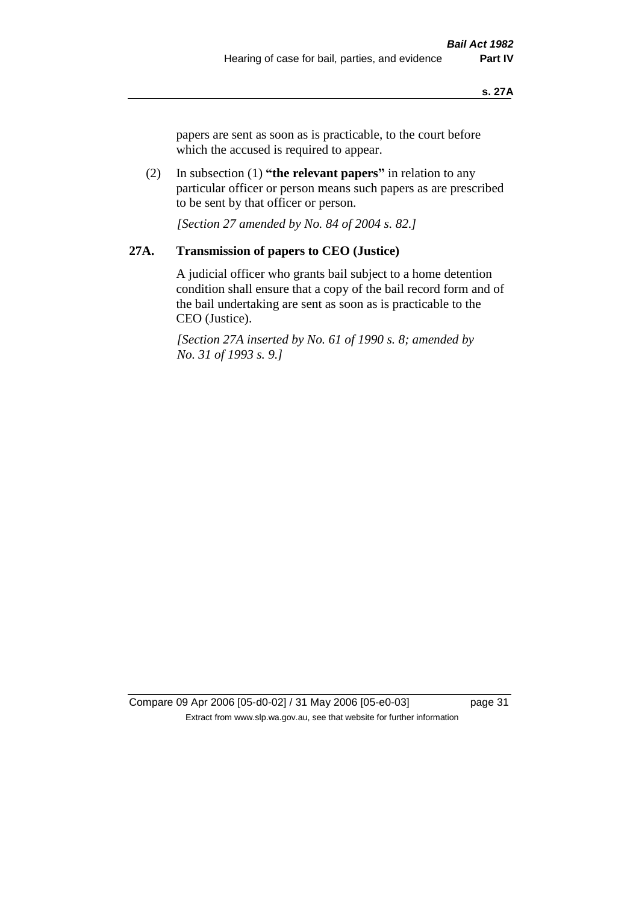papers are sent as soon as is practicable, to the court before which the accused is required to appear.

(2) In subsection (1) **"the relevant papers"** in relation to any particular officer or person means such papers as are prescribed to be sent by that officer or person.

*[Section 27 amended by No. 84 of 2004 s. 82.]*

## 27A. Transmission of papers to CEO (Justice)

A judicial officer who grants bail subject to a home detention condition shall ensure that a copy of the bail record form and of the bail undertaking are sent as soon as is practicable to the CEO (Justice).

*[Section 27A inserted by No. 61 of 1990 s. 8; amended by No. 31 of 1993 s. 9.]*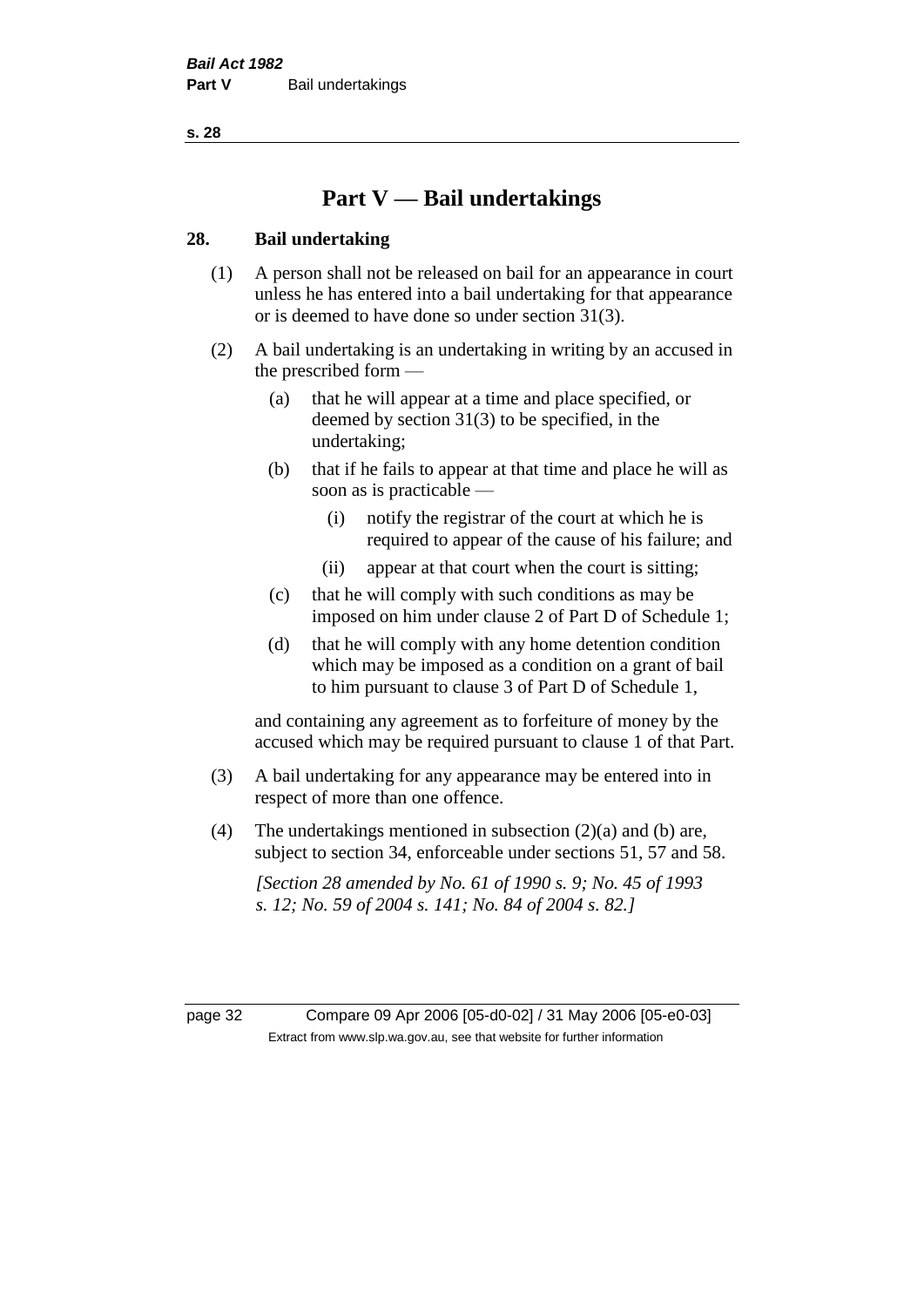# Part V — Bail undertakings

## 28. Bail undertaking

(1) A person shall not be released on bail for an appearance in court unless he has entered into a bail undertaking for that appearance or is deemed to have done so under section 31(3).

(2) A bail undertaking is an undertaking in writing by an accused in the prescribed form —

- (a) that he will appear at a time and place specified, or deemed by section 31(3) to be specified, in the undertaking;
- (b) that if he fails to appear at that time and place he will as soon as is practicable —
  - (i) notify the registrar of the court at which he is required to appear of the cause of his failure; and
  - (ii) appear at that court when the court is sitting;
- (c) that he will comply with such conditions as may be imposed on him under clause 2 of Part D of Schedule 1;
- (d) that he will comply with any home detention condition which may be imposed as a condition on a grant of bail to him pursuant to clause 3 of Part D of Schedule 1,

and containing any agreement as to forfeiture of money by the accused which may be required pursuant to clause 1 of that Part.

(3) A bail undertaking for any appearance may be entered into in respect of more than one offence.

(4) The undertakings mentioned in subsection (2)(a) and (b) are, subject to section 34, enforceable under sections 51, 57 and 58.

*[Section 28 amended by No. 61 of 1990 s. 9; No. 45 of 1993 s. 12; No. 59 of 2004 s. 141; No. 84 of 2004 s. 82.]*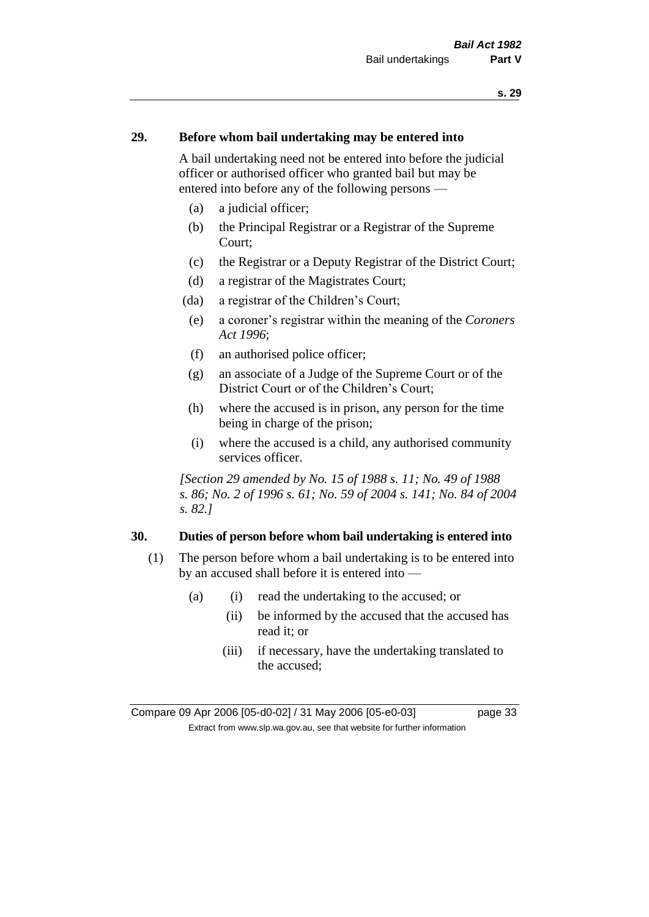**29. Before whom bail undertaking may be entered into**

A bail undertaking need not be entered into before the judicial officer or authorised officer who granted bail but may be entered into before any of the following persons —

- (a) a judicial officer;
- (b) the Principal Registrar or a Registrar of the Supreme Court;
- (c) the Registrar or a Deputy Registrar of the District Court;
- (d) a registrar of the Magistrates Court;
- (da) a registrar of the Children's Court;
- (e) a coroner's registrar within the meaning of the *Coroners Act 1996*;
- (f) an authorised police officer;
- (g) an associate of a Judge of the Supreme Court or of the District Court or of the Children's Court;
- (h) where the accused is in prison, any person for the time being in charge of the prison;
- (i) where the accused is a child, any authorised community services officer.

*[Section 29 amended by No. 15 of 1988 s. 11; No. 49 of 1988 s. 86; No. 2 of 1996 s. 61; No. 59 of 2004 s. 141; No. 84 of 2004 s. 82.]*

**30. Duties of person before whom bail undertaking is entered into**

(1) The person before whom a bail undertaking is to be entered into by an accused shall before it is entered into —

- (a) (i) read the undertaking to the accused; or
  - (ii) be informed by the accused that the accused has read it; or
  - (iii) if necessary, have the undertaking translated to the accused;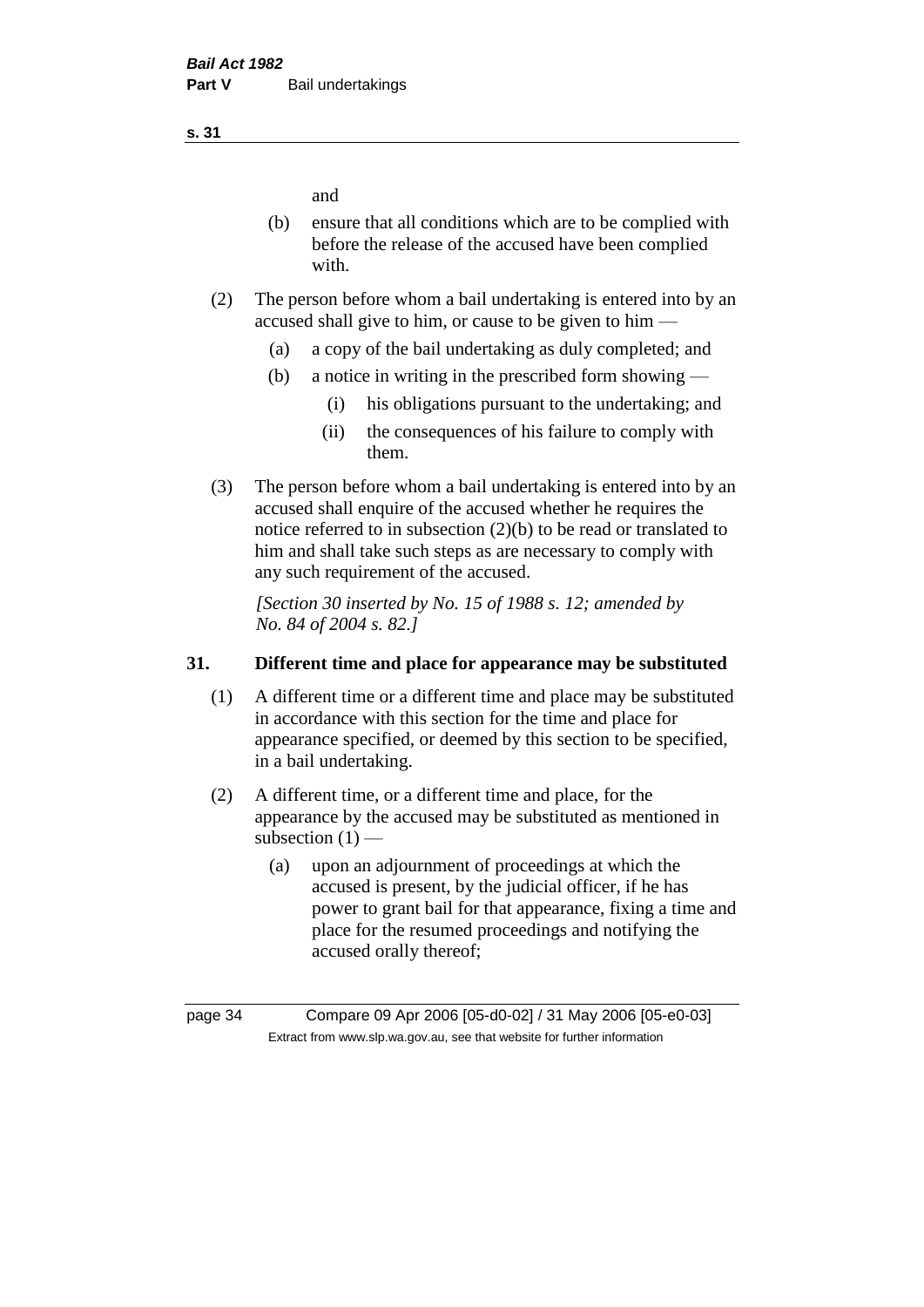and

(b) ensure that all conditions which are to be complied with before the release of the accused have been complied with.

(2) The person before whom a bail undertaking is entered into by an accused shall give to him, or cause to be given to him —

(a) a copy of the bail undertaking as duly completed; and

(b) a notice in writing in the prescribed form showing —

(i) his obligations pursuant to the undertaking; and

(ii) the consequences of his failure to comply with them.

(3) The person before whom a bail undertaking is entered into by an accused shall enquire of the accused whether he requires the notice referred to in subsection (2)(b) to be read or translated to him and shall take such steps as are necessary to comply with any such requirement of the accused.

*[Section 30 inserted by No. 15 of 1988 s. 12; amended by No. 84 of 2004 s. 82.]*

## 31. Different time and place for appearance may be substituted

(1) A different time or a different time and place may be substituted in accordance with this section for the time and place for appearance specified, or deemed by this section to be specified, in a bail undertaking.

(2) A different time, or a different time and place, for the appearance by the accused may be substituted as mentioned in subsection (1) —

(a) upon an adjournment of proceedings at which the accused is present, by the judicial officer, if he has power to grant bail for that appearance, fixing a time and place for the resumed proceedings and notifying the accused orally thereof;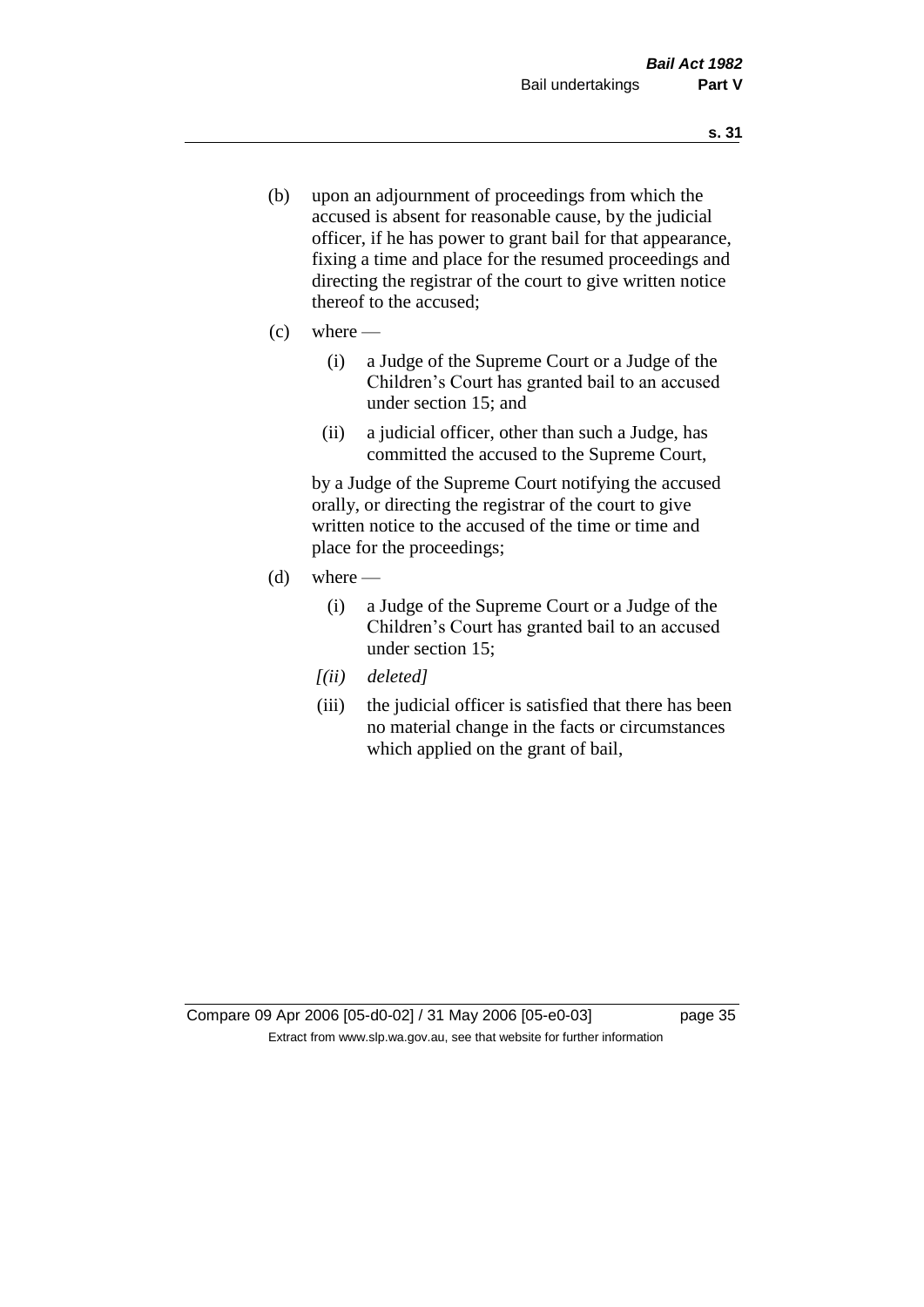(b) upon an adjournment of proceedings from which the accused is absent for reasonable cause, by the judicial officer, if he has power to grant bail for that appearance, fixing a time and place for the resumed proceedings and directing the registrar of the court to give written notice thereof to the accused;

(c) where —

  (i) a Judge of the Supreme Court or a Judge of the Children's Court has granted bail to an accused under section 15; and

  (ii) a judicial officer, other than such a Judge, has committed the accused to the Supreme Court,

  by a Judge of the Supreme Court notifying the accused orally, or directing the registrar of the court to give written notice to the accused of the time or time and place for the proceedings;

(d) where —

  (i) a Judge of the Supreme Court or a Judge of the Children's Court has granted bail to an accused under section 15;

  *[(ii) deleted]*

  (iii) the judicial officer is satisfied that there has been no material change in the facts or circumstances which applied on the grant of bail,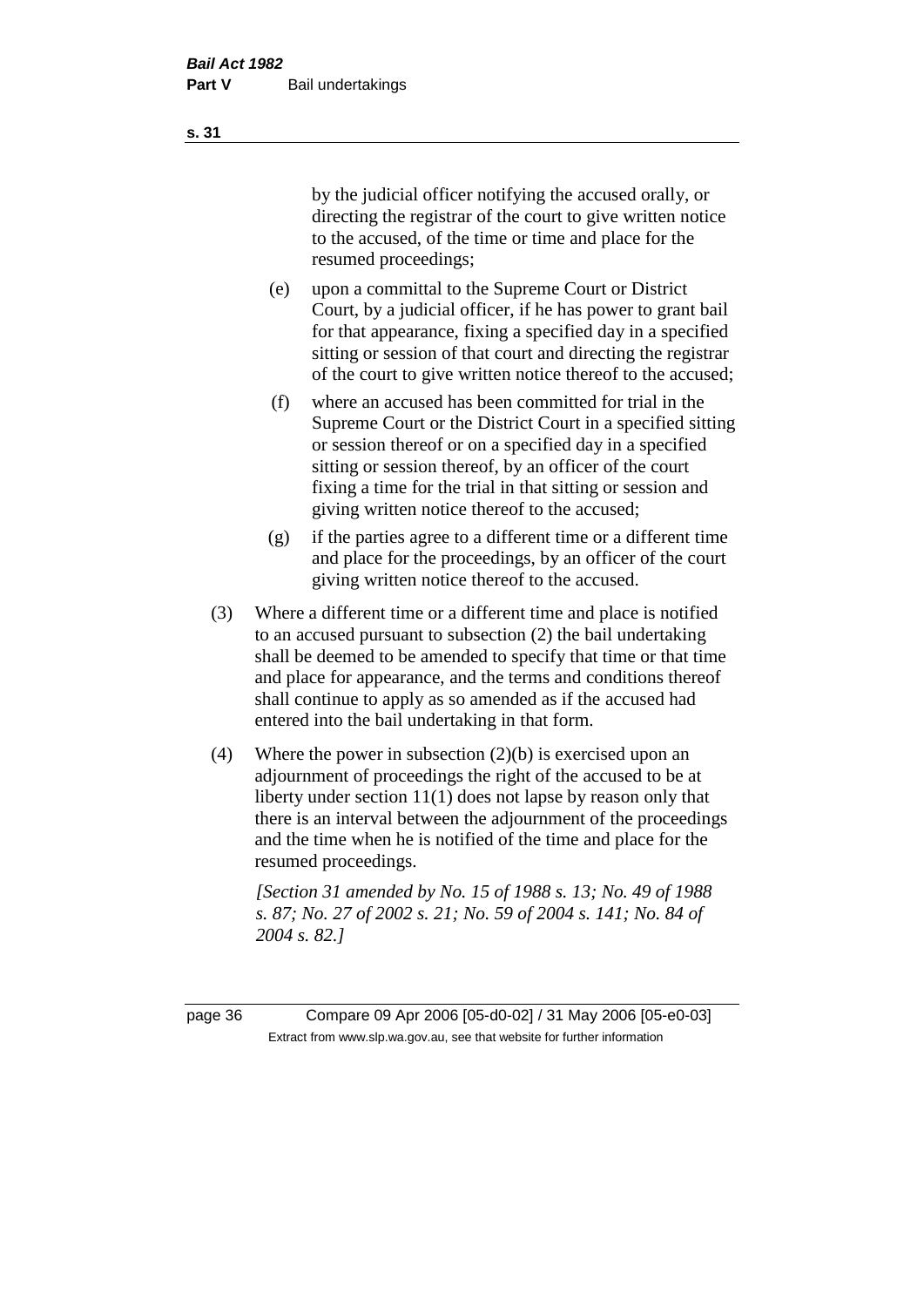by the judicial officer notifying the accused orally, or directing the registrar of the court to give written notice to the accused, of the time or time and place for the resumed proceedings;

(e) upon a committal to the Supreme Court or District Court, by a judicial officer, if he has power to grant bail for that appearance, fixing a specified day in a specified sitting or session of that court and directing the registrar of the court to give written notice thereof to the accused;

(f) where an accused has been committed for trial in the Supreme Court or the District Court in a specified sitting or session thereof or on a specified day in a specified sitting or session thereof, by an officer of the court fixing a time for the trial in that sitting or session and giving written notice thereof to the accused;

(g) if the parties agree to a different time or a different time and place for the proceedings, by an officer of the court giving written notice thereof to the accused.

(3) Where a different time or a different time and place is notified to an accused pursuant to subsection (2) the bail undertaking shall be deemed to be amended to specify that time or that time and place for appearance, and the terms and conditions thereof shall continue to apply as so amended as if the accused had entered into the bail undertaking in that form.

(4) Where the power in subsection (2)(b) is exercised upon an adjournment of proceedings the right of the accused to be at liberty under section 11(1) does not lapse by reason only that there is an interval between the adjournment of the proceedings and the time when he is notified of the time and place for the resumed proceedings.

*[Section 31 amended by No. 15 of 1988 s. 13; No. 49 of 1988 s. 87; No. 27 of 2002 s. 21; No. 59 of 2004 s. 141; No. 84 of 2004 s. 82.]*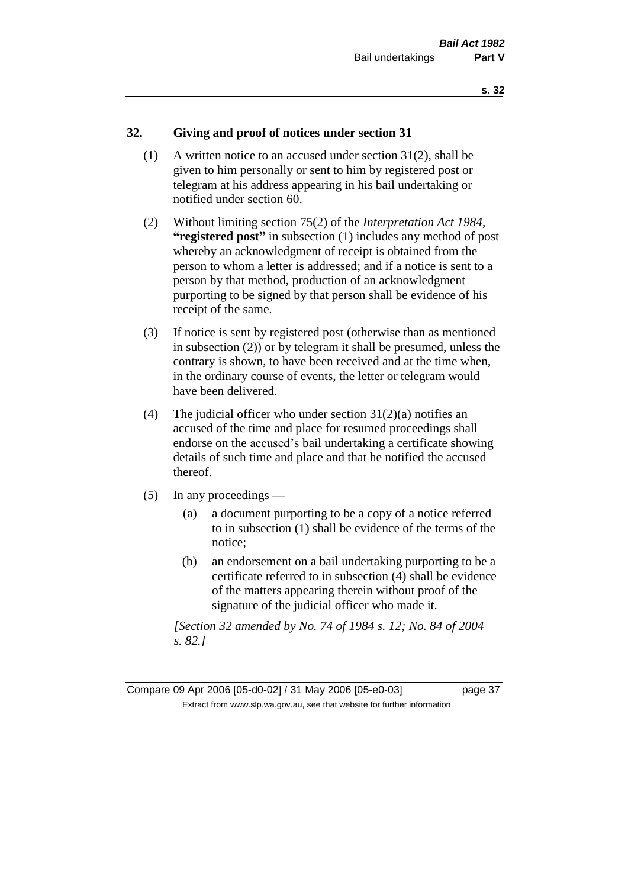## 32. Giving and proof of notices under section 31

(1) A written notice to an accused under section 31(2), shall be given to him personally or sent to him by registered post or telegram at his address appearing in his bail undertaking or notified under section 60.

(2) Without limiting section 75(2) of the *Interpretation Act 1984*, **"registered post"** in subsection (1) includes any method of post whereby an acknowledgment of receipt is obtained from the person to whom a letter is addressed; and if a notice is sent to a person by that method, production of an acknowledgment purporting to be signed by that person shall be evidence of his receipt of the same.

(3) If notice is sent by registered post (otherwise than as mentioned in subsection (2)) or by telegram it shall be presumed, unless the contrary is shown, to have been received and at the time when, in the ordinary course of events, the letter or telegram would have been delivered.

(4) The judicial officer who under section 31(2)(a) notifies an accused of the time and place for resumed proceedings shall endorse on the accused's bail undertaking a certificate showing details of such time and place and that he notified the accused thereof.

(5) In any proceedings —

(a) a document purporting to be a copy of a notice referred to in subsection (1) shall be evidence of the terms of the notice;

(b) an endorsement on a bail undertaking purporting to be a certificate referred to in subsection (4) shall be evidence of the matters appearing therein without proof of the signature of the judicial officer who made it.

*[Section 32 amended by No. 74 of 1984 s. 12; No. 84 of 2004 s. 82.]*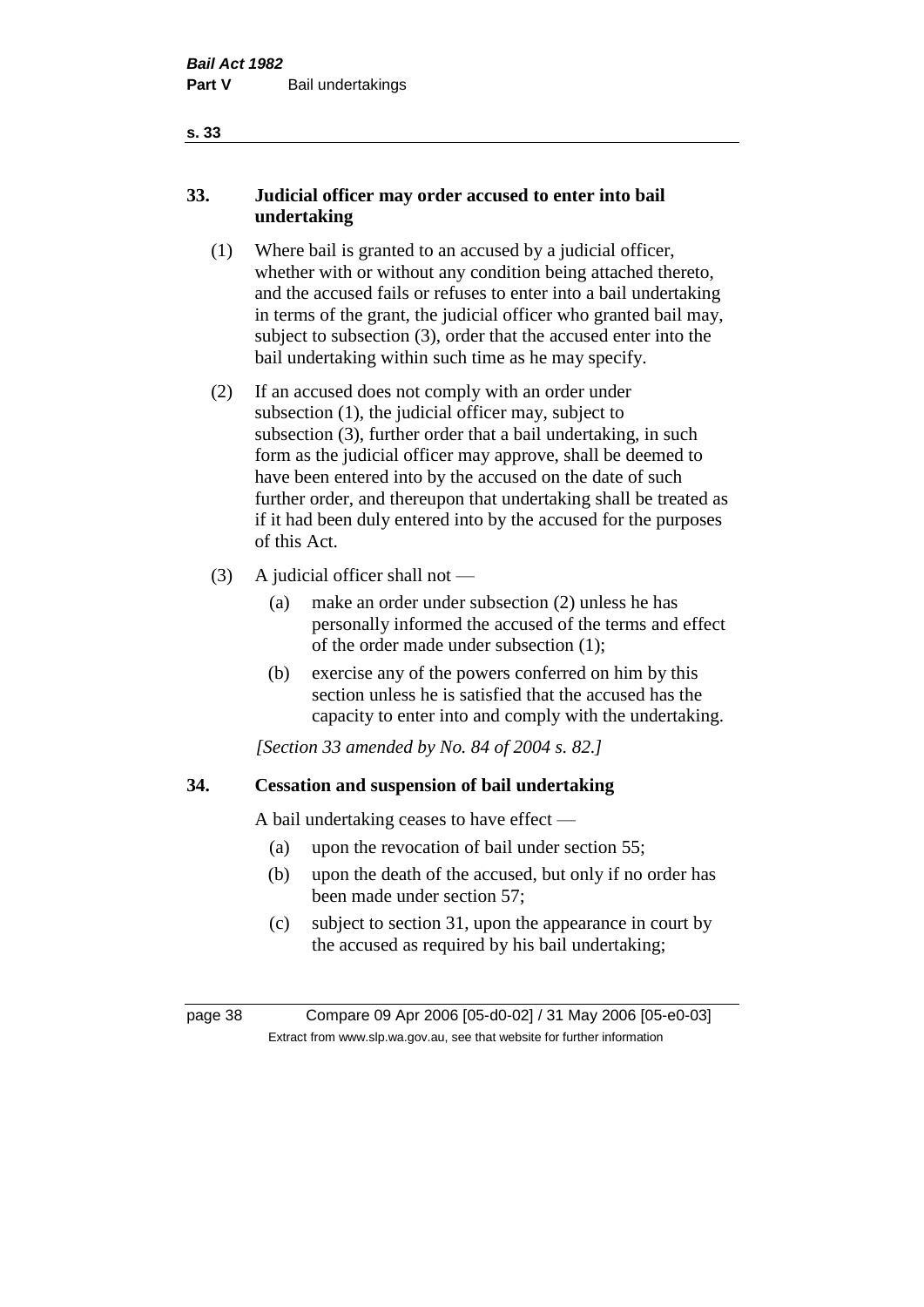## 33. Judicial officer may order accused to enter into bail undertaking

(1) Where bail is granted to an accused by a judicial officer, whether with or without any condition being attached thereto, and the accused fails or refuses to enter into a bail undertaking in terms of the grant, the judicial officer who granted bail may, subject to subsection (3), order that the accused enter into the bail undertaking within such time as he may specify.

(2) If an accused does not comply with an order under subsection (1), the judicial officer may, subject to subsection (3), further order that a bail undertaking, in such form as the judicial officer may approve, shall be deemed to have been entered into by the accused on the date of such further order, and thereupon that undertaking shall be treated as if it had been duly entered into by the accused for the purposes of this Act.

(3) A judicial officer shall not —

- (a) make an order under subsection (2) unless he has personally informed the accused of the terms and effect of the order made under subsection (1);
- (b) exercise any of the powers conferred on him by this section unless he is satisfied that the accused has the capacity to enter into and comply with the undertaking.

*[Section 33 amended by No. 84 of 2004 s. 82.]*

## 34. Cessation and suspension of bail undertaking

A bail undertaking ceases to have effect —

- (a) upon the revocation of bail under section 55;
- (b) upon the death of the accused, but only if no order has been made under section 57;
- (c) subject to section 31, upon the appearance in court by the accused as required by his bail undertaking;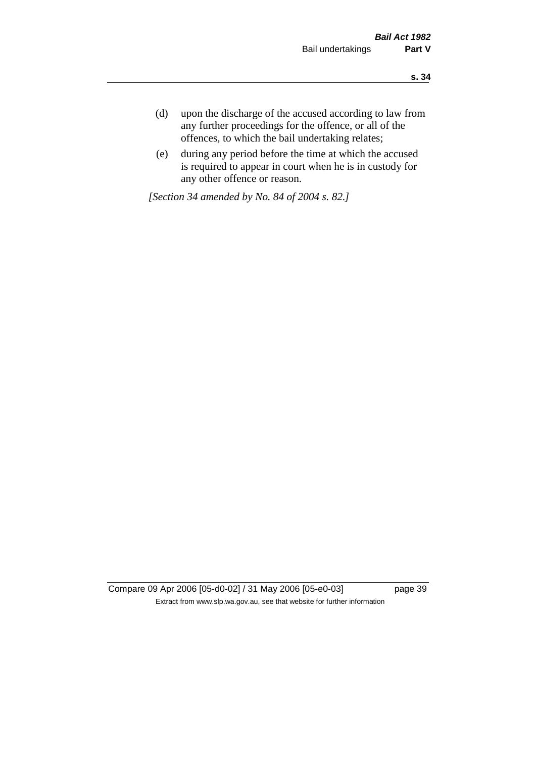(d) upon the discharge of the accused according to law from any further proceedings for the offence, or all of the offences, to which the bail undertaking relates;

(e) during any period before the time at which the accused is required to appear in court when he is in custody for any other offence or reason.

*[Section 34 amended by No. 84 of 2004 s. 82.]*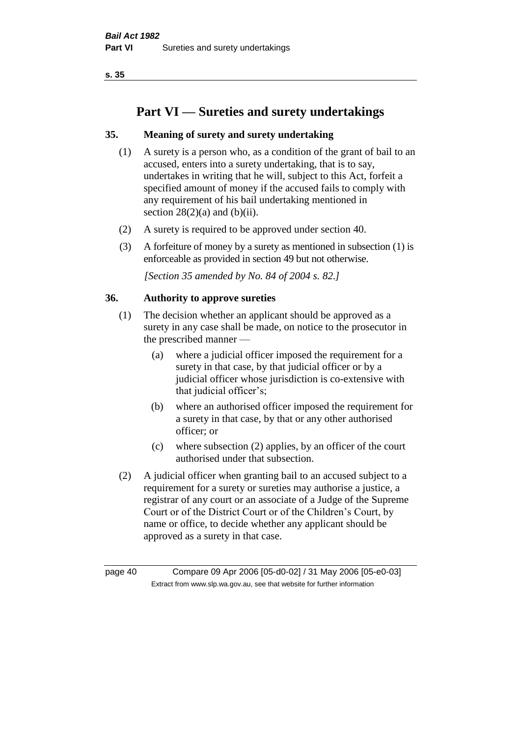# Part VI — Sureties and surety undertakings

## 35. Meaning of surety and surety undertaking

(1) A surety is a person who, as a condition of the grant of bail to an accused, enters into a surety undertaking, that is to say, undertakes in writing that he will, subject to this Act, forfeit a specified amount of money if the accused fails to comply with any requirement of his bail undertaking mentioned in section 28(2)(a) and (b)(ii).

(2) A surety is required to be approved under section 40.

(3) A forfeiture of money by a surety as mentioned in subsection (1) is enforceable as provided in section 49 but not otherwise.

*[Section 35 amended by No. 84 of 2004 s. 82.]*

## 36. Authority to approve sureties

(1) The decision whether an applicant should be approved as a surety in any case shall be made, on notice to the prosecutor in the prescribed manner —

- (a) where a judicial officer imposed the requirement for a surety in that case, by that judicial officer or by a judicial officer whose jurisdiction is co-extensive with that judicial officer's;
- (b) where an authorised officer imposed the requirement for a surety in that case, by that or any other authorised officer; or
- (c) where subsection (2) applies, by an officer of the court authorised under that subsection.

(2) A judicial officer when granting bail to an accused subject to a requirement for a surety or sureties may authorise a justice, a registrar of any court or an associate of a Judge of the Supreme Court or of the District Court or of the Children's Court, by name or office, to decide whether any applicant should be approved as a surety in that case.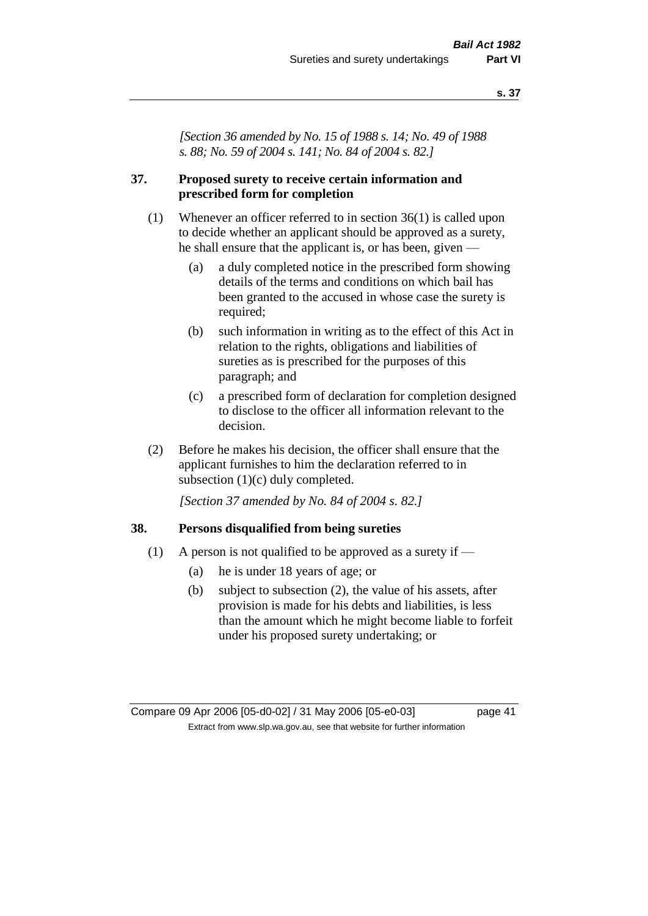*[Section 36 amended by No. 15 of 1988 s. 14; No. 49 of 1988 s. 88; No. 59 of 2004 s. 141; No. 84 of 2004 s. 82.]*

### 37. Proposed surety to receive certain information and prescribed form for completion

(1) Whenever an officer referred to in section 36(1) is called upon to decide whether an applicant should be approved as a surety, he shall ensure that the applicant is, or has been, given —

  (a) a duly completed notice in the prescribed form showing details of the terms and conditions on which bail has been granted to the accused in whose case the surety is required;

  (b) such information in writing as to the effect of this Act in relation to the rights, obligations and liabilities of sureties as is prescribed for the purposes of this paragraph; and

  (c) a prescribed form of declaration for completion designed to disclose to the officer all information relevant to the decision.

(2) Before he makes his decision, the officer shall ensure that the applicant furnishes to him the declaration referred to in subsection (1)(c) duly completed.

*[Section 37 amended by No. 84 of 2004 s. 82.]*

### 38. Persons disqualified from being sureties

(1) A person is not qualified to be approved as a surety if —

  (a) he is under 18 years of age; or

  (b) subject to subsection (2), the value of his assets, after provision is made for his debts and liabilities, is less than the amount which he might become liable to forfeit under his proposed surety undertaking; or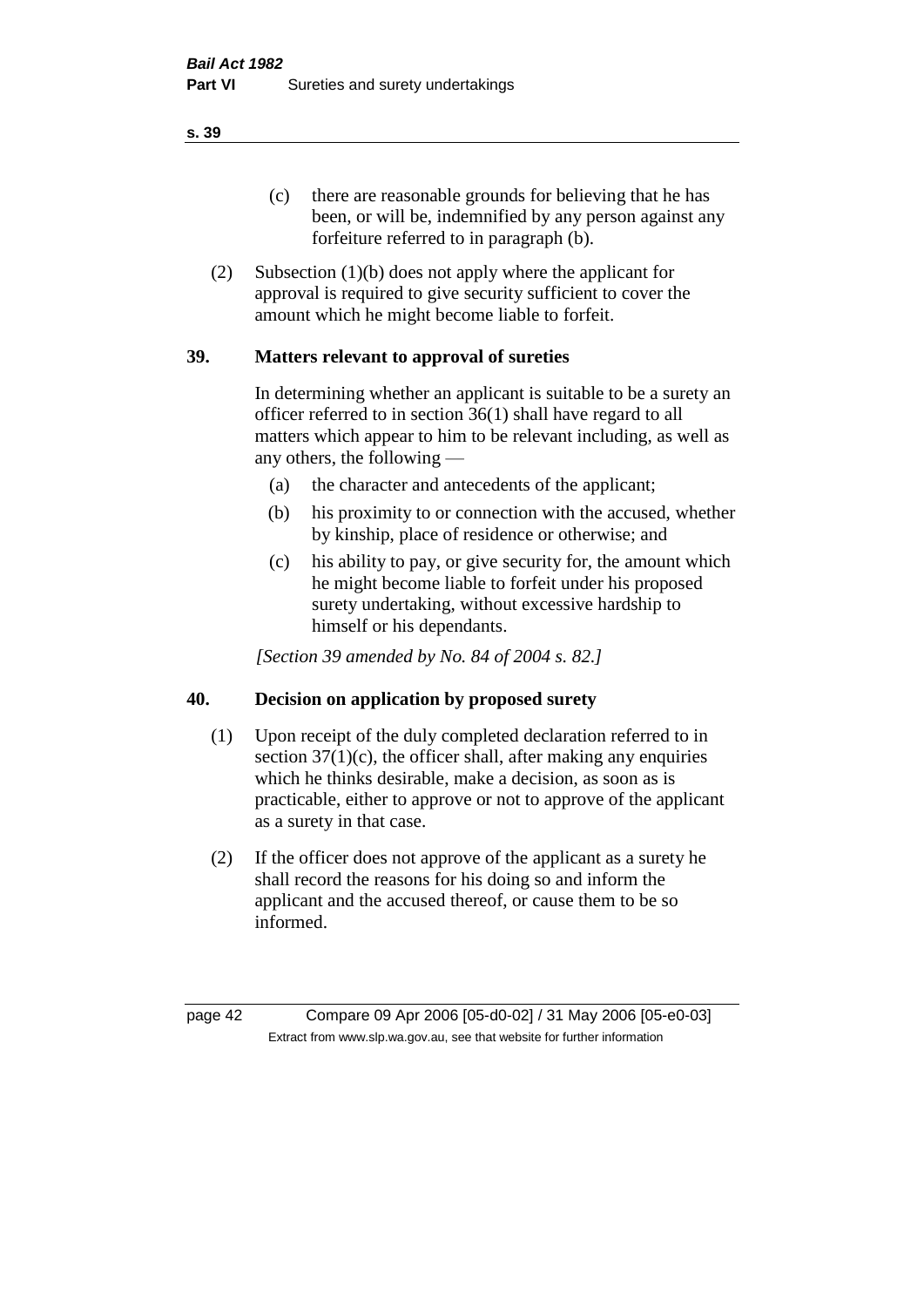(c) there are reasonable grounds for believing that he has been, or will be, indemnified by any person against any forfeiture referred to in paragraph (b).

(2) Subsection (1)(b) does not apply where the applicant for approval is required to give security sufficient to cover the amount which he might become liable to forfeit.

## 39. Matters relevant to approval of sureties

In determining whether an applicant is suitable to be a surety an officer referred to in section 36(1) shall have regard to all matters which appear to him to be relevant including, as well as any others, the following —

(a) the character and antecedents of the applicant;

(b) his proximity to or connection with the accused, whether by kinship, place of residence or otherwise; and

(c) his ability to pay, or give security for, the amount which he might become liable to forfeit under his proposed surety undertaking, without excessive hardship to himself or his dependants.

*[Section 39 amended by No. 84 of 2004 s. 82.]*

## 40. Decision on application by proposed surety

(1) Upon receipt of the duly completed declaration referred to in section 37(1)(c), the officer shall, after making any enquiries which he thinks desirable, make a decision, as soon as is practicable, either to approve or not to approve of the applicant as a surety in that case.

(2) If the officer does not approve of the applicant as a surety he shall record the reasons for his doing so and inform the applicant and the accused thereof, or cause them to be so informed.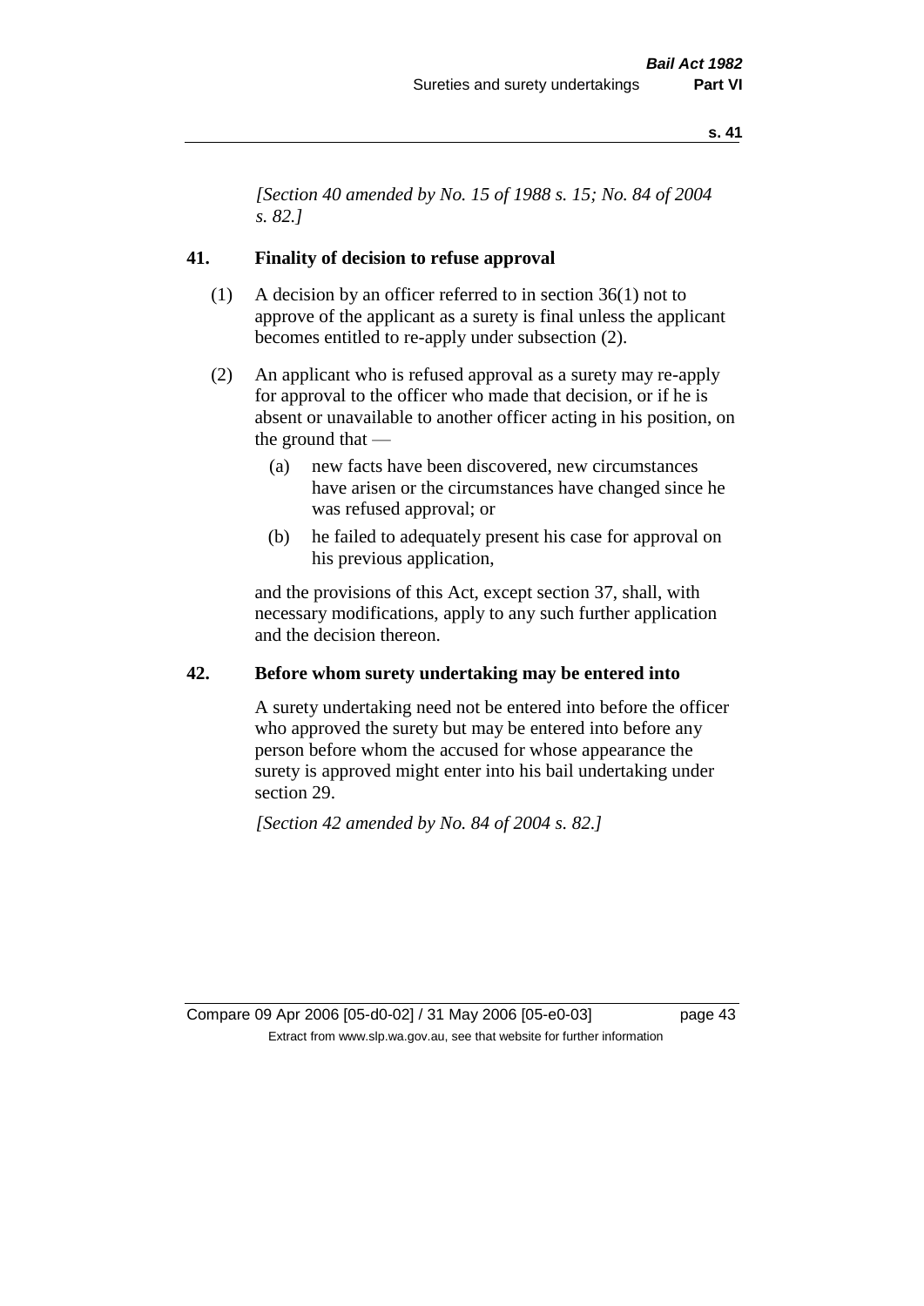*[Section 40 amended by No. 15 of 1988 s. 15; No. 84 of 2004 s. 82.]*

## 41. Finality of decision to refuse approval

(1) A decision by an officer referred to in section 36(1) not to approve of the applicant as a surety is final unless the applicant becomes entitled to re-apply under subsection (2).

(2) An applicant who is refused approval as a surety may re-apply for approval to the officer who made that decision, or if he is absent or unavailable to another officer acting in his position, on the ground that —

- (a) new facts have been discovered, new circumstances have arisen or the circumstances have changed since he was refused approval; or
- (b) he failed to adequately present his case for approval on his previous application,

and the provisions of this Act, except section 37, shall, with necessary modifications, apply to any such further application and the decision thereon.

## 42. Before whom surety undertaking may be entered into

A surety undertaking need not be entered into before the officer who approved the surety but may be entered into before any person before whom the accused for whose appearance the surety is approved might enter into his bail undertaking under section 29.

*[Section 42 amended by No. 84 of 2004 s. 82.]*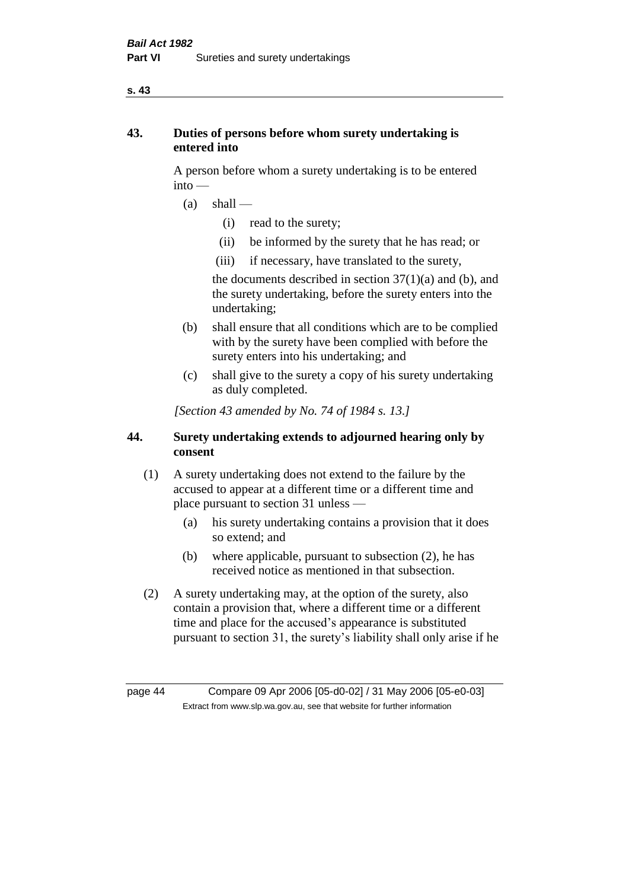## 43. Duties of persons before whom surety undertaking is entered into

A person before whom a surety undertaking is to be entered into —

- (a) shall —
  - (i) read to the surety;
  - (ii) be informed by the surety that he has read; or
  - (iii) if necessary, have translated to the surety,

  the documents described in section 37(1)(a) and (b), and the surety undertaking, before the surety enters into the undertaking;
- (b) shall ensure that all conditions which are to be complied with by the surety have been complied with before the surety enters into his undertaking; and
- (c) shall give to the surety a copy of his surety undertaking as duly completed.

*[Section 43 amended by No. 74 of 1984 s. 13.]*

## 44. Surety undertaking extends to adjourned hearing only by consent

(1) A surety undertaking does not extend to the failure by the accused to appear at a different time or a different time and place pursuant to section 31 unless —

- (a) his surety undertaking contains a provision that it does so extend; and
- (b) where applicable, pursuant to subsection (2), he has received notice as mentioned in that subsection.

(2) A surety undertaking may, at the option of the surety, also contain a provision that, where a different time or a different time and place for the accused's appearance is substituted pursuant to section 31, the surety's liability shall only arise if he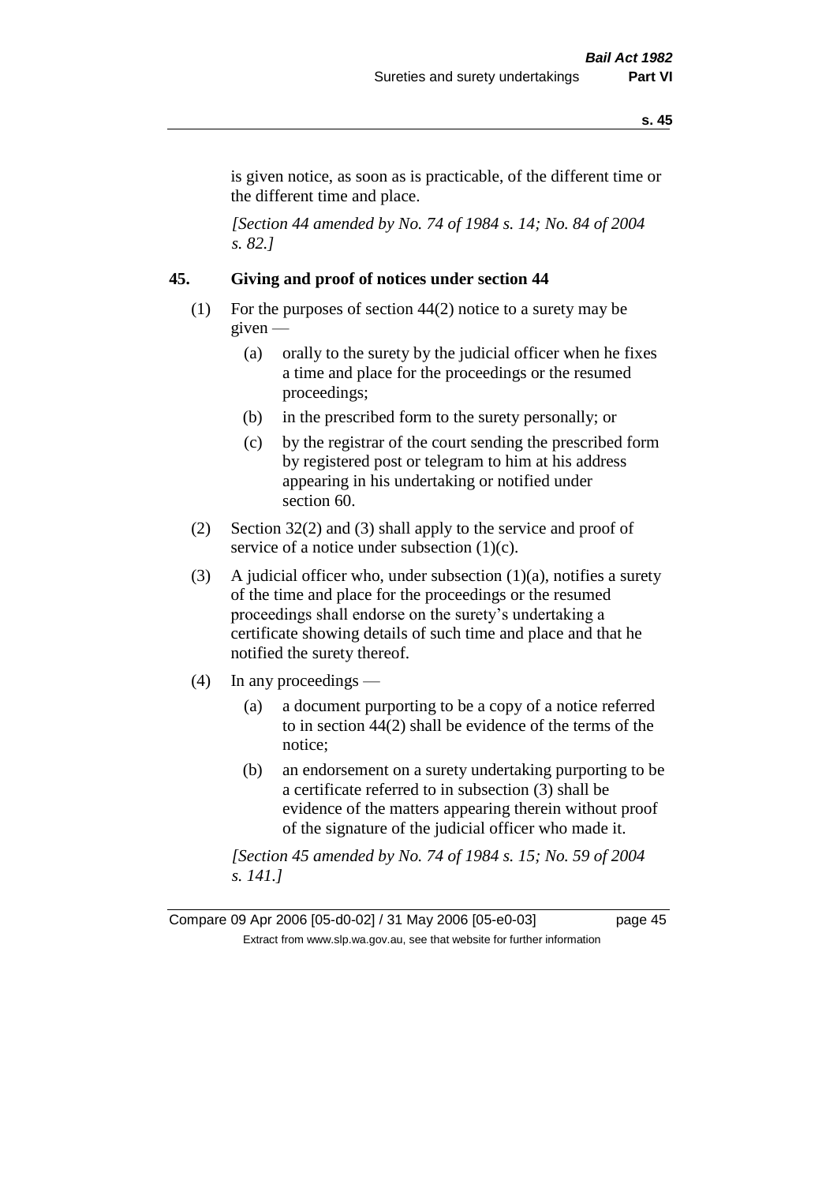is given notice, as soon as is practicable, of the different time or the different time and place.

*[Section 44 amended by No. 74 of 1984 s. 14; No. 84 of 2004 s. 82.]*

## 45. Giving and proof of notices under section 44

(1) For the purposes of section 44(2) notice to a surety may be given —

  (a) orally to the surety by the judicial officer when he fixes a time and place for the proceedings or the resumed proceedings;

  (b) in the prescribed form to the surety personally; or

  (c) by the registrar of the court sending the prescribed form by registered post or telegram to him at his address appearing in his undertaking or notified under section 60.

(2) Section 32(2) and (3) shall apply to the service and proof of service of a notice under subsection (1)(c).

(3) A judicial officer who, under subsection (1)(a), notifies a surety of the time and place for the proceedings or the resumed proceedings shall endorse on the surety's undertaking a certificate showing details of such time and place and that he notified the surety thereof.

(4) In any proceedings —

  (a) a document purporting to be a copy of a notice referred to in section 44(2) shall be evidence of the terms of the notice;

  (b) an endorsement on a surety undertaking purporting to be a certificate referred to in subsection (3) shall be evidence of the matters appearing therein without proof of the signature of the judicial officer who made it.

*[Section 45 amended by No. 74 of 1984 s. 15; No. 59 of 2004 s. 141.]*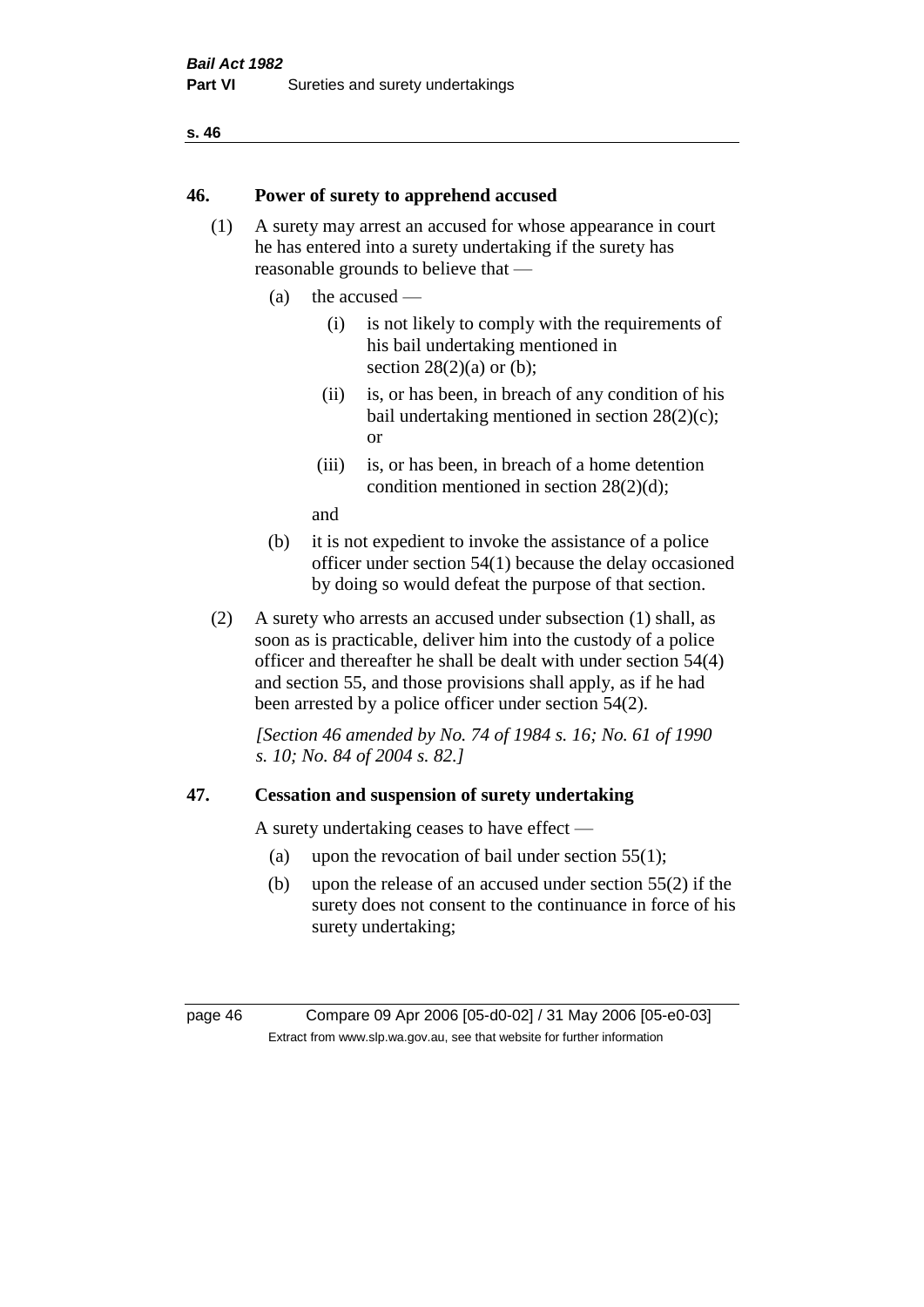## 46. Power of surety to apprehend accused

(1) A surety may arrest an accused for whose appearance in court he has entered into a surety undertaking if the surety has reasonable grounds to believe that —

- (a) the accused —
  - (i) is not likely to comply with the requirements of his bail undertaking mentioned in section 28(2)(a) or (b);
  - (ii) is, or has been, in breach of any condition of his bail undertaking mentioned in section 28(2)(c); or
  - (iii) is, or has been, in breach of a home detention condition mentioned in section 28(2)(d);

  and
- (b) it is not expedient to invoke the assistance of a police officer under section 54(1) because the delay occasioned by doing so would defeat the purpose of that section.

(2) A surety who arrests an accused under subsection (1) shall, as soon as is practicable, deliver him into the custody of a police officer and thereafter he shall be dealt with under section 54(4) and section 55, and those provisions shall apply, as if he had been arrested by a police officer under section 54(2).

*[Section 46 amended by No. 74 of 1984 s. 16; No. 61 of 1990 s. 10; No. 84 of 2004 s. 82.]*

## 47. Cessation and suspension of surety undertaking

A surety undertaking ceases to have effect —

- (a) upon the revocation of bail under section 55(1);
- (b) upon the release of an accused under section 55(2) if the surety does not consent to the continuance in force of his surety undertaking;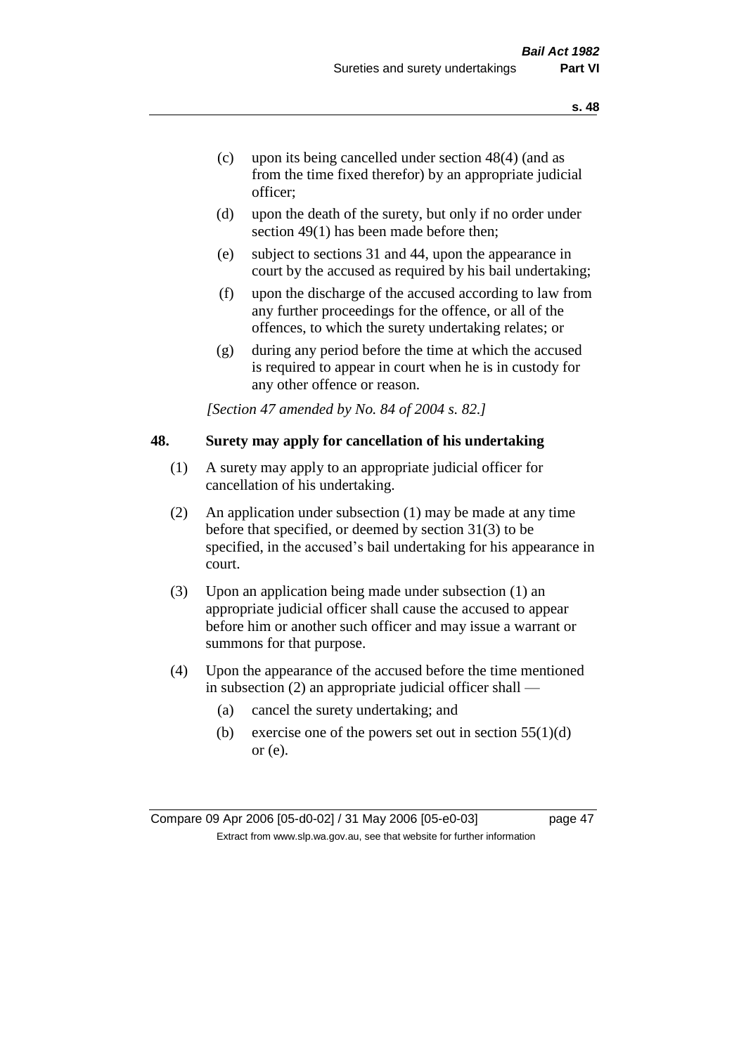(c) upon its being cancelled under section 48(4) (and as from the time fixed therefor) by an appropriate judicial officer;

(d) upon the death of the surety, but only if no order under section 49(1) has been made before then;

(e) subject to sections 31 and 44, upon the appearance in court by the accused as required by his bail undertaking;

(f) upon the discharge of the accused according to law from any further proceedings for the offence, or all of the offences, to which the surety undertaking relates; or

(g) during any period before the time at which the accused is required to appear in court when he is in custody for any other offence or reason.

*[Section 47 amended by No. 84 of 2004 s. 82.]*

## 48. Surety may apply for cancellation of his undertaking

(1) A surety may apply to an appropriate judicial officer for cancellation of his undertaking.

(2) An application under subsection (1) may be made at any time before that specified, or deemed by section 31(3) to be specified, in the accused's bail undertaking for his appearance in court.

(3) Upon an application being made under subsection (1) an appropriate judicial officer shall cause the accused to appear before him or another such officer and may issue a warrant or summons for that purpose.

(4) Upon the appearance of the accused before the time mentioned in subsection (2) an appropriate judicial officer shall —

(a) cancel the surety undertaking; and

(b) exercise one of the powers set out in section 55(1)(d) or (e).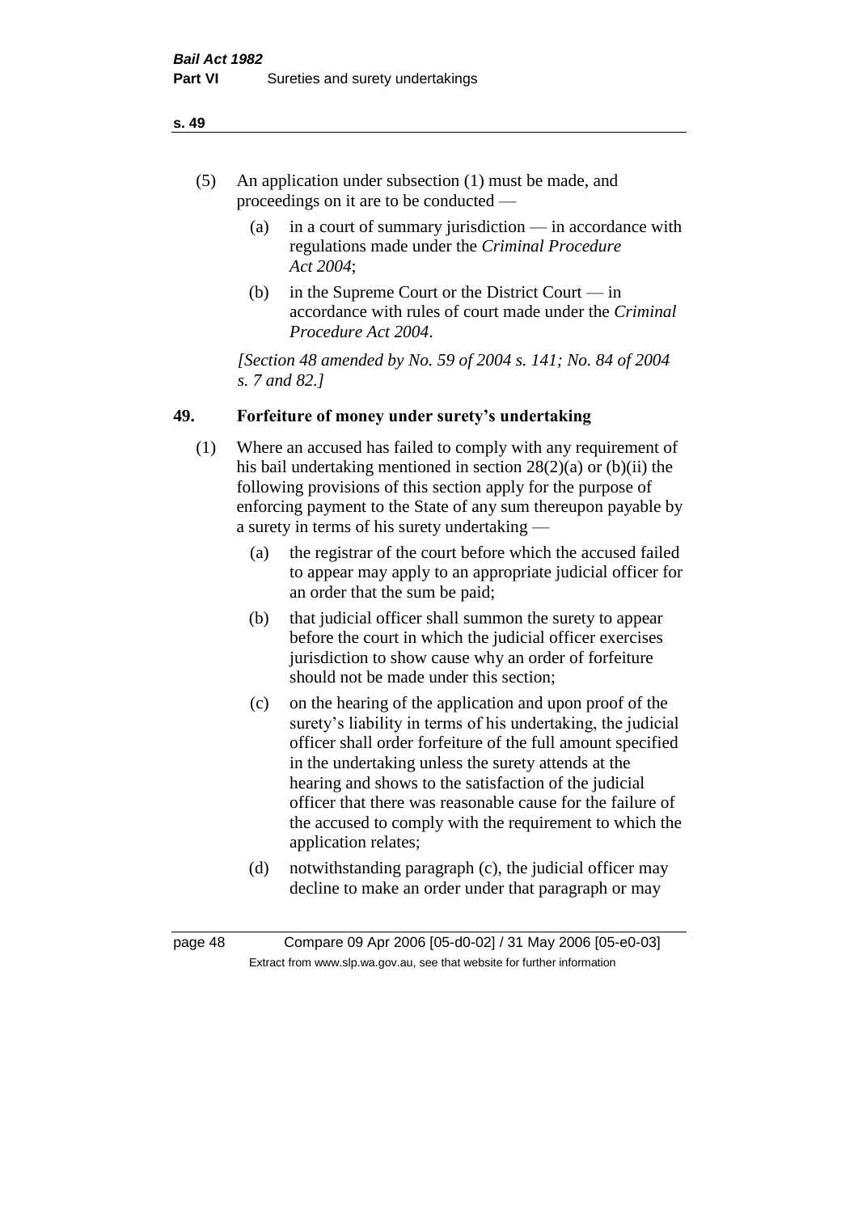(5) An application under subsection (1) must be made, and proceedings on it are to be conducted —

  (a) in a court of summary jurisdiction — in accordance with regulations made under the *Criminal Procedure Act 2004*;

  (b) in the Supreme Court or the District Court — in accordance with rules of court made under the *Criminal Procedure Act 2004*.

*[Section 48 amended by No. 59 of 2004 s. 141; No. 84 of 2004 s. 7 and 82.]*

## 49. Forfeiture of money under surety's undertaking

(1) Where an accused has failed to comply with any requirement of his bail undertaking mentioned in section 28(2)(a) or (b)(ii) the following provisions of this section apply for the purpose of enforcing payment to the State of any sum thereupon payable by a surety in terms of his surety undertaking —

  (a) the registrar of the court before which the accused failed to appear may apply to an appropriate judicial officer for an order that the sum be paid;

  (b) that judicial officer shall summon the surety to appear before the court in which the judicial officer exercises jurisdiction to show cause why an order of forfeiture should not be made under this section;

  (c) on the hearing of the application and upon proof of the surety's liability in terms of his undertaking, the judicial officer shall order forfeiture of the full amount specified in the undertaking unless the surety attends at the hearing and shows to the satisfaction of the judicial officer that there was reasonable cause for the failure of the accused to comply with the requirement to which the application relates;

  (d) notwithstanding paragraph (c), the judicial officer may decline to make an order under that paragraph or may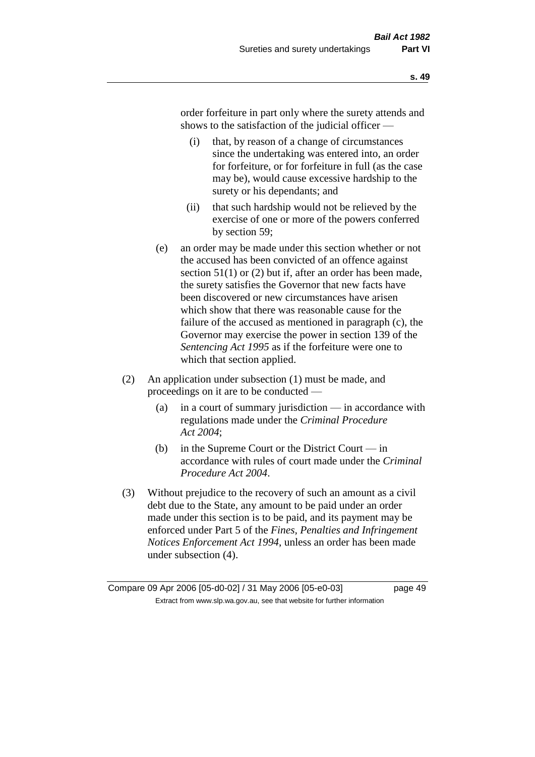order forfeiture in part only where the surety attends and shows to the satisfaction of the judicial officer —

  (i) that, by reason of a change of circumstances since the undertaking was entered into, an order for forfeiture, or for forfeiture in full (as the case may be), would cause excessive hardship to the surety or his dependants; and

  (ii) that such hardship would not be relieved by the exercise of one or more of the powers conferred by section 59;

(e) an order may be made under this section whether or not the accused has been convicted of an offence against section 51(1) or (2) but if, after an order has been made, the surety satisfies the Governor that new facts have been discovered or new circumstances have arisen which show that there was reasonable cause for the failure of the accused as mentioned in paragraph (c), the Governor may exercise the power in section 139 of the *Sentencing Act 1995* as if the forfeiture were one to which that section applied.

(2) An application under subsection (1) must be made, and proceedings on it are to be conducted —

  (a) in a court of summary jurisdiction — in accordance with regulations made under the *Criminal Procedure Act 2004*;

  (b) in the Supreme Court or the District Court — in accordance with rules of court made under the *Criminal Procedure Act 2004*.

(3) Without prejudice to the recovery of such an amount as a civil debt due to the State, any amount to be paid under an order made under this section is to be paid, and its payment may be enforced under Part 5 of the *Fines, Penalties and Infringement Notices Enforcement Act 1994*, unless an order has been made under subsection (4).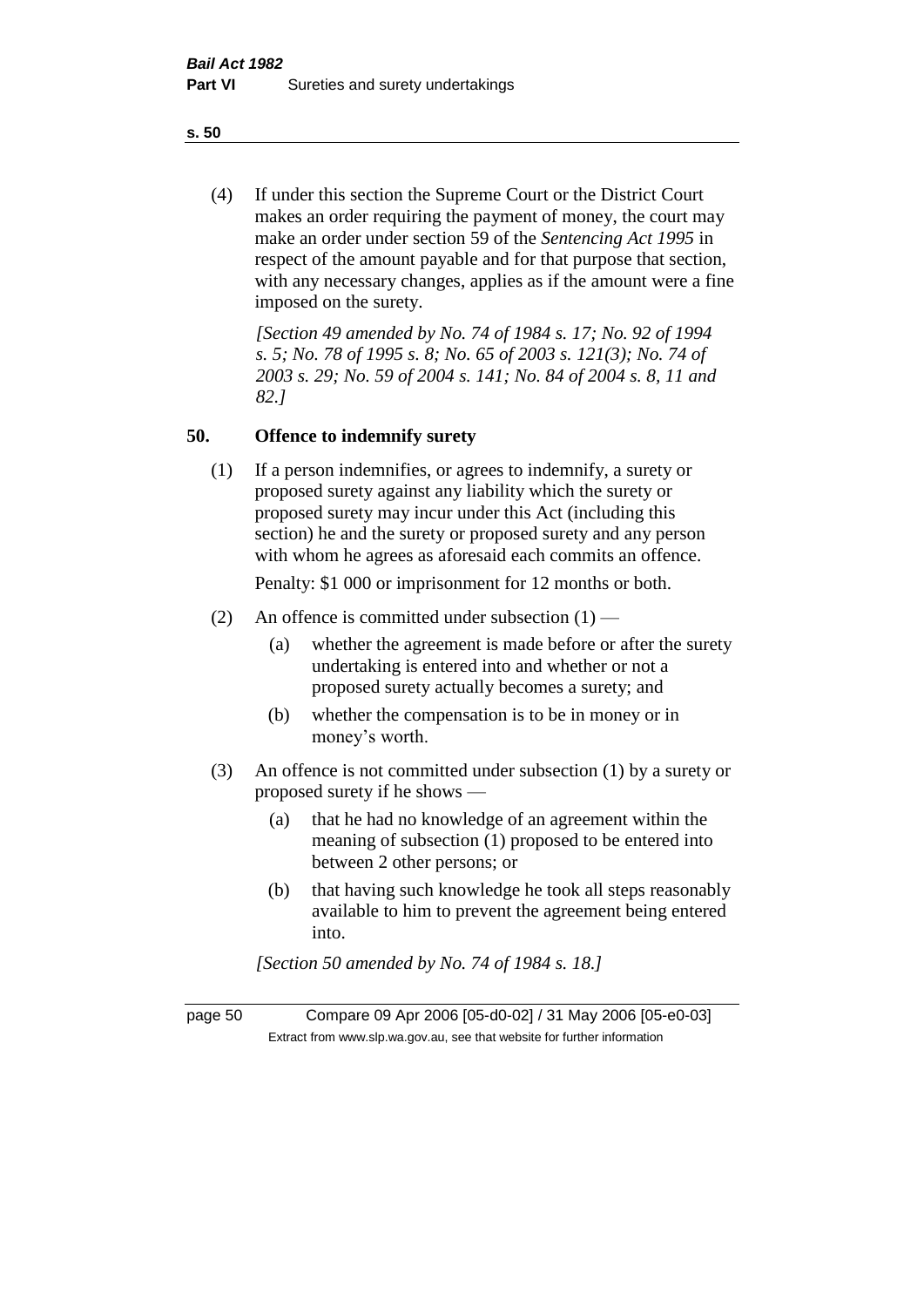(4) If under this section the Supreme Court or the District Court makes an order requiring the payment of money, the court may make an order under section 59 of the *Sentencing Act 1995* in respect of the amount payable and for that purpose that section, with any necessary changes, applies as if the amount were a fine imposed on the surety.

*[Section 49 amended by No. 74 of 1984 s. 17; No. 92 of 1994 s. 5; No. 78 of 1995 s. 8; No. 65 of 2003 s. 121(3); No. 74 of 2003 s. 29; No. 59 of 2004 s. 141; No. 84 of 2004 s. 8, 11 and 82.]*

## 50. Offence to indemnify surety

(1) If a person indemnifies, or agrees to indemnify, a surety or proposed surety against any liability which the surety or proposed surety may incur under this Act (including this section) he and the surety or proposed surety and any person with whom he agrees as aforesaid each commits an offence.

Penalty: $1 000 or imprisonment for 12 months or both.

(2) An offence is committed under subsection (1) —

- (a) whether the agreement is made before or after the surety undertaking is entered into and whether or not a proposed surety actually becomes a surety; and
- (b) whether the compensation is to be in money or in money's worth.

(3) An offence is not committed under subsection (1) by a surety or proposed surety if he shows —

- (a) that he had no knowledge of an agreement within the meaning of subsection (1) proposed to be entered into between 2 other persons; or
- (b) that having such knowledge he took all steps reasonably available to him to prevent the agreement being entered into.

*[Section 50 amended by No. 74 of 1984 s. 18.]*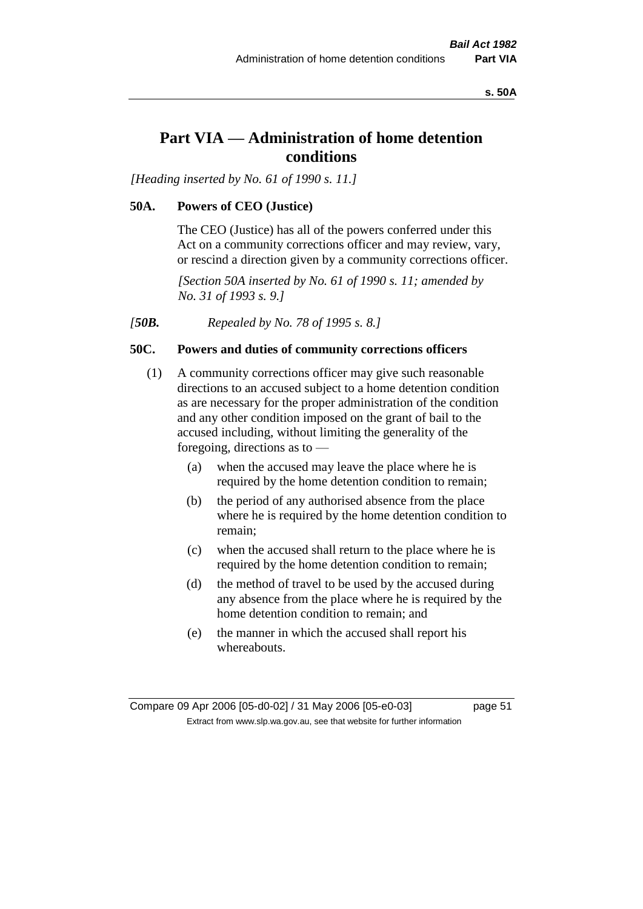# Part VIA — Administration of home detention conditions

*[Heading inserted by No. 61 of 1990 s. 11.]*

## 50A. Powers of CEO (Justice)

The CEO (Justice) has all of the powers conferred under this Act on a community corrections officer and may review, vary, or rescind a direction given by a community corrections officer.

*[Section 50A inserted by No. 61 of 1990 s. 11; amended by No. 31 of 1993 s. 9.]*

*[**50B.** Repealed by No. 78 of 1995 s. 8.]*

## 50C. Powers and duties of community corrections officers

(1) A community corrections officer may give such reasonable directions to an accused subject to a home detention condition as are necessary for the proper administration of the condition and any other condition imposed on the grant of bail to the accused including, without limiting the generality of the foregoing, directions as to —

- (a) when the accused may leave the place where he is required by the home detention condition to remain;
- (b) the period of any authorised absence from the place where he is required by the home detention condition to remain;
- (c) when the accused shall return to the place where he is required by the home detention condition to remain;
- (d) the method of travel to be used by the accused during any absence from the place where he is required by the home detention condition to remain; and
- (e) the manner in which the accused shall report his whereabouts.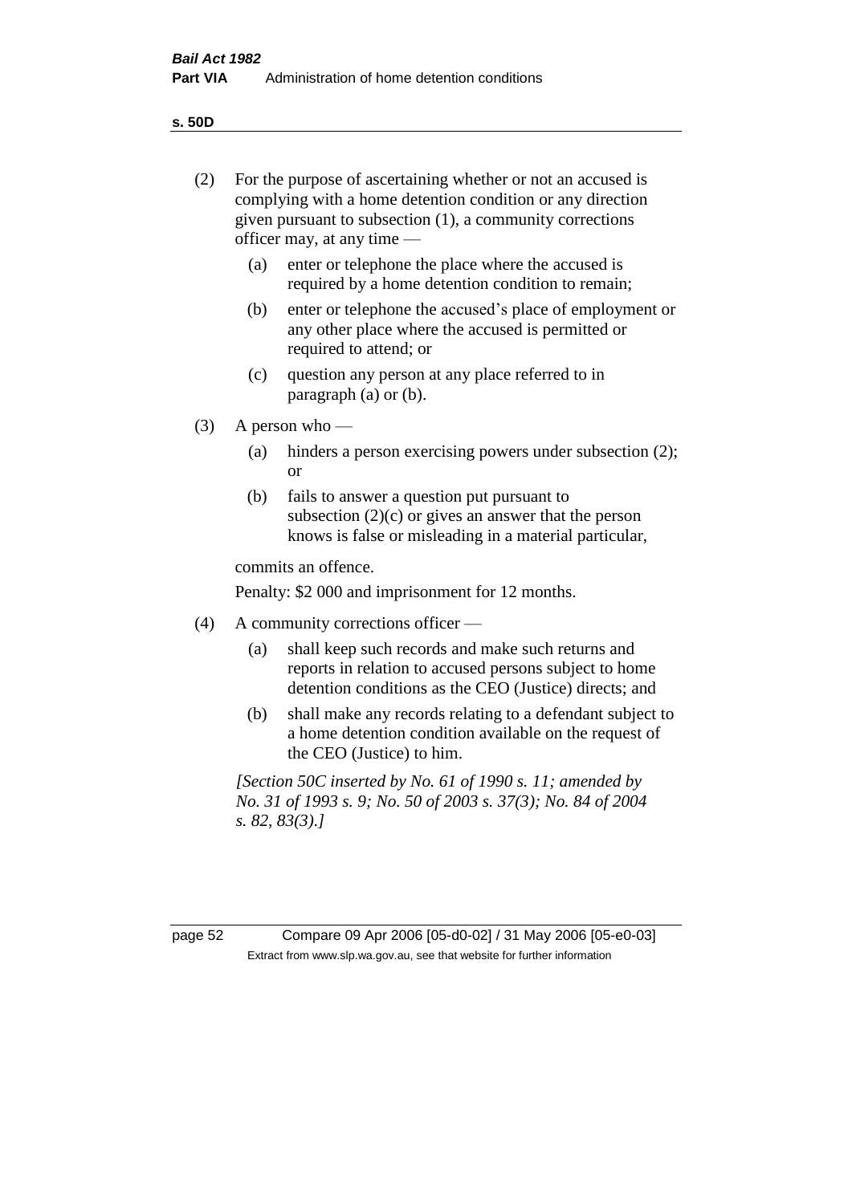(2) For the purpose of ascertaining whether or not an accused is complying with a home detention condition or any direction given pursuant to subsection (1), a community corrections officer may, at any time —

  (a) enter or telephone the place where the accused is required by a home detention condition to remain;

  (b) enter or telephone the accused's place of employment or any other place where the accused is permitted or required to attend; or

  (c) question any person at any place referred to in paragraph (a) or (b).

(3) A person who —

  (a) hinders a person exercising powers under subsection (2); or

  (b) fails to answer a question put pursuant to subsection (2)(c) or gives an answer that the person knows is false or misleading in a material particular,

commits an offence.

Penalty: $2 000 and imprisonment for 12 months.

(4) A community corrections officer —

  (a) shall keep such records and make such returns and reports in relation to accused persons subject to home detention conditions as the CEO (Justice) directs; and

  (b) shall make any records relating to a defendant subject to a home detention condition available on the request of the CEO (Justice) to him.

*[Section 50C inserted by No. 61 of 1990 s. 11; amended by No. 31 of 1993 s. 9; No. 50 of 2003 s. 37(3); No. 84 of 2004 s. 82, 83(3).]*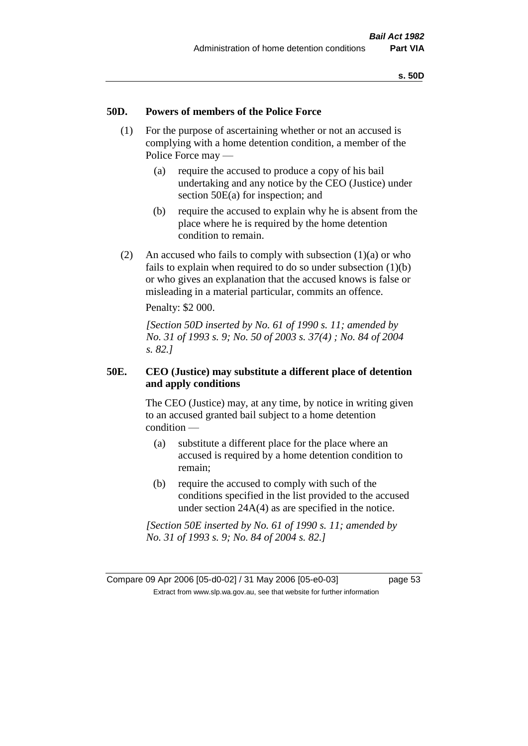### 50D. Powers of members of the Police Force

(1) For the purpose of ascertaining whether or not an accused is complying with a home detention condition, a member of the Police Force may —

(a) require the accused to produce a copy of his bail undertaking and any notice by the CEO (Justice) under section 50E(a) for inspection; and

(b) require the accused to explain why he is absent from the place where he is required by the home detention condition to remain.

(2) An accused who fails to comply with subsection (1)(a) or who fails to explain when required to do so under subsection (1)(b) or who gives an explanation that the accused knows is false or misleading in a material particular, commits an offence.

Penalty: $2 000.

*[Section 50D inserted by No. 61 of 1990 s. 11; amended by No. 31 of 1993 s. 9; No. 50 of 2003 s. 37(4) ; No. 84 of 2004 s. 82.]*

### 50E. CEO (Justice) may substitute a different place of detention and apply conditions

The CEO (Justice) may, at any time, by notice in writing given to an accused granted bail subject to a home detention condition —

(a) substitute a different place for the place where an accused is required by a home detention condition to remain;

(b) require the accused to comply with such of the conditions specified in the list provided to the accused under section 24A(4) as are specified in the notice.

*[Section 50E inserted by No. 61 of 1990 s. 11; amended by No. 31 of 1993 s. 9; No. 84 of 2004 s. 82.]*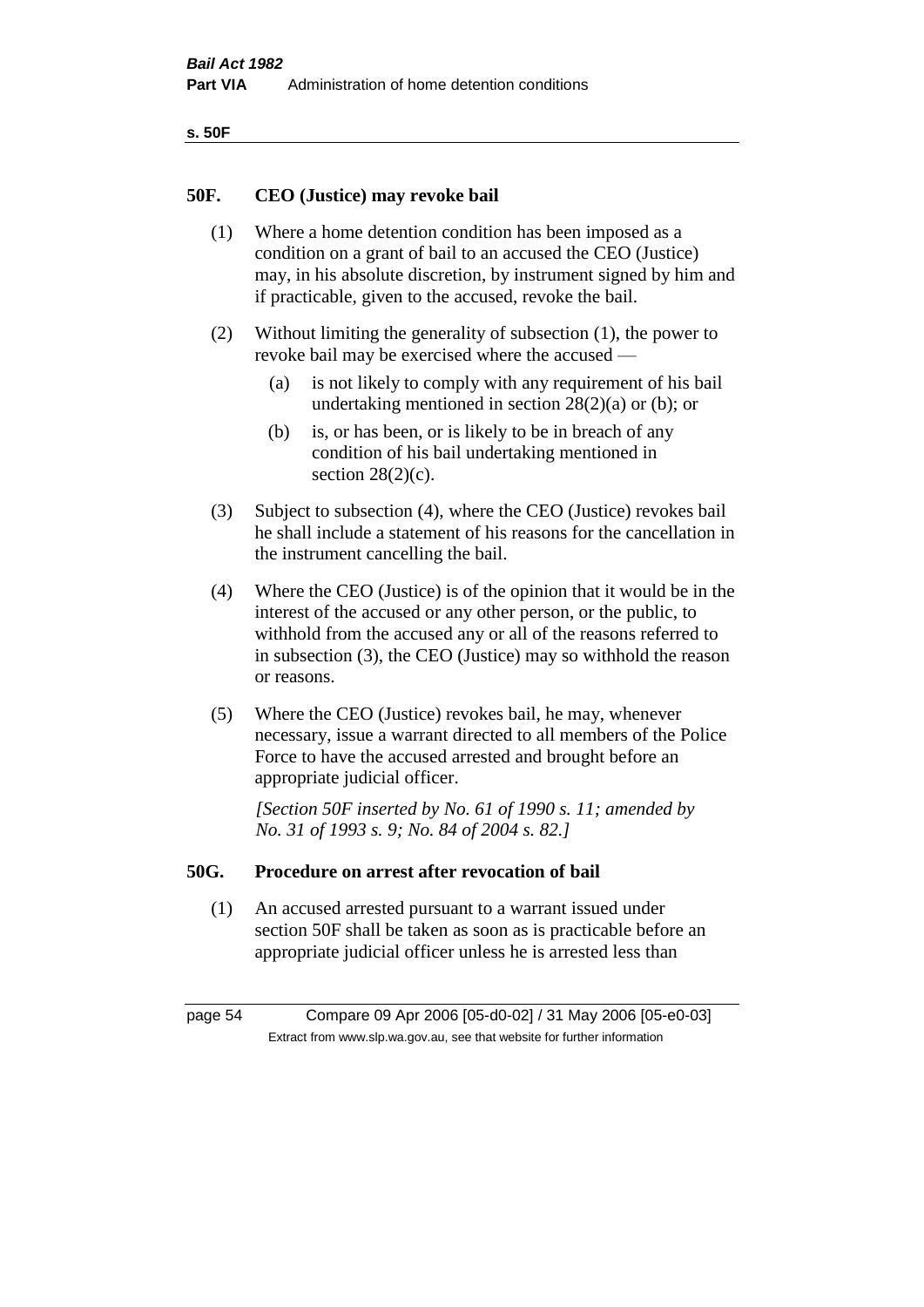## 50F. CEO (Justice) may revoke bail

(1) Where a home detention condition has been imposed as a condition on a grant of bail to an accused the CEO (Justice) may, in his absolute discretion, by instrument signed by him and if practicable, given to the accused, revoke the bail.

(2) Without limiting the generality of subsection (1), the power to revoke bail may be exercised where the accused —

- (a) is not likely to comply with any requirement of his bail undertaking mentioned in section 28(2)(a) or (b); or
- (b) is, or has been, or is likely to be in breach of any condition of his bail undertaking mentioned in section 28(2)(c).

(3) Subject to subsection (4), where the CEO (Justice) revokes bail he shall include a statement of his reasons for the cancellation in the instrument cancelling the bail.

(4) Where the CEO (Justice) is of the opinion that it would be in the interest of the accused or any other person, or the public, to withhold from the accused any or all of the reasons referred to in subsection (3), the CEO (Justice) may so withhold the reason or reasons.

(5) Where the CEO (Justice) revokes bail, he may, whenever necessary, issue a warrant directed to all members of the Police Force to have the accused arrested and brought before an appropriate judicial officer.

*[Section 50F inserted by No. 61 of 1990 s. 11; amended by No. 31 of 1993 s. 9; No. 84 of 2004 s. 82.]*

## 50G. Procedure on arrest after revocation of bail

(1) An accused arrested pursuant to a warrant issued under section 50F shall be taken as soon as is practicable before an appropriate judicial officer unless he is arrested less than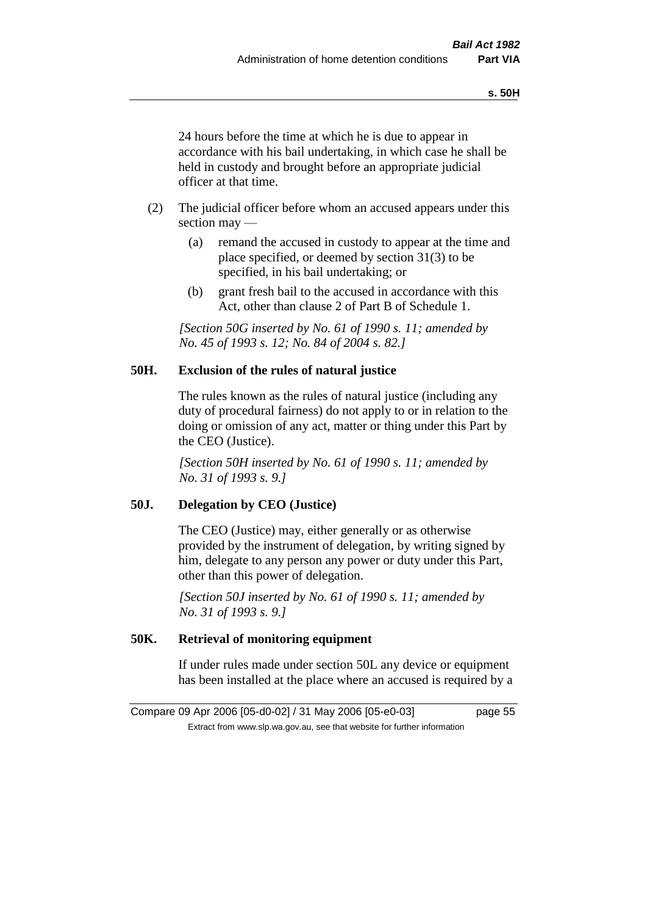24 hours before the time at which he is due to appear in accordance with his bail undertaking, in which case he shall be held in custody and brought before an appropriate judicial officer at that time.

(2) The judicial officer before whom an accused appears under this section may —

(a) remand the accused in custody to appear at the time and place specified, or deemed by section 31(3) to be specified, in his bail undertaking; or

(b) grant fresh bail to the accused in accordance with this Act, other than clause 2 of Part B of Schedule 1.

*[Section 50G inserted by No. 61 of 1990 s. 11; amended by No. 45 of 1993 s. 12; No. 84 of 2004 s. 82.]*

### 50H. Exclusion of the rules of natural justice

The rules known as the rules of natural justice (including any duty of procedural fairness) do not apply to or in relation to the doing or omission of any act, matter or thing under this Part by the CEO (Justice).

*[Section 50H inserted by No. 61 of 1990 s. 11; amended by No. 31 of 1993 s. 9.]*

### 50J. Delegation by CEO (Justice)

The CEO (Justice) may, either generally or as otherwise provided by the instrument of delegation, by writing signed by him, delegate to any person any power or duty under this Part, other than this power of delegation.

*[Section 50J inserted by No. 61 of 1990 s. 11; amended by No. 31 of 1993 s. 9.]*

### 50K. Retrieval of monitoring equipment

If under rules made under section 50L any device or equipment has been installed at the place where an accused is required by a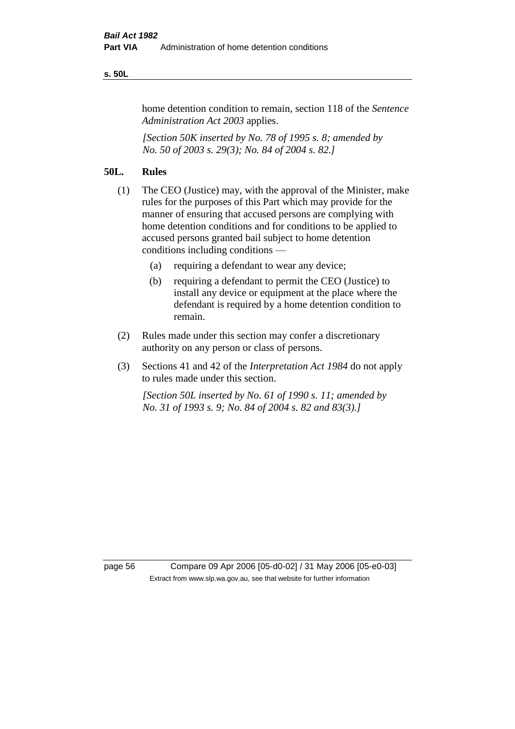home detention condition to remain, section 118 of the *Sentence Administration Act 2003* applies.

*[Section 50K inserted by No. 78 of 1995 s. 8; amended by No. 50 of 2003 s. 29(3); No. 84 of 2004 s. 82.]*

## 50L. Rules

(1) The CEO (Justice) may, with the approval of the Minister, make rules for the purposes of this Part which may provide for the manner of ensuring that accused persons are complying with home detention conditions and for conditions to be applied to accused persons granted bail subject to home detention conditions including conditions —

  (a) requiring a defendant to wear any device;

  (b) requiring a defendant to permit the CEO (Justice) to install any device or equipment at the place where the defendant is required by a home detention condition to remain.

(2) Rules made under this section may confer a discretionary authority on any person or class of persons.

(3) Sections 41 and 42 of the *Interpretation Act 1984* do not apply to rules made under this section.

*[Section 50L inserted by No. 61 of 1990 s. 11; amended by No. 31 of 1993 s. 9; No. 84 of 2004 s. 82 and 83(3).]*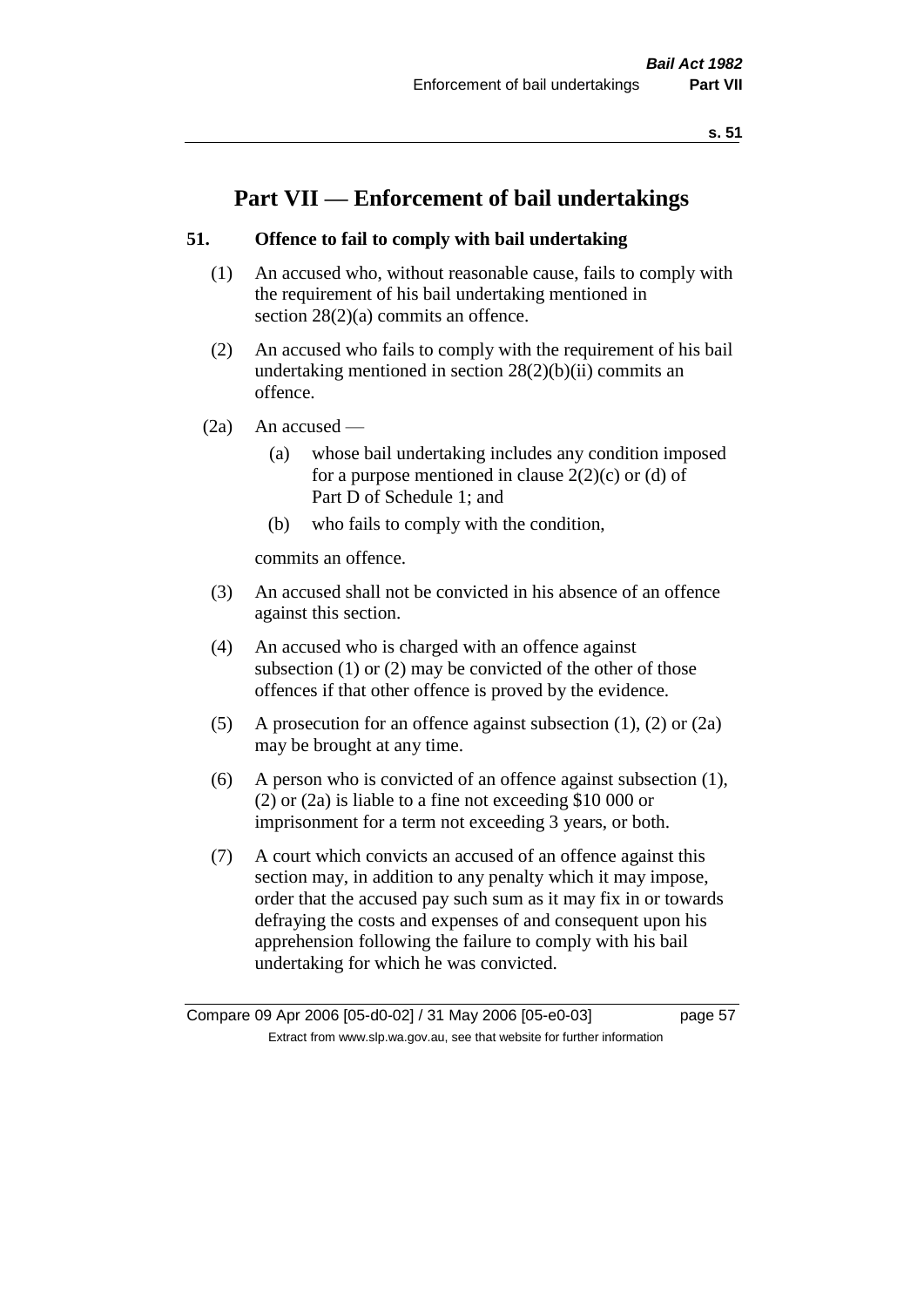# Part VII — Enforcement of bail undertakings

### 51. Offence to fail to comply with bail undertaking

(1) An accused who, without reasonable cause, fails to comply with the requirement of his bail undertaking mentioned in section 28(2)(a) commits an offence.

(2) An accused who fails to comply with the requirement of his bail undertaking mentioned in section 28(2)(b)(ii) commits an offence.

(2a) An accused —

- (a) whose bail undertaking includes any condition imposed for a purpose mentioned in clause 2(2)(c) or (d) of Part D of Schedule 1; and
- (b) who fails to comply with the condition,

commits an offence.

(3) An accused shall not be convicted in his absence of an offence against this section.

(4) An accused who is charged with an offence against subsection (1) or (2) may be convicted of the other of those offences if that other offence is proved by the evidence.

(5) A prosecution for an offence against subsection (1), (2) or (2a) may be brought at any time.

(6) A person who is convicted of an offence against subsection (1), (2) or (2a) is liable to a fine not exceeding $10 000 or imprisonment for a term not exceeding 3 years, or both.

(7) A court which convicts an accused of an offence against this section may, in addition to any penalty which it may impose, order that the accused pay such sum as it may fix in or towards defraying the costs and expenses of and consequent upon his apprehension following the failure to comply with his bail undertaking for which he was convicted.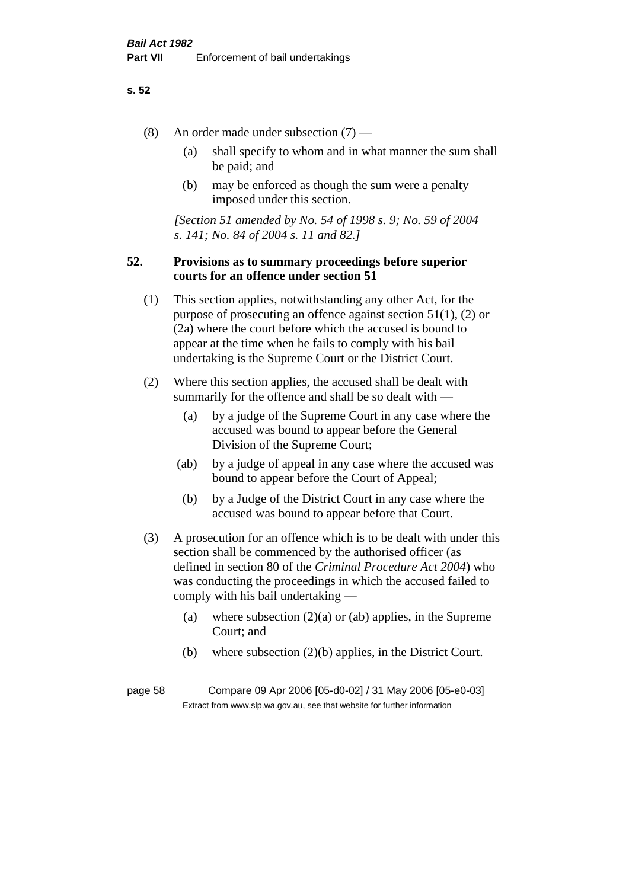(8) An order made under subsection (7) —

(a) shall specify to whom and in what manner the sum shall be paid; and

(b) may be enforced as though the sum were a penalty imposed under this section.

*[Section 51 amended by No. 54 of 1998 s. 9; No. 59 of 2004 s. 141; No. 84 of 2004 s. 11 and 82.]*

### 52. Provisions as to summary proceedings before superior courts for an offence under section 51

(1) This section applies, notwithstanding any other Act, for the purpose of prosecuting an offence against section 51(1), (2) or (2a) where the court before which the accused is bound to appear at the time when he fails to comply with his bail undertaking is the Supreme Court or the District Court.

(2) Where this section applies, the accused shall be dealt with summarily for the offence and shall be so dealt with —

(a) by a judge of the Supreme Court in any case where the accused was bound to appear before the General Division of the Supreme Court;

(ab) by a judge of appeal in any case where the accused was bound to appear before the Court of Appeal;

(b) by a Judge of the District Court in any case where the accused was bound to appear before that Court.

(3) A prosecution for an offence which is to be dealt with under this section shall be commenced by the authorised officer (as defined in section 80 of the *Criminal Procedure Act 2004*) who was conducting the proceedings in which the accused failed to comply with his bail undertaking —

(a) where subsection (2)(a) or (ab) applies, in the Supreme Court; and

(b) where subsection (2)(b) applies, in the District Court.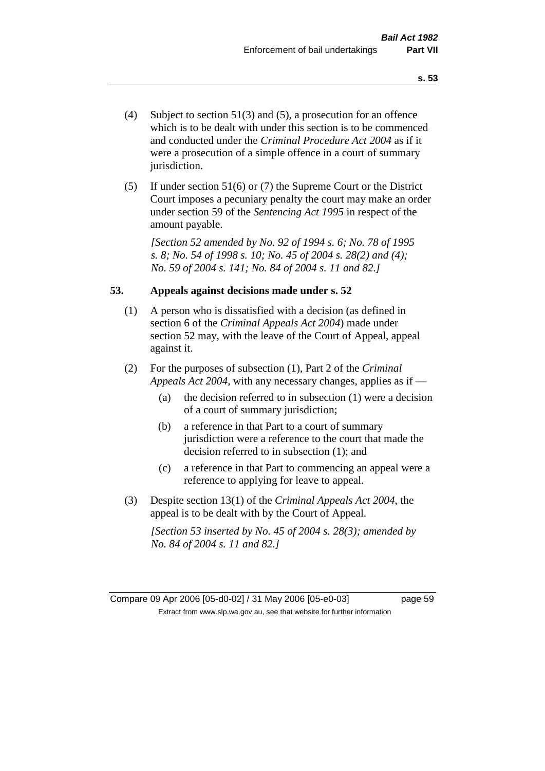(4) Subject to section 51(3) and (5), a prosecution for an offence which is to be dealt with under this section is to be commenced and conducted under the *Criminal Procedure Act 2004* as if it were a prosecution of a simple offence in a court of summary jurisdiction.

(5) If under section 51(6) or (7) the Supreme Court or the District Court imposes a pecuniary penalty the court may make an order under section 59 of the *Sentencing Act 1995* in respect of the amount payable.

*[Section 52 amended by No. 92 of 1994 s. 6; No. 78 of 1995 s. 8; No. 54 of 1998 s. 10; No. 45 of 2004 s. 28(2) and (4); No. 59 of 2004 s. 141; No. 84 of 2004 s. 11 and 82.]*

## 53. Appeals against decisions made under s. 52

(1) A person who is dissatisfied with a decision (as defined in section 6 of the *Criminal Appeals Act 2004*) made under section 52 may, with the leave of the Court of Appeal, appeal against it.

(2) For the purposes of subsection (1), Part 2 of the *Criminal Appeals Act 2004*, with any necessary changes, applies as if —

- (a) the decision referred to in subsection (1) were a decision of a court of summary jurisdiction;
- (b) a reference in that Part to a court of summary jurisdiction were a reference to the court that made the decision referred to in subsection (1); and
- (c) a reference in that Part to commencing an appeal were a reference to applying for leave to appeal.

(3) Despite section 13(1) of the *Criminal Appeals Act 2004*, the appeal is to be dealt with by the Court of Appeal.

*[Section 53 inserted by No. 45 of 2004 s. 28(3); amended by No. 84 of 2004 s. 11 and 82.]*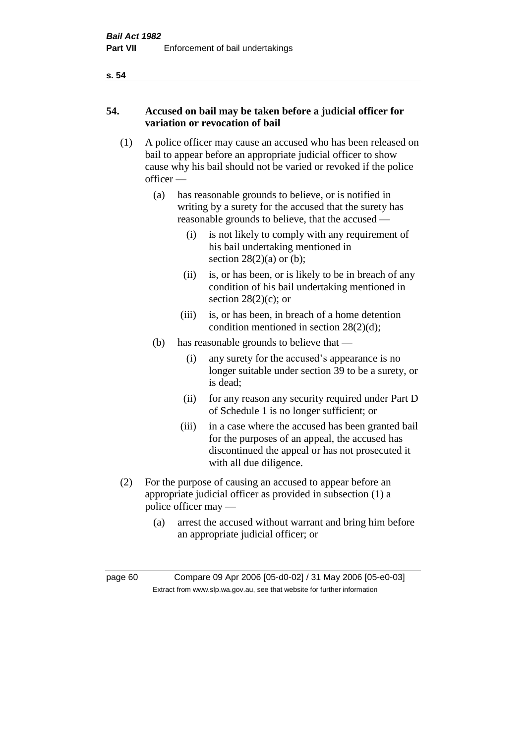**54. Accused on bail may be taken before a judicial officer for variation or revocation of bail**

(1) A police officer may cause an accused who has been released on bail to appear before an appropriate judicial officer to show cause why his bail should not be varied or revoked if the police officer —

(a) has reasonable grounds to believe, or is notified in writing by a surety for the accused that the surety has reasonable grounds to believe, that the accused —

(i) is not likely to comply with any requirement of his bail undertaking mentioned in section 28(2)(a) or (b);

(ii) is, or has been, or is likely to be in breach of any condition of his bail undertaking mentioned in section 28(2)(c); or

(iii) is, or has been, in breach of a home detention condition mentioned in section 28(2)(d);

(b) has reasonable grounds to believe that —

(i) any surety for the accused's appearance is no longer suitable under section 39 to be a surety, or is dead;

(ii) for any reason any security required under Part D of Schedule 1 is no longer sufficient; or

(iii) in a case where the accused has been granted bail for the purposes of an appeal, the accused has discontinued the appeal or has not prosecuted it with all due diligence.

(2) For the purpose of causing an accused to appear before an appropriate judicial officer as provided in subsection (1) a police officer may —

(a) arrest the accused without warrant and bring him before an appropriate judicial officer; or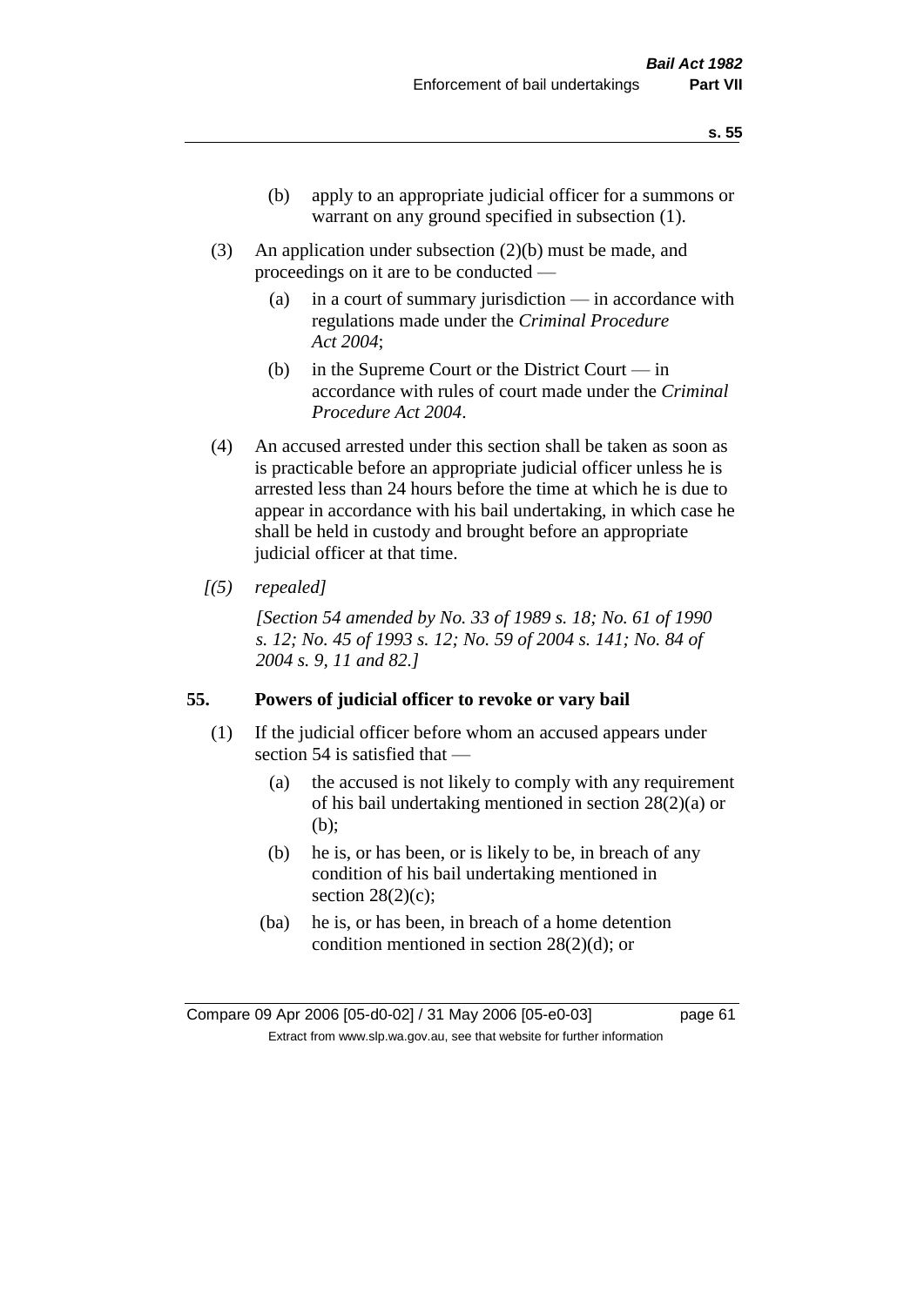(b) apply to an appropriate judicial officer for a summons or warrant on any ground specified in subsection (1).

(3) An application under subsection (2)(b) must be made, and proceedings on it are to be conducted —

(a) in a court of summary jurisdiction — in accordance with regulations made under the *Criminal Procedure Act 2004*;

(b) in the Supreme Court or the District Court — in accordance with rules of court made under the *Criminal Procedure Act 2004*.

(4) An accused arrested under this section shall be taken as soon as is practicable before an appropriate judicial officer unless he is arrested less than 24 hours before the time at which he is due to appear in accordance with his bail undertaking, in which case he shall be held in custody and brought before an appropriate judicial officer at that time.

*[(5) repealed]*

*[Section 54 amended by No. 33 of 1989 s. 18; No. 61 of 1990 s. 12; No. 45 of 1993 s. 12; No. 59 of 2004 s. 141; No. 84 of 2004 s. 9, 11 and 82.]*

### 55. Powers of judicial officer to revoke or vary bail

(1) If the judicial officer before whom an accused appears under section 54 is satisfied that —

(a) the accused is not likely to comply with any requirement of his bail undertaking mentioned in section 28(2)(a) or (b);

(b) he is, or has been, or is likely to be, in breach of any condition of his bail undertaking mentioned in section 28(2)(c);

(ba) he is, or has been, in breach of a home detention condition mentioned in section 28(2)(d); or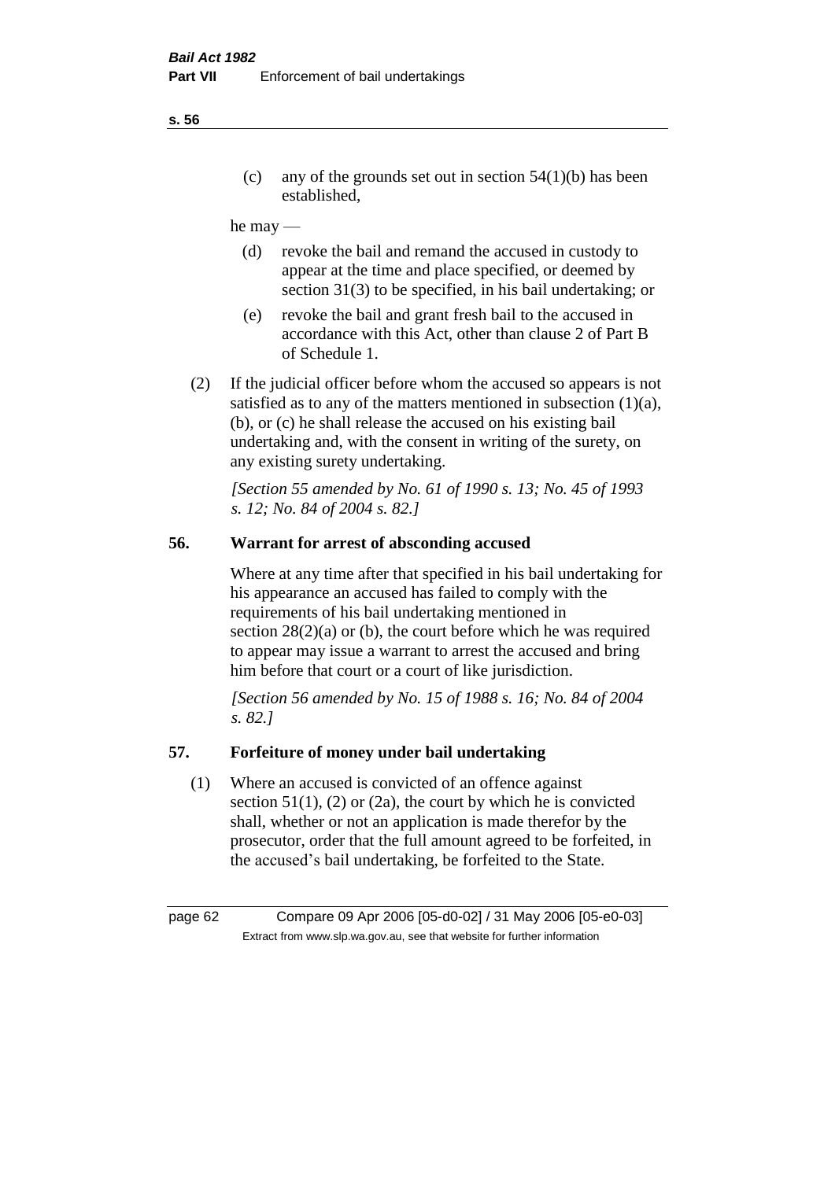(c) any of the grounds set out in section 54(1)(b) has been established,

he may —

(d) revoke the bail and remand the accused in custody to appear at the time and place specified, or deemed by section 31(3) to be specified, in his bail undertaking; or

(e) revoke the bail and grant fresh bail to the accused in accordance with this Act, other than clause 2 of Part B of Schedule 1.

(2) If the judicial officer before whom the accused so appears is not satisfied as to any of the matters mentioned in subsection (1)(a), (b), or (c) he shall release the accused on his existing bail undertaking and, with the consent in writing of the surety, on any existing surety undertaking.

*[Section 55 amended by No. 61 of 1990 s. 13; No. 45 of 1993 s. 12; No. 84 of 2004 s. 82.]*

## 56. Warrant for arrest of absconding accused

Where at any time after that specified in his bail undertaking for his appearance an accused has failed to comply with the requirements of his bail undertaking mentioned in section 28(2)(a) or (b), the court before which he was required to appear may issue a warrant to arrest the accused and bring him before that court or a court of like jurisdiction.

*[Section 56 amended by No. 15 of 1988 s. 16; No. 84 of 2004 s. 82.]*

## 57. Forfeiture of money under bail undertaking

(1) Where an accused is convicted of an offence against section 51(1), (2) or (2a), the court by which he is convicted shall, whether or not an application is made therefor by the prosecutor, order that the full amount agreed to be forfeited, in the accused's bail undertaking, be forfeited to the State.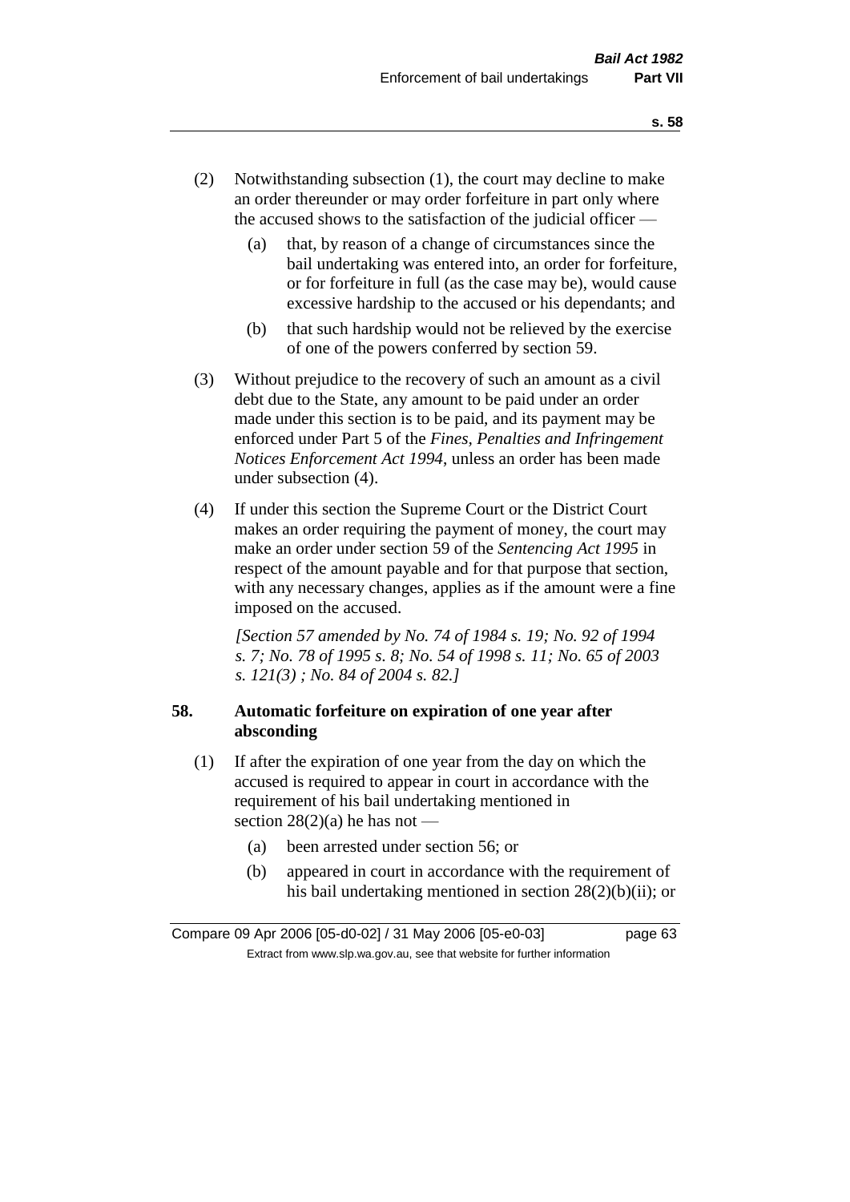(2) Notwithstanding subsection (1), the court may decline to make an order thereunder or may order forfeiture in part only where the accused shows to the satisfaction of the judicial officer —

 (a) that, by reason of a change of circumstances since the bail undertaking was entered into, an order for forfeiture, or for forfeiture in full (as the case may be), would cause excessive hardship to the accused or his dependants; and

 (b) that such hardship would not be relieved by the exercise of one of the powers conferred by section 59.

(3) Without prejudice to the recovery of such an amount as a civil debt due to the State, any amount to be paid under an order made under this section is to be paid, and its payment may be enforced under Part 5 of the *Fines, Penalties and Infringement Notices Enforcement Act 1994*, unless an order has been made under subsection (4).

(4) If under this section the Supreme Court or the District Court makes an order requiring the payment of money, the court may make an order under section 59 of the *Sentencing Act 1995* in respect of the amount payable and for that purpose that section, with any necessary changes, applies as if the amount were a fine imposed on the accused.

*[Section 57 amended by No. 74 of 1984 s. 19; No. 92 of 1994 s. 7; No. 78 of 1995 s. 8; No. 54 of 1998 s. 11; No. 65 of 2003 s. 121(3) ; No. 84 of 2004 s. 82.]*

**58. Automatic forfeiture on expiration of one year after absconding**

(1) If after the expiration of one year from the day on which the accused is required to appear in court in accordance with the requirement of his bail undertaking mentioned in section 28(2)(a) he has not —

 (a) been arrested under section 56; or

 (b) appeared in court in accordance with the requirement of his bail undertaking mentioned in section 28(2)(b)(ii); or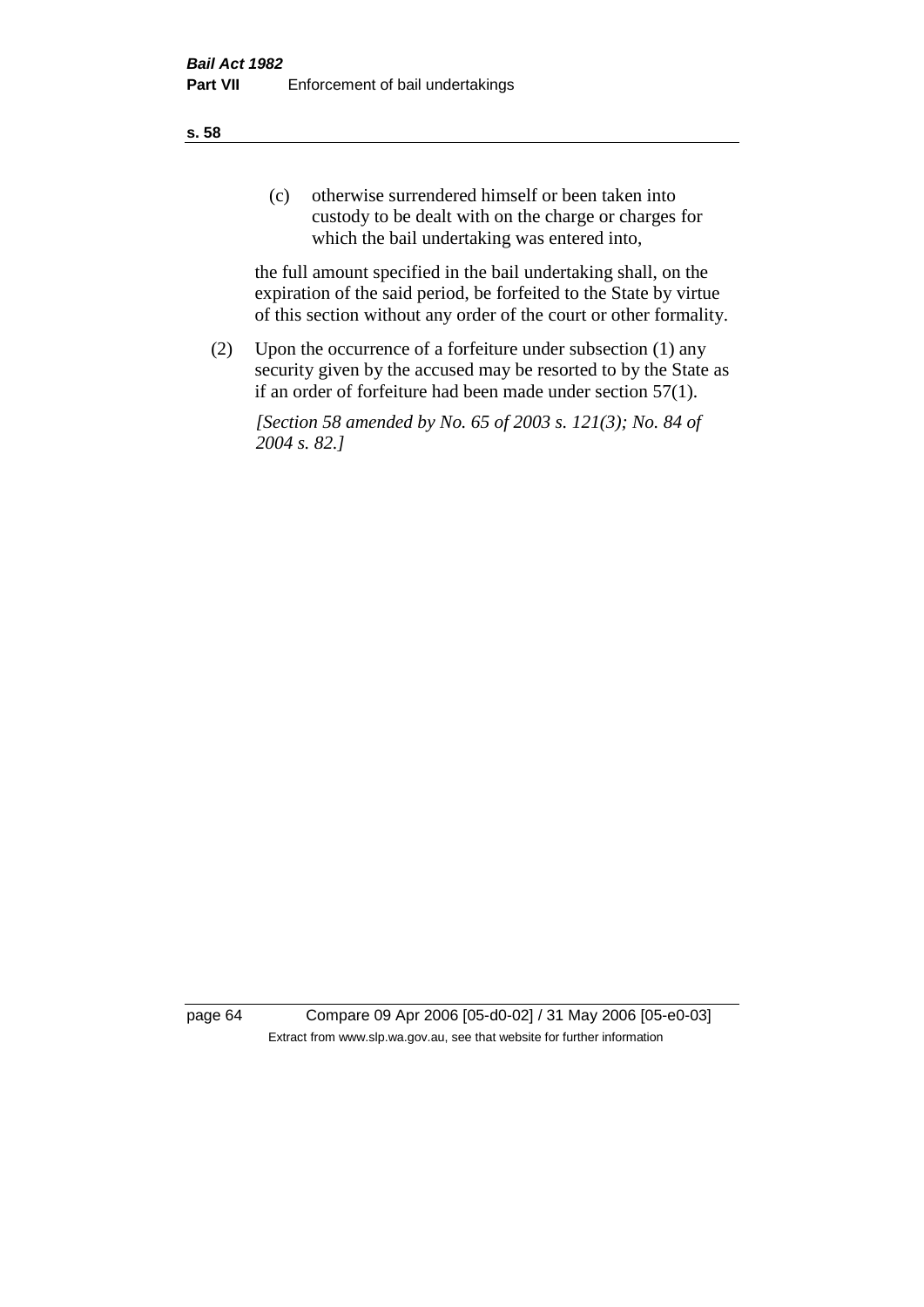(c) otherwise surrendered himself or been taken into custody to be dealt with on the charge or charges for which the bail undertaking was entered into,

the full amount specified in the bail undertaking shall, on the expiration of the said period, be forfeited to the State by virtue of this section without any order of the court or other formality.

(2) Upon the occurrence of a forfeiture under subsection (1) any security given by the accused may be resorted to by the State as if an order of forfeiture had been made under section 57(1).

*[Section 58 amended by No. 65 of 2003 s. 121(3); No. 84 of 2004 s. 82.]*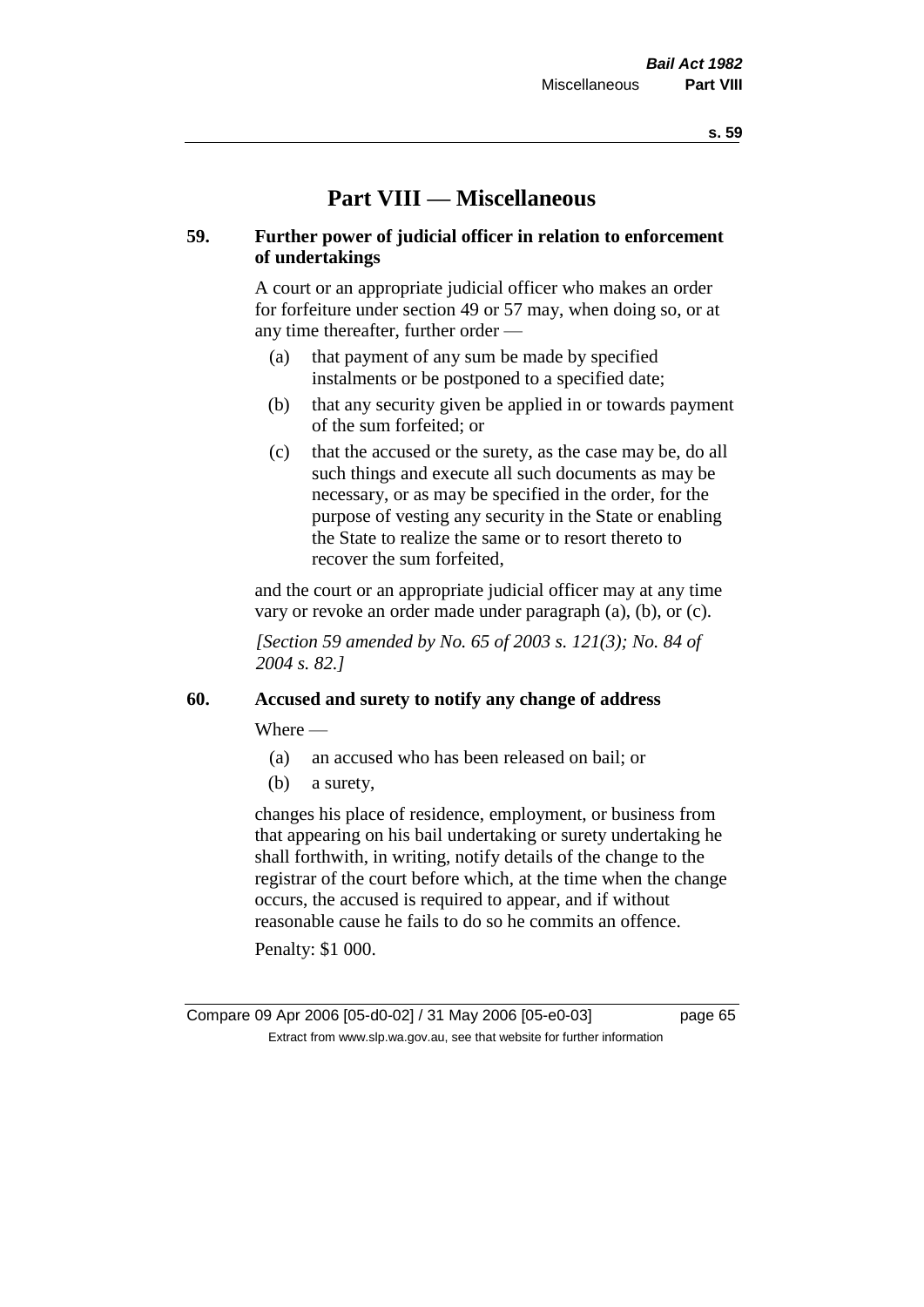# Part VIII — Miscellaneous

### 59. Further power of judicial officer in relation to enforcement of undertakings

A court or an appropriate judicial officer who makes an order for forfeiture under section 49 or 57 may, when doing so, or at any time thereafter, further order —

(a) that payment of any sum be made by specified instalments or be postponed to a specified date;

(b) that any security given be applied in or towards payment of the sum forfeited; or

(c) that the accused or the surety, as the case may be, do all such things and execute all such documents as may be necessary, or as may be specified in the order, for the purpose of vesting any security in the State or enabling the State to realize the same or to resort thereto to recover the sum forfeited,

and the court or an appropriate judicial officer may at any time vary or revoke an order made under paragraph (a), (b), or (c).

*[Section 59 amended by No. 65 of 2003 s. 121(3); No. 84 of 2004 s. 82.]*

### 60. Accused and surety to notify any change of address

Where —

(a) an accused who has been released on bail; or

(b) a surety,

changes his place of residence, employment, or business from that appearing on his bail undertaking or surety undertaking he shall forthwith, in writing, notify details of the change to the registrar of the court before which, at the time when the change occurs, the accused is required to appear, and if without reasonable cause he fails to do so he commits an offence.

Penalty: $1 000.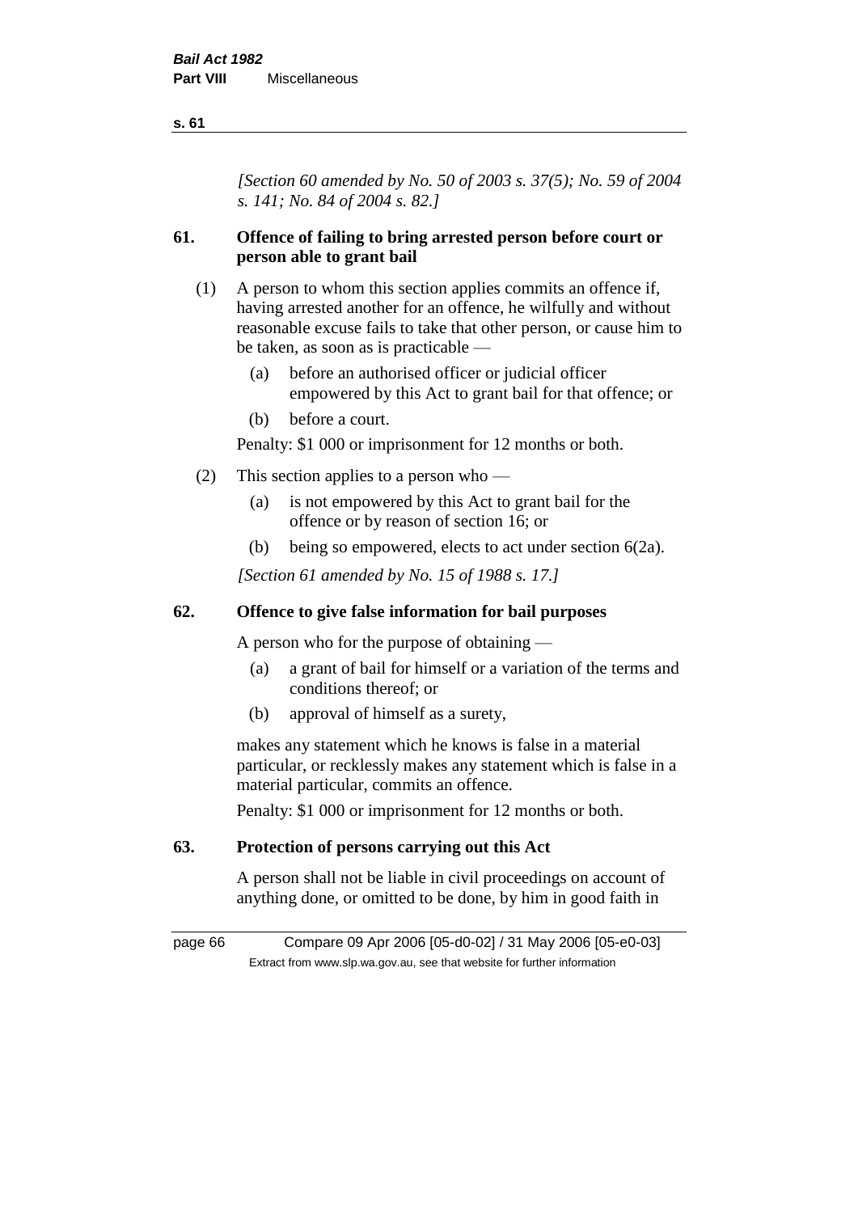*[Section 60 amended by No. 50 of 2003 s. 37(5); No. 59 of 2004 s. 141; No. 84 of 2004 s. 82.]*

### 61. Offence of failing to bring arrested person before court or person able to grant bail

(1) A person to whom this section applies commits an offence if, having arrested another for an offence, he wilfully and without reasonable excuse fails to take that other person, or cause him to be taken, as soon as is practicable —

- (a) before an authorised officer or judicial officer empowered by this Act to grant bail for that offence; or
- (b) before a court.

Penalty: $1 000 or imprisonment for 12 months or both.

(2) This section applies to a person who —

- (a) is not empowered by this Act to grant bail for the offence or by reason of section 16; or
- (b) being so empowered, elects to act under section 6(2a).

*[Section 61 amended by No. 15 of 1988 s. 17.]*

### 62. Offence to give false information for bail purposes

A person who for the purpose of obtaining —

- (a) a grant of bail for himself or a variation of the terms and conditions thereof; or
- (b) approval of himself as a surety,

makes any statement which he knows is false in a material particular, or recklessly makes any statement which is false in a material particular, commits an offence.

Penalty: $1 000 or imprisonment for 12 months or both.

### 63. Protection of persons carrying out this Act

A person shall not be liable in civil proceedings on account of anything done, or omitted to be done, by him in good faith in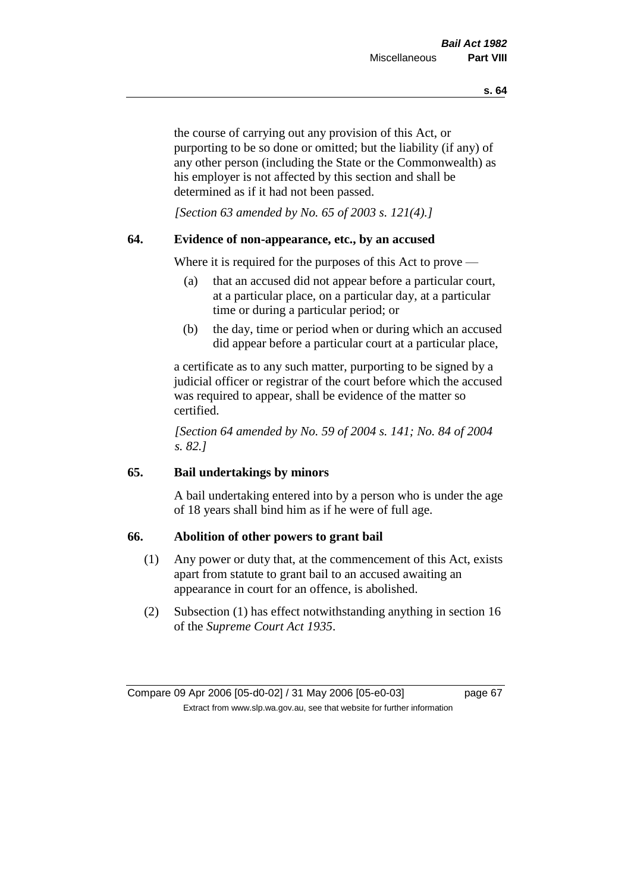the course of carrying out any provision of this Act, or purporting to be so done or omitted; but the liability (if any) of any other person (including the State or the Commonwealth) as his employer is not affected by this section and shall be determined as if it had not been passed.

*[Section 63 amended by No. 65 of 2003 s. 121(4).]*

### 64. Evidence of non-appearance, etc., by an accused

Where it is required for the purposes of this Act to prove —

(a) that an accused did not appear before a particular court, at a particular place, on a particular day, at a particular time or during a particular period; or

(b) the day, time or period when or during which an accused did appear before a particular court at a particular place,

a certificate as to any such matter, purporting to be signed by a judicial officer or registrar of the court before which the accused was required to appear, shall be evidence of the matter so certified.

*[Section 64 amended by No. 59 of 2004 s. 141; No. 84 of 2004 s. 82.]*

### 65. Bail undertakings by minors

A bail undertaking entered into by a person who is under the age of 18 years shall bind him as if he were of full age.

### 66. Abolition of other powers to grant bail

(1) Any power or duty that, at the commencement of this Act, exists apart from statute to grant bail to an accused awaiting an appearance in court for an offence, is abolished.

(2) Subsection (1) has effect notwithstanding anything in section 16 of the *Supreme Court Act 1935*.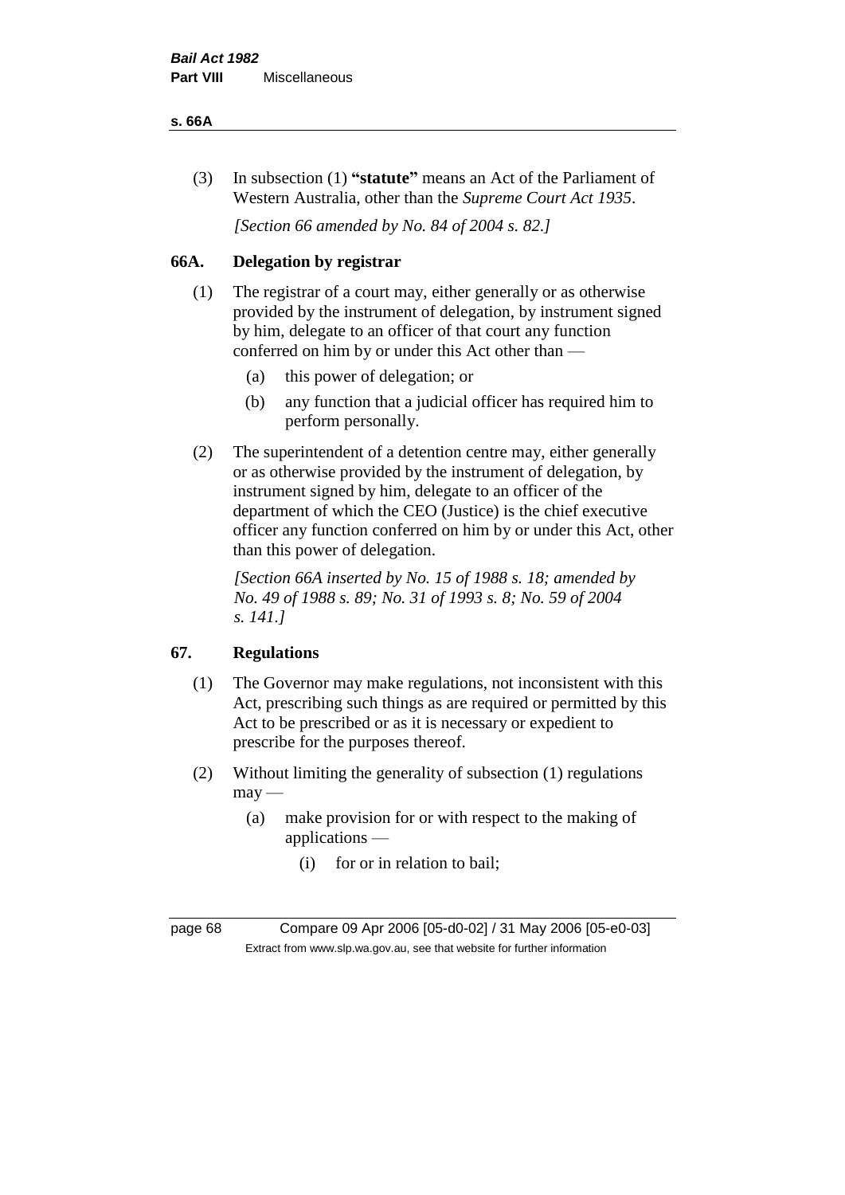(3) In subsection (1) **"statute"** means an Act of the Parliament of Western Australia, other than the *Supreme Court Act 1935*.

*[Section 66 amended by No. 84 of 2004 s. 82.]*

## 66A. Delegation by registrar

(1) The registrar of a court may, either generally or as otherwise provided by the instrument of delegation, by instrument signed by him, delegate to an officer of that court any function conferred on him by or under this Act other than —

- (a) this power of delegation; or
- (b) any function that a judicial officer has required him to perform personally.

(2) The superintendent of a detention centre may, either generally or as otherwise provided by the instrument of delegation, by instrument signed by him, delegate to an officer of the department of which the CEO (Justice) is the chief executive officer any function conferred on him by or under this Act, other than this power of delegation.

*[Section 66A inserted by No. 15 of 1988 s. 18; amended by No. 49 of 1988 s. 89; No. 31 of 1993 s. 8; No. 59 of 2004 s. 141.]*

## 67. Regulations

(1) The Governor may make regulations, not inconsistent with this Act, prescribing such things as are required or permitted by this Act to be prescribed or as it is necessary or expedient to prescribe for the purposes thereof.

(2) Without limiting the generality of subsection (1) regulations may —

- (a) make provision for or with respect to the making of applications —
  - (i) for or in relation to bail;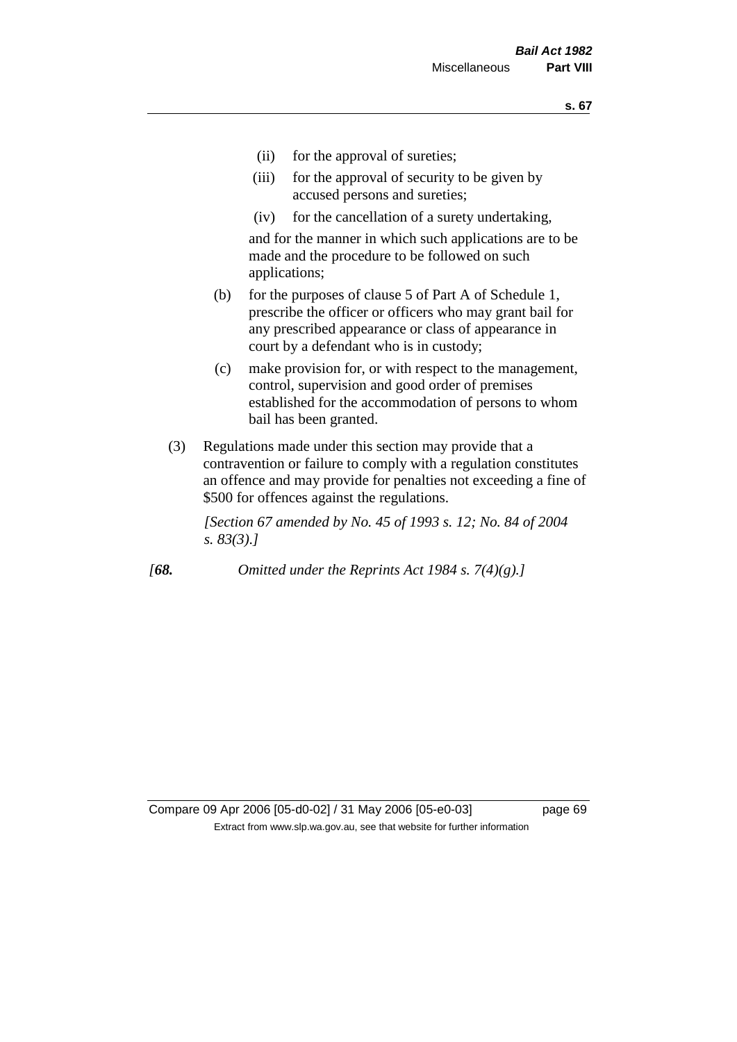(ii) for the approval of sureties;

(iii) for the approval of security to be given by accused persons and sureties;

(iv) for the cancellation of a surety undertaking,

and for the manner in which such applications are to be made and the procedure to be followed on such applications;

(b) for the purposes of clause 5 of Part A of Schedule 1, prescribe the officer or officers who may grant bail for any prescribed appearance or class of appearance in court by a defendant who is in custody;

(c) make provision for, or with respect to the management, control, supervision and good order of premises established for the accommodation of persons to whom bail has been granted.

(3) Regulations made under this section may provide that a contravention or failure to comply with a regulation constitutes an offence and may provide for penalties not exceeding a fine of $500 for offences against the regulations.

*[Section 67 amended by No. 45 of 1993 s. 12; No. 84 of 2004 s. 83(3).]*

*[**68.** Omitted under the Reprints Act 1984 s. 7(4)(g).]*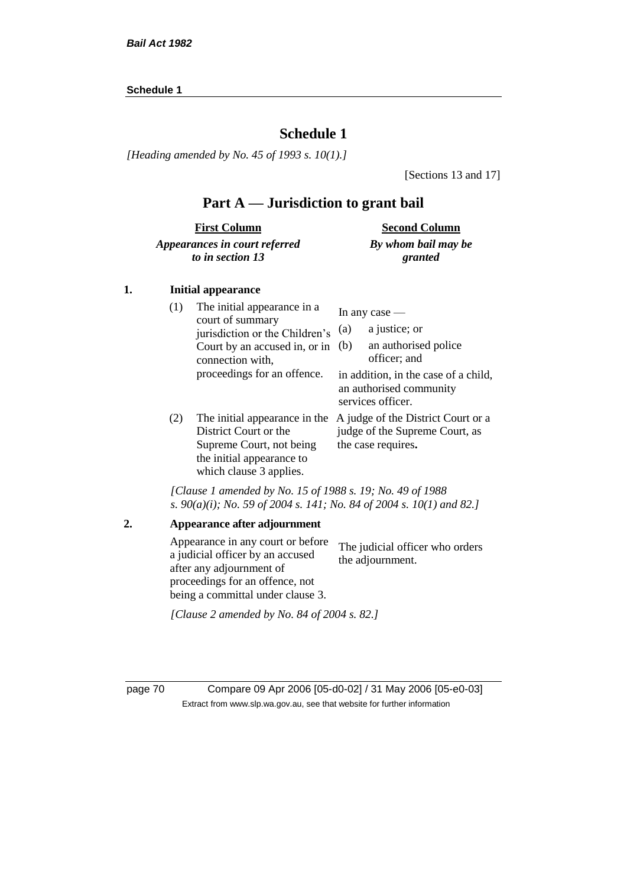# Schedule 1

*[Heading amended by No. 45 of 1993 s. 10(1).]*

[Sections 13 and 17]

## Part A — Jurisdiction to grant bail

| | First Column<br>*Appearances in court referred to in section 13* | Second Column<br>*By whom bail may be granted* |
|---|---|---|
| **1.** | **Initial appearance** | |
| (1) | The initial appearance in a court of summary jurisdiction or the Children's Court by an accused in, or in connection with, proceedings for an offence. | In any case —<br>(a) a justice; or<br>(b) an authorised police officer; and<br>in addition, in the case of a child, an authorised community services officer. |
| (2) | The initial appearance in the District Court or the Supreme Court, not being the initial appearance to which clause 3 applies. | A judge of the District Court or a judge of the Supreme Court, as the case requires**.** |

*[Clause 1 amended by No. 15 of 1988 s. 19; No. 49 of 1988 s. 90(a)(i); No. 59 of 2004 s. 141; No. 84 of 2004 s. 10(1) and 82.]*

| | First Column | Second Column |
|---|---|---|
| **2.** | **Appearance after adjournment** | |
| | Appearance in any court or before a judicial officer by an accused after any adjournment of proceedings for an offence, not being a committal under clause 3. | The judicial officer who orders the adjournment. |

*[Clause 2 amended by No. 84 of 2004 s. 82.]*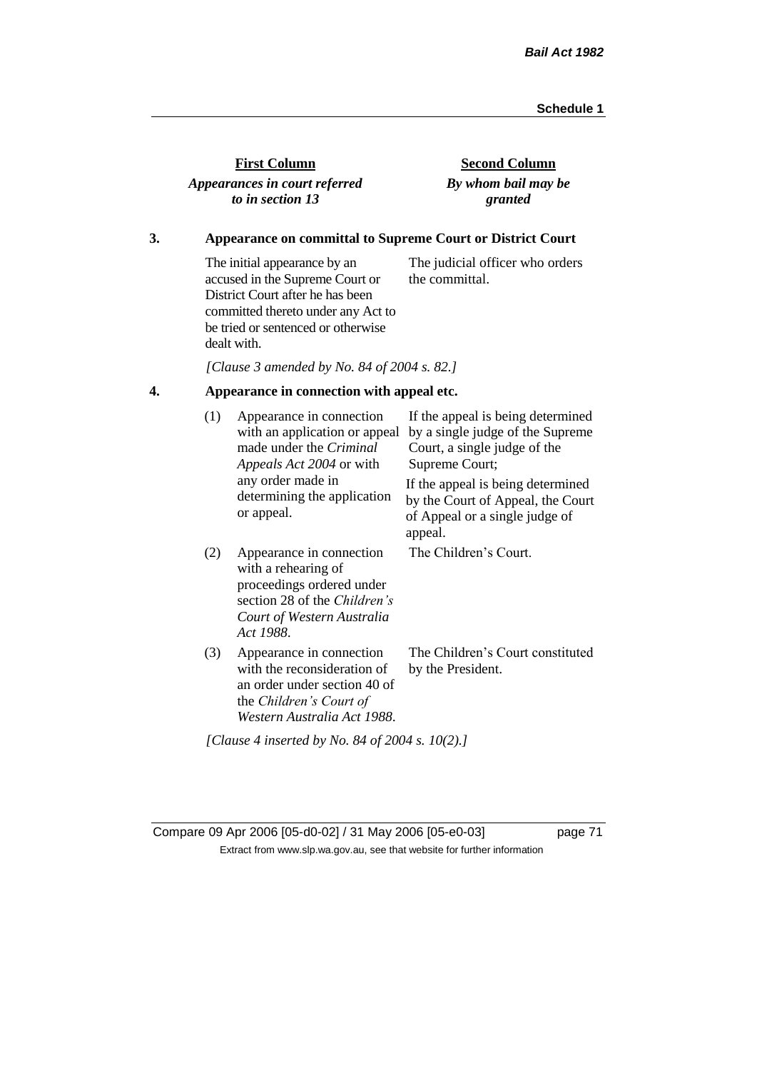| **First Column** | **Second Column** |
|---|---|
| *Appearances in court referred to in section 13* | *By whom bail may be granted* |

**3. Appearance on committal to Supreme Court or District Court**

| | |
|---|---|
| The initial appearance by an accused in the Supreme Court or District Court after he has been committed thereto under any Act to be tried or sentenced or otherwise dealt with. | The judicial officer who orders the committal. |

*[Clause 3 amended by No. 84 of 2004 s. 82.]*

**4. Appearance in connection with appeal etc.**

| | | |
|---|---|---|
| (1) | Appearance in connection with an application or appeal made under the *Criminal Appeals Act 2004* or with any order made in determining the application or appeal. | If the appeal is being determined by a single judge of the Supreme Court, a single judge of the Supreme Court; If the appeal is being determined by the Court of Appeal, the Court of Appeal or a single judge of appeal. |
| (2) | Appearance in connection with a rehearing of proceedings ordered under section 28 of the *Children's Court of Western Australia Act 1988*. | The Children's Court. |
| (3) | Appearance in connection with the reconsideration of an order under section 40 of the *Children's Court of Western Australia Act 1988*. | The Children's Court constituted by the President. |

*[Clause 4 inserted by No. 84 of 2004 s. 10(2).]*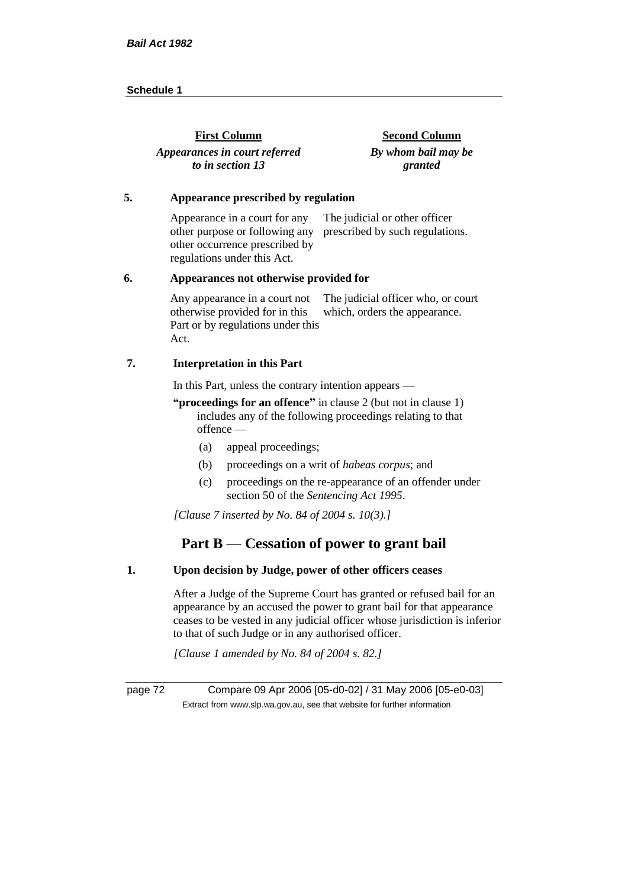| First Column | Second Column |
|---|---|
| ***Appearances in court referred to in section 13*** | ***By whom bail may be granted*** |

**5. Appearance prescribed by regulation**

| | |
|---|---|
| Appearance in a court for any other purpose or following any other occurrence prescribed by regulations under this Act. | The judicial or other officer prescribed by such regulations. |

**6. Appearances not otherwise provided for**

| | |
|---|---|
| Any appearance in a court not otherwise provided for in this Part or by regulations under this Act. | The judicial officer who, or court which, orders the appearance. |

**7. Interpretation in this Part**

In this Part, unless the contrary intention appears —

**"proceedings for an offence"** in clause 2 (but not in clause 1) includes any of the following proceedings relating to that offence —

- (a) appeal proceedings;
- (b) proceedings on a writ of *habeas corpus*; and
- (c) proceedings on the re-appearance of an offender under section 50 of the *Sentencing Act 1995*.

*[Clause 7 inserted by No. 84 of 2004 s. 10(3).]*

## Part B — Cessation of power to grant bail

**1. Upon decision by Judge, power of other officers ceases**

After a Judge of the Supreme Court has granted or refused bail for an appearance by an accused the power to grant bail for that appearance ceases to be vested in any judicial officer whose jurisdiction is inferior to that of such Judge or in any authorised officer.

*[Clause 1 amended by No. 84 of 2004 s. 82.]*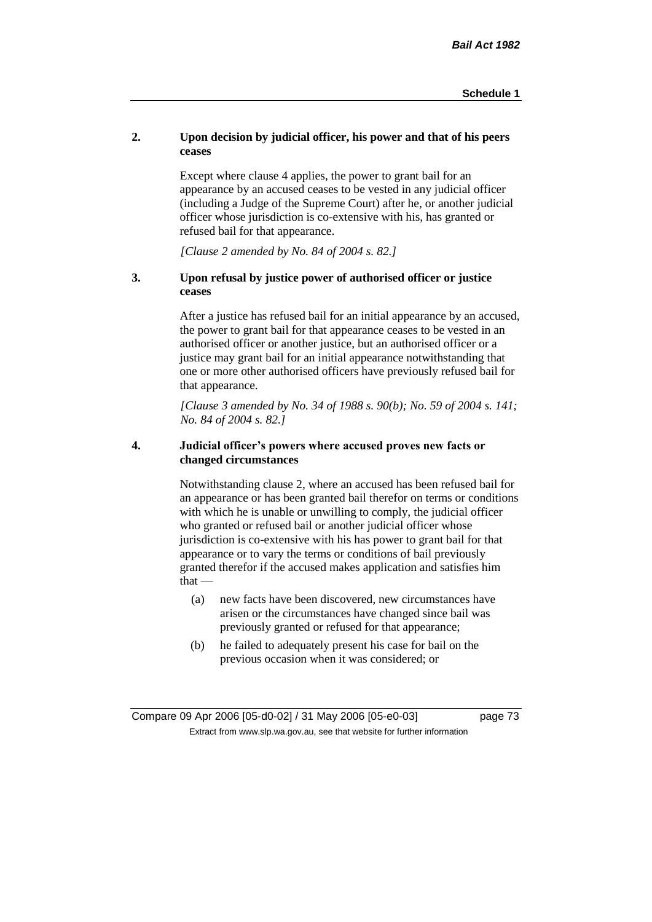## 2. Upon decision by judicial officer, his power and that of his peers ceases

Except where clause 4 applies, the power to grant bail for an appearance by an accused ceases to be vested in any judicial officer (including a Judge of the Supreme Court) after he, or another judicial officer whose jurisdiction is co-extensive with his, has granted or refused bail for that appearance.

*[Clause 2 amended by No. 84 of 2004 s. 82.]*

## 3. Upon refusal by justice power of authorised officer or justice ceases

After a justice has refused bail for an initial appearance by an accused, the power to grant bail for that appearance ceases to be vested in an authorised officer or another justice, but an authorised officer or a justice may grant bail for an initial appearance notwithstanding that one or more other authorised officers have previously refused bail for that appearance.

*[Clause 3 amended by No. 34 of 1988 s. 90(b); No. 59 of 2004 s. 141; No. 84 of 2004 s. 82.]*

## 4. Judicial officer's powers where accused proves new facts or changed circumstances

Notwithstanding clause 2, where an accused has been refused bail for an appearance or has been granted bail therefor on terms or conditions with which he is unable or unwilling to comply, the judicial officer who granted or refused bail or another judicial officer whose jurisdiction is co-extensive with his has power to grant bail for that appearance or to vary the terms or conditions of bail previously granted therefor if the accused makes application and satisfies him that —

(a) new facts have been discovered, new circumstances have arisen or the circumstances have changed since bail was previously granted or refused for that appearance;

(b) he failed to adequately present his case for bail on the previous occasion when it was considered; or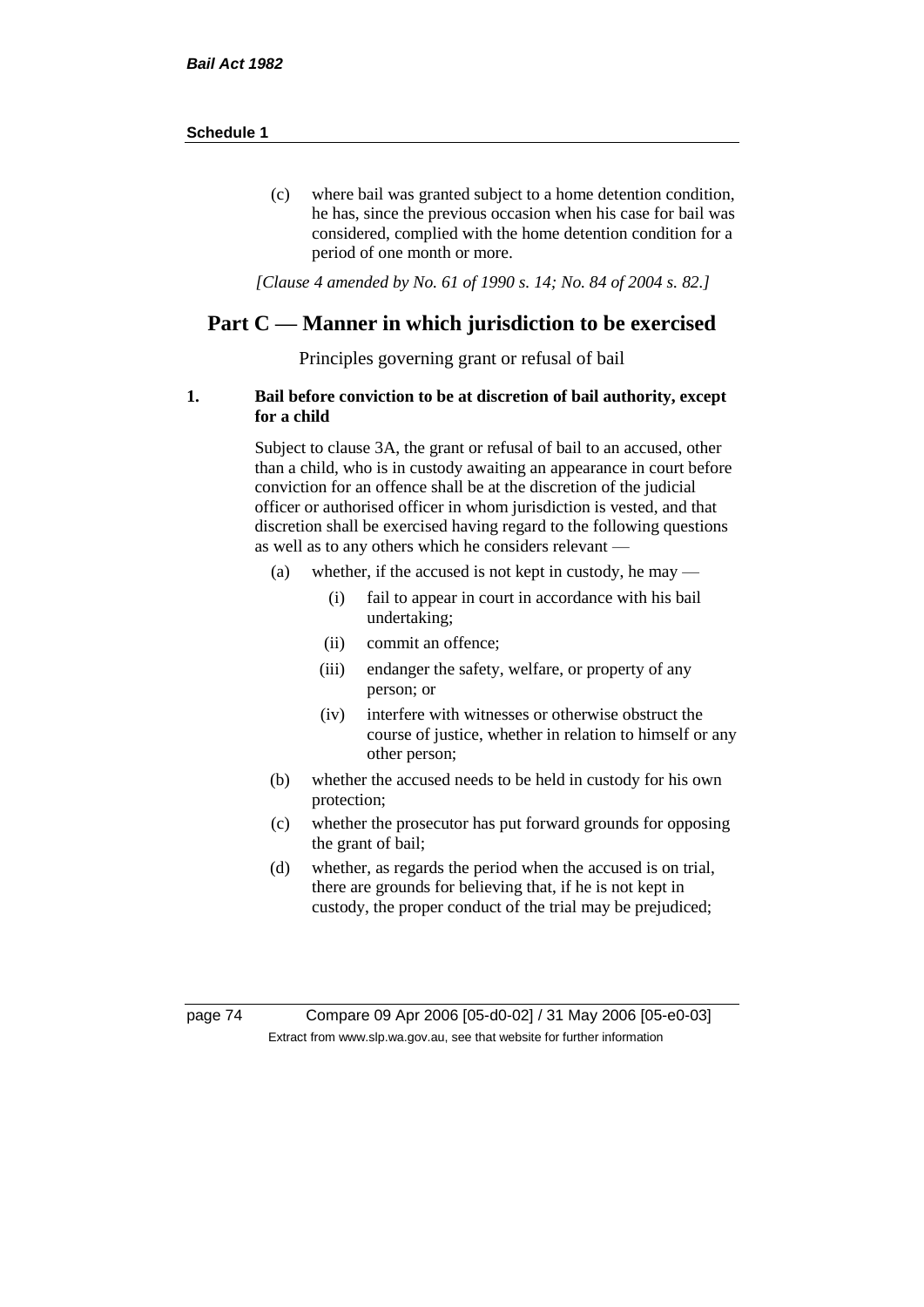(c) where bail was granted subject to a home detention condition, he has, since the previous occasion when his case for bail was considered, complied with the home detention condition for a period of one month or more.

*[Clause 4 amended by No. 61 of 1990 s. 14; No. 84 of 2004 s. 82.]*

## Part C — Manner in which jurisdiction to be exercised

Principles governing grant or refusal of bail

**1. Bail before conviction to be at discretion of bail authority, except for a child**

Subject to clause 3A, the grant or refusal of bail to an accused, other than a child, who is in custody awaiting an appearance in court before conviction for an offence shall be at the discretion of the judicial officer or authorised officer in whom jurisdiction is vested, and that discretion shall be exercised having regard to the following questions as well as to any others which he considers relevant —

(a) whether, if the accused is not kept in custody, he may —

  (i) fail to appear in court in accordance with his bail undertaking;

  (ii) commit an offence;

  (iii) endanger the safety, welfare, or property of any person; or

  (iv) interfere with witnesses or otherwise obstruct the course of justice, whether in relation to himself or any other person;

(b) whether the accused needs to be held in custody for his own protection;

(c) whether the prosecutor has put forward grounds for opposing the grant of bail;

(d) whether, as regards the period when the accused is on trial, there are grounds for believing that, if he is not kept in custody, the proper conduct of the trial may be prejudiced;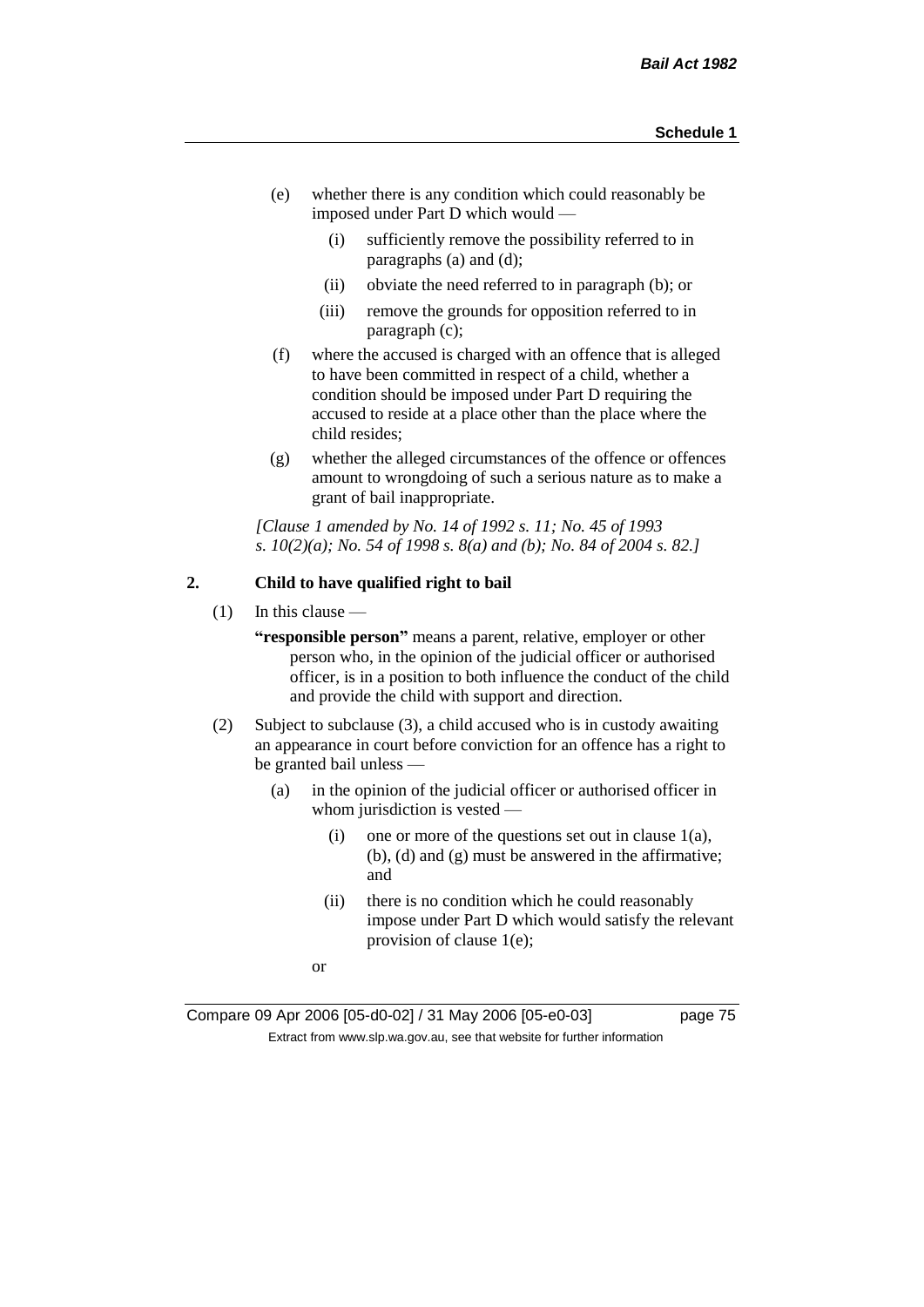(e) whether there is any condition which could reasonably be imposed under Part D which would —

  (i) sufficiently remove the possibility referred to in paragraphs (a) and (d);

  (ii) obviate the need referred to in paragraph (b); or

  (iii) remove the grounds for opposition referred to in paragraph (c);

(f) where the accused is charged with an offence that is alleged to have been committed in respect of a child, whether a condition should be imposed under Part D requiring the accused to reside at a place other than the place where the child resides;

(g) whether the alleged circumstances of the offence or offences amount to wrongdoing of such a serious nature as to make a grant of bail inappropriate.

*[Clause 1 amended by No. 14 of 1992 s. 11; No. 45 of 1993 s. 10(2)(a); No. 54 of 1998 s. 8(a) and (b); No. 84 of 2004 s. 82.]*

**2. Child to have qualified right to bail**

(1) In this clause —

**"responsible person"** means a parent, relative, employer or other person who, in the opinion of the judicial officer or authorised officer, is in a position to both influence the conduct of the child and provide the child with support and direction.

(2) Subject to subclause (3), a child accused who is in custody awaiting an appearance in court before conviction for an offence has a right to be granted bail unless —

  (a) in the opinion of the judicial officer or authorised officer in whom jurisdiction is vested —

    (i) one or more of the questions set out in clause 1(a), (b), (d) and (g) must be answered in the affirmative; and

    (ii) there is no condition which he could reasonably impose under Part D which would satisfy the relevant provision of clause 1(e);

  or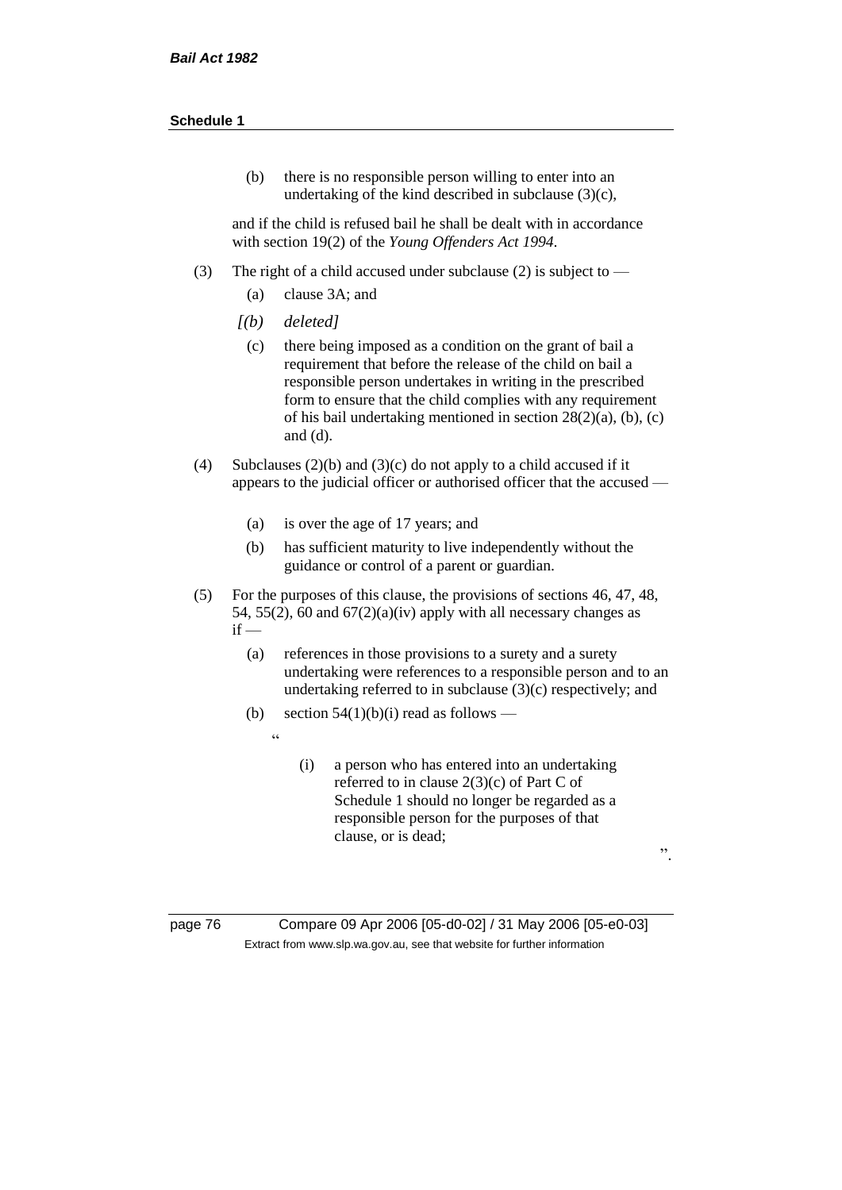(b) there is no responsible person willing to enter into an undertaking of the kind described in subclause (3)(c),

and if the child is refused bail he shall be dealt with in accordance with section 19(2) of the *Young Offenders Act 1994*.

(3) The right of a child accused under subclause (2) is subject to —

(a) clause 3A; and

*[(b) deleted]*

(c) there being imposed as a condition on the grant of bail a requirement that before the release of the child on bail a responsible person undertakes in writing in the prescribed form to ensure that the child complies with any requirement of his bail undertaking mentioned in section 28(2)(a), (b), (c) and (d).

(4) Subclauses (2)(b) and (3)(c) do not apply to a child accused if it appears to the judicial officer or authorised officer that the accused —

(a) is over the age of 17 years; and

(b) has sufficient maturity to live independently without the guidance or control of a parent or guardian.

(5) For the purposes of this clause, the provisions of sections 46, 47, 48, 54, 55(2), 60 and 67(2)(a)(iv) apply with all necessary changes as if —

(a) references in those provisions to a surety and a surety undertaking were references to a responsible person and to an undertaking referred to in subclause (3)(c) respectively; and

(b) section 54(1)(b)(i) read as follows —

"

(i) a person who has entered into an undertaking referred to in clause 2(3)(c) of Part C of Schedule 1 should no longer be regarded as a responsible person for the purposes of that clause, or is dead;

".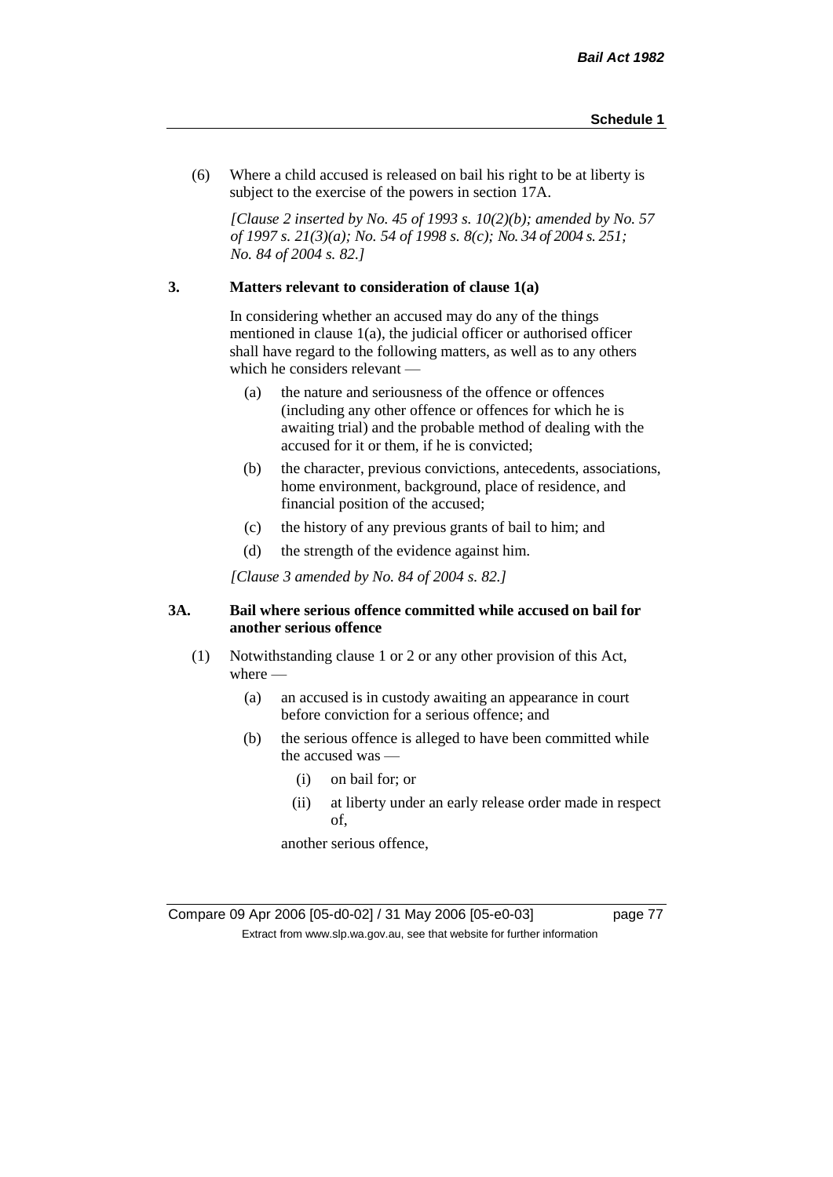(6) Where a child accused is released on bail his right to be at liberty is subject to the exercise of the powers in section 17A.

*[Clause 2 inserted by No. 45 of 1993 s. 10(2)(b); amended by No. 57 of 1997 s. 21(3)(a); No. 54 of 1998 s. 8(c); No. 34 of 2004 s. 251; No. 84 of 2004 s. 82.]*

**3. Matters relevant to consideration of clause 1(a)**

In considering whether an accused may do any of the things mentioned in clause 1(a), the judicial officer or authorised officer shall have regard to the following matters, as well as to any others which he considers relevant —

- (a) the nature and seriousness of the offence or offences (including any other offence or offences for which he is awaiting trial) and the probable method of dealing with the accused for it or them, if he is convicted;
- (b) the character, previous convictions, antecedents, associations, home environment, background, place of residence, and financial position of the accused;
- (c) the history of any previous grants of bail to him; and
- (d) the strength of the evidence against him.

*[Clause 3 amended by No. 84 of 2004 s. 82.]*

**3A. Bail where serious offence committed while accused on bail for another serious offence**

(1) Notwithstanding clause 1 or 2 or any other provision of this Act, where —

- (a) an accused is in custody awaiting an appearance in court before conviction for a serious offence; and
- (b) the serious offence is alleged to have been committed while the accused was —
  - (i) on bail for; or
  - (ii) at liberty under an early release order made in respect of,

  another serious offence,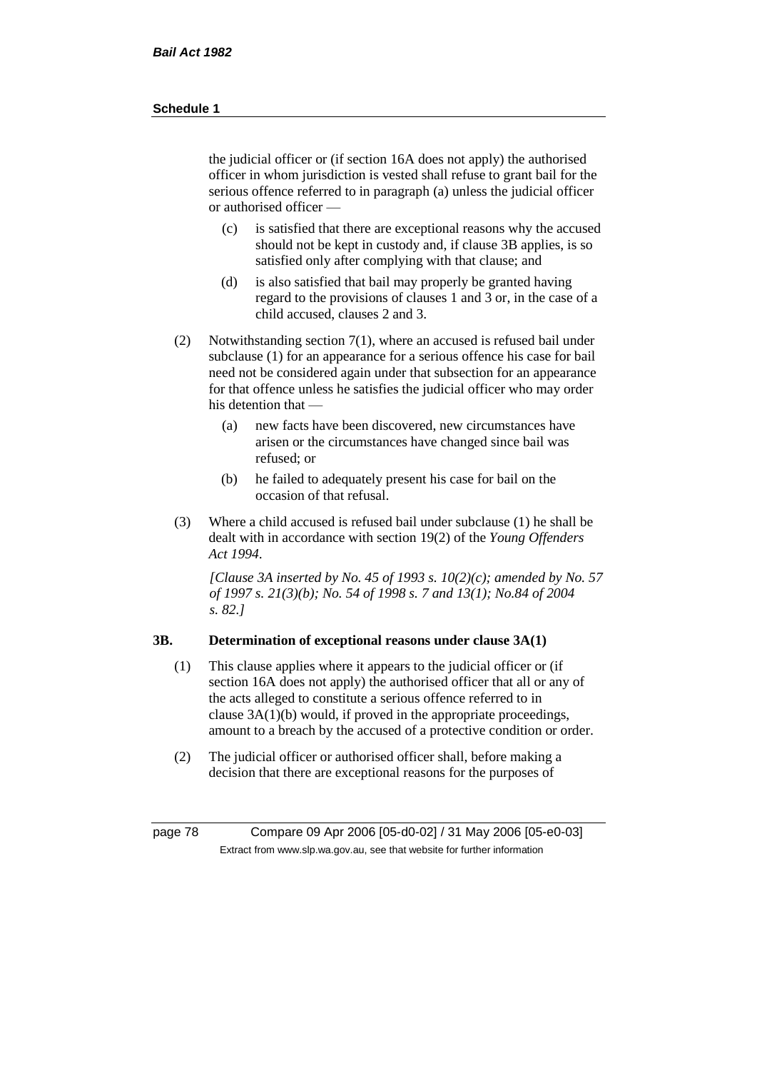the judicial officer or (if section 16A does not apply) the authorised officer in whom jurisdiction is vested shall refuse to grant bail for the serious offence referred to in paragraph (a) unless the judicial officer or authorised officer —

- (c) is satisfied that there are exceptional reasons why the accused should not be kept in custody and, if clause 3B applies, is so satisfied only after complying with that clause; and
- (d) is also satisfied that bail may properly be granted having regard to the provisions of clauses 1 and 3 or, in the case of a child accused, clauses 2 and 3.

(2) Notwithstanding section 7(1), where an accused is refused bail under subclause (1) for an appearance for a serious offence his case for bail need not be considered again under that subsection for an appearance for that offence unless he satisfies the judicial officer who may order his detention that —

- (a) new facts have been discovered, new circumstances have arisen or the circumstances have changed since bail was refused; or
- (b) he failed to adequately present his case for bail on the occasion of that refusal.

(3) Where a child accused is refused bail under subclause (1) he shall be dealt with in accordance with section 19(2) of the *Young Offenders Act 1994*.

*[Clause 3A inserted by No. 45 of 1993 s. 10(2)(c); amended by No. 57 of 1997 s. 21(3)(b); No. 54 of 1998 s. 7 and 13(1); No.84 of 2004 s. 82.]*

**3B. Determination of exceptional reasons under clause 3A(1)**

(1) This clause applies where it appears to the judicial officer or (if section 16A does not apply) the authorised officer that all or any of the acts alleged to constitute a serious offence referred to in clause 3A(1)(b) would, if proved in the appropriate proceedings, amount to a breach by the accused of a protective condition or order.

(2) The judicial officer or authorised officer shall, before making a decision that there are exceptional reasons for the purposes of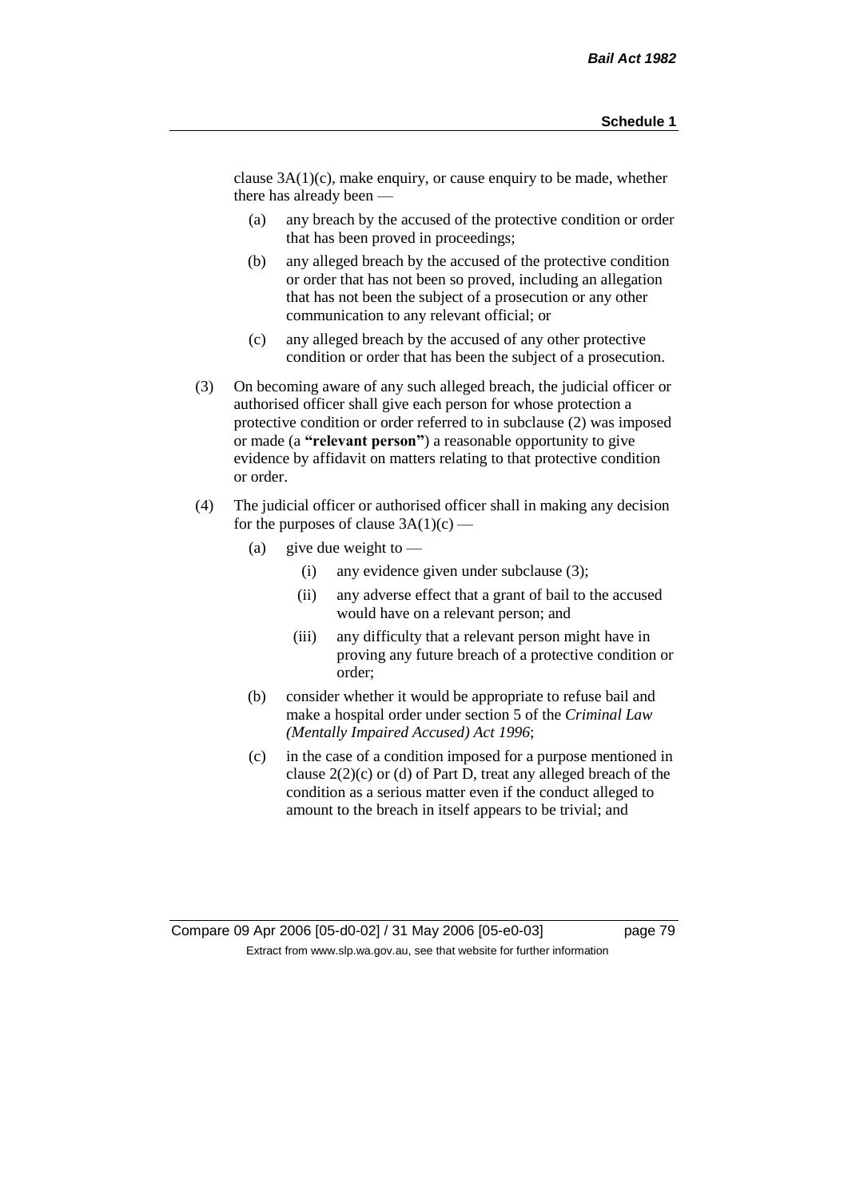clause 3A(1)(c), make enquiry, or cause enquiry to be made, whether there has already been —

(a) any breach by the accused of the protective condition or order that has been proved in proceedings;

(b) any alleged breach by the accused of the protective condition or order that has not been so proved, including an allegation that has not been the subject of a prosecution or any other communication to any relevant official; or

(c) any alleged breach by the accused of any other protective condition or order that has been the subject of a prosecution.

(3) On becoming aware of any such alleged breach, the judicial officer or authorised officer shall give each person for whose protection a protective condition or order referred to in subclause (2) was imposed or made (a **"relevant person"**) a reasonable opportunity to give evidence by affidavit on matters relating to that protective condition or order.

(4) The judicial officer or authorised officer shall in making any decision for the purposes of clause 3A(1)(c) —

(a) give due weight to —

(i) any evidence given under subclause (3);

(ii) any adverse effect that a grant of bail to the accused would have on a relevant person; and

(iii) any difficulty that a relevant person might have in proving any future breach of a protective condition or order;

(b) consider whether it would be appropriate to refuse bail and make a hospital order under section 5 of the *Criminal Law (Mentally Impaired Accused) Act 1996*;

(c) in the case of a condition imposed for a purpose mentioned in clause 2(2)(c) or (d) of Part D, treat any alleged breach of the condition as a serious matter even if the conduct alleged to amount to the breach in itself appears to be trivial; and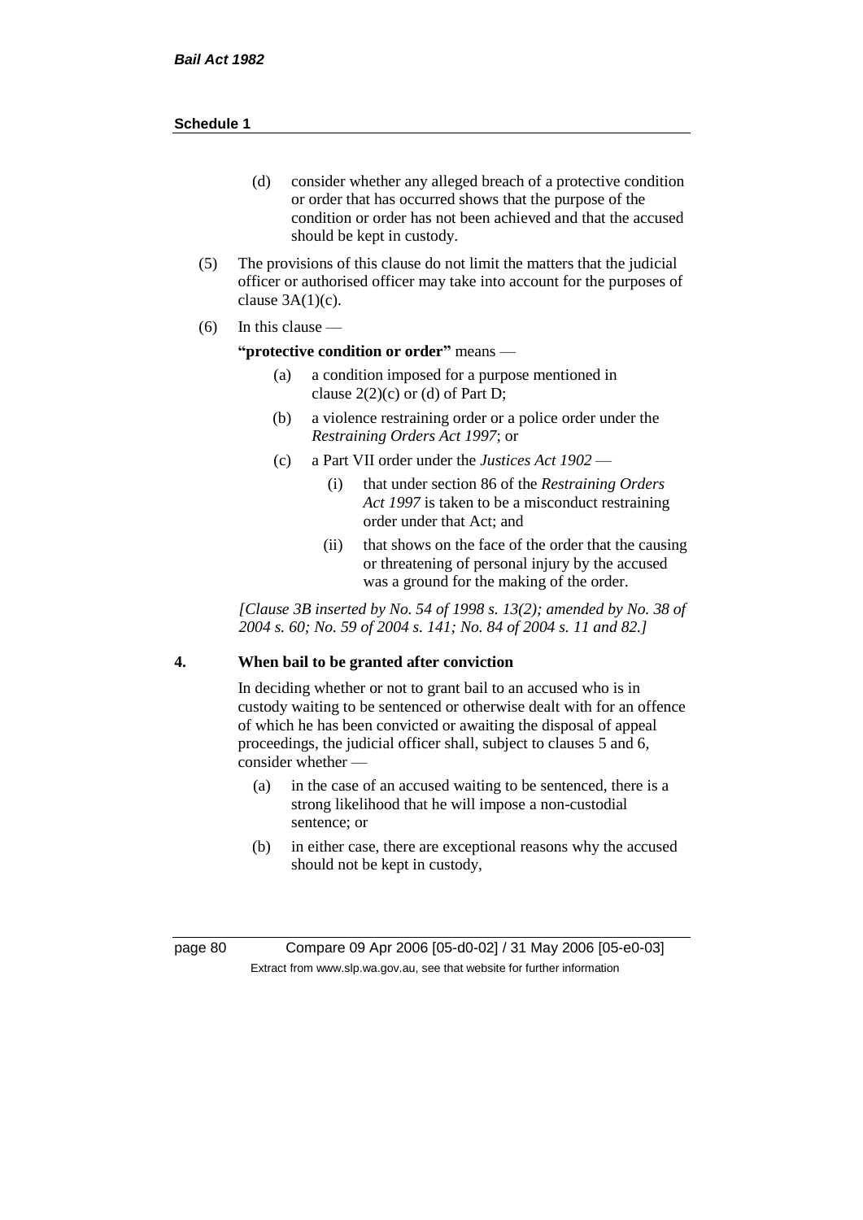(d) consider whether any alleged breach of a protective condition or order that has occurred shows that the purpose of the condition or order has not been achieved and that the accused should be kept in custody.

(5) The provisions of this clause do not limit the matters that the judicial officer or authorised officer may take into account for the purposes of clause 3A(1)(c).

(6) In this clause —

**"protective condition or order"** means —

(a) a condition imposed for a purpose mentioned in clause 2(2)(c) or (d) of Part D;

(b) a violence restraining order or a police order under the *Restraining Orders Act 1997*; or

(c) a Part VII order under the *Justices Act 1902* —

(i) that under section 86 of the *Restraining Orders Act 1997* is taken to be a misconduct restraining order under that Act; and

(ii) that shows on the face of the order that the causing or threatening of personal injury by the accused was a ground for the making of the order.

*[Clause 3B inserted by No. 54 of 1998 s. 13(2); amended by No. 38 of 2004 s. 60; No. 59 of 2004 s. 141; No. 84 of 2004 s. 11 and 82.]*

## 4. When bail to be granted after conviction

In deciding whether or not to grant bail to an accused who is in custody waiting to be sentenced or otherwise dealt with for an offence of which he has been convicted or awaiting the disposal of appeal proceedings, the judicial officer shall, subject to clauses 5 and 6, consider whether —

(a) in the case of an accused waiting to be sentenced, there is a strong likelihood that he will impose a non-custodial sentence; or

(b) in either case, there are exceptional reasons why the accused should not be kept in custody,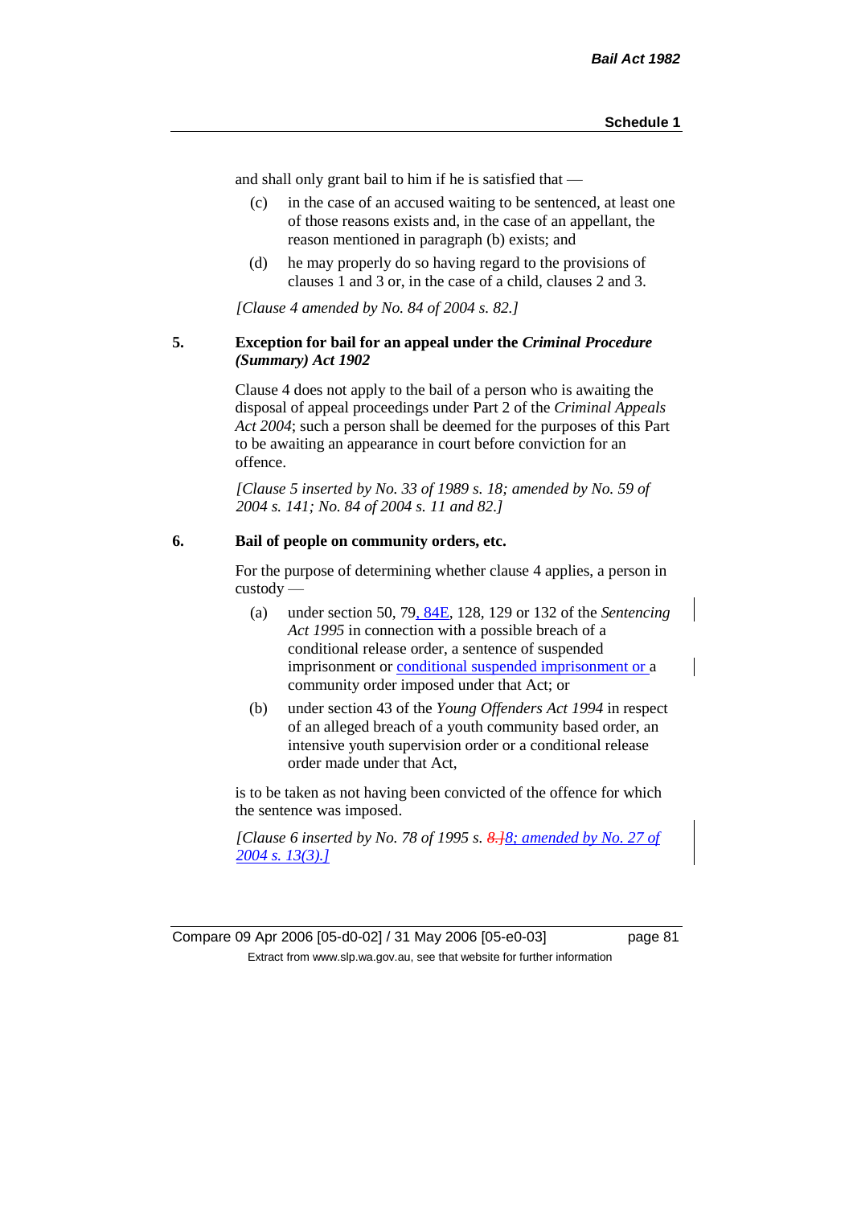and shall only grant bail to him if he is satisfied that —

(c) in the case of an accused waiting to be sentenced, at least one of those reasons exists and, in the case of an appellant, the reason mentioned in paragraph (b) exists; and

(d) he may properly do so having regard to the provisions of clauses 1 and 3 or, in the case of a child, clauses 2 and 3.

*[Clause 4 amended by No. 84 of 2004 s. 82.]*

**5. Exception for bail for an appeal under the *Criminal Procedure (Summary) Act 1902***

Clause 4 does not apply to the bail of a person who is awaiting the disposal of appeal proceedings under Part 2 of the *Criminal Appeals Act 2004*; such a person shall be deemed for the purposes of this Part to be awaiting an appearance in court before conviction for an offence.

*[Clause 5 inserted by No. 33 of 1989 s. 18; amended by No. 59 of 2004 s. 141; No. 84 of 2004 s. 11 and 82.]*

**6. Bail of people on community orders, etc.**

For the purpose of determining whether clause 4 applies, a person in custody —

(a) under section 50, 79, 84E, 128, 129 or 132 of the *Sentencing Act 1995* in connection with a possible breach of a conditional release order, a sentence of suspended imprisonment or conditional suspended imprisonment or a community order imposed under that Act; or

(b) under section 43 of the *Young Offenders Act 1994* in respect of an alleged breach of a youth community based order, an intensive youth supervision order or a conditional release order made under that Act,

is to be taken as not having been convicted of the offence for which the sentence was imposed.

*[Clause 6 inserted by No. 78 of 1995 s. ~~8.]~~8; amended by No. 27 of 2004 s. 13(3).]*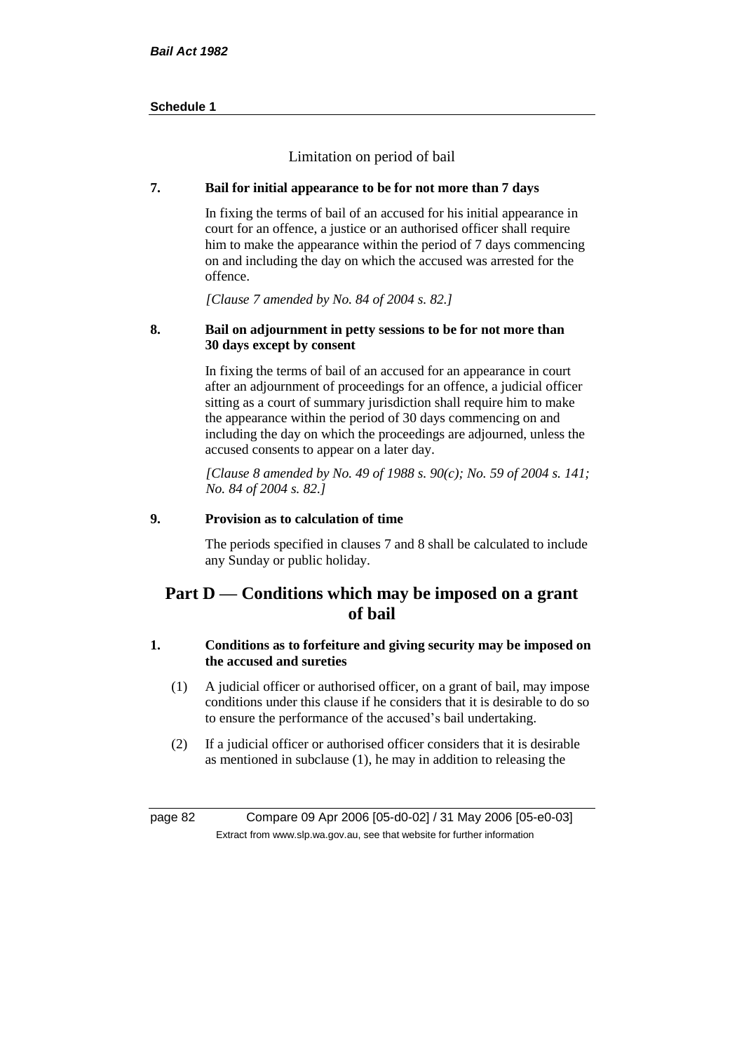Limitation on period of bail

**7. Bail for initial appearance to be for not more than 7 days**

In fixing the terms of bail of an accused for his initial appearance in court for an offence, a justice or an authorised officer shall require him to make the appearance within the period of 7 days commencing on and including the day on which the accused was arrested for the offence.

*[Clause 7 amended by No. 84 of 2004 s. 82.]*

**8. Bail on adjournment in petty sessions to be for not more than 30 days except by consent**

In fixing the terms of bail of an accused for an appearance in court after an adjournment of proceedings for an offence, a judicial officer sitting as a court of summary jurisdiction shall require him to make the appearance within the period of 30 days commencing on and including the day on which the proceedings are adjourned, unless the accused consents to appear on a later day.

*[Clause 8 amended by No. 49 of 1988 s. 90(c); No. 59 of 2004 s. 141; No. 84 of 2004 s. 82.]*

**9. Provision as to calculation of time**

The periods specified in clauses 7 and 8 shall be calculated to include any Sunday or public holiday.

## Part D — Conditions which may be imposed on a grant of bail

**1. Conditions as to forfeiture and giving security may be imposed on the accused and sureties**

(1) A judicial officer or authorised officer, on a grant of bail, may impose conditions under this clause if he considers that it is desirable to do so to ensure the performance of the accused's bail undertaking.

(2) If a judicial officer or authorised officer considers that it is desirable as mentioned in subclause (1), he may in addition to releasing the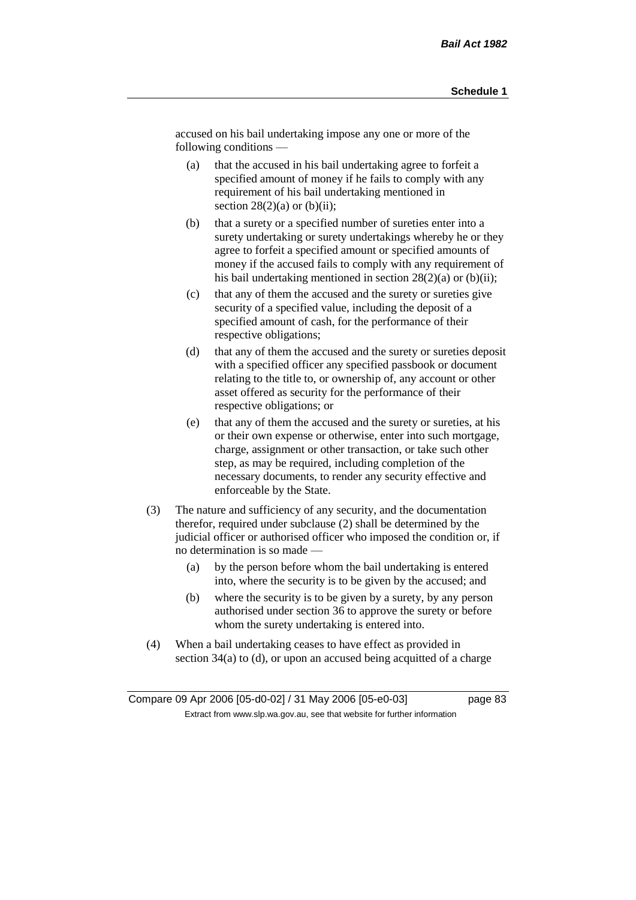accused on his bail undertaking impose any one or more of the following conditions —

(a) that the accused in his bail undertaking agree to forfeit a specified amount of money if he fails to comply with any requirement of his bail undertaking mentioned in section 28(2)(a) or (b)(ii);

(b) that a surety or a specified number of sureties enter into a surety undertaking or surety undertakings whereby he or they agree to forfeit a specified amount or specified amounts of money if the accused fails to comply with any requirement of his bail undertaking mentioned in section 28(2)(a) or (b)(ii);

(c) that any of them the accused and the surety or sureties give security of a specified value, including the deposit of a specified amount of cash, for the performance of their respective obligations;

(d) that any of them the accused and the surety or sureties deposit with a specified officer any specified passbook or document relating to the title to, or ownership of, any account or other asset offered as security for the performance of their respective obligations; or

(e) that any of them the accused and the surety or sureties, at his or their own expense or otherwise, enter into such mortgage, charge, assignment or other transaction, or take such other step, as may be required, including completion of the necessary documents, to render any security effective and enforceable by the State.

(3) The nature and sufficiency of any security, and the documentation therefor, required under subclause (2) shall be determined by the judicial officer or authorised officer who imposed the condition or, if no determination is so made —

(a) by the person before whom the bail undertaking is entered into, where the security is to be given by the accused; and

(b) where the security is to be given by a surety, by any person authorised under section 36 to approve the surety or before whom the surety undertaking is entered into.

(4) When a bail undertaking ceases to have effect as provided in section 34(a) to (d), or upon an accused being acquitted of a charge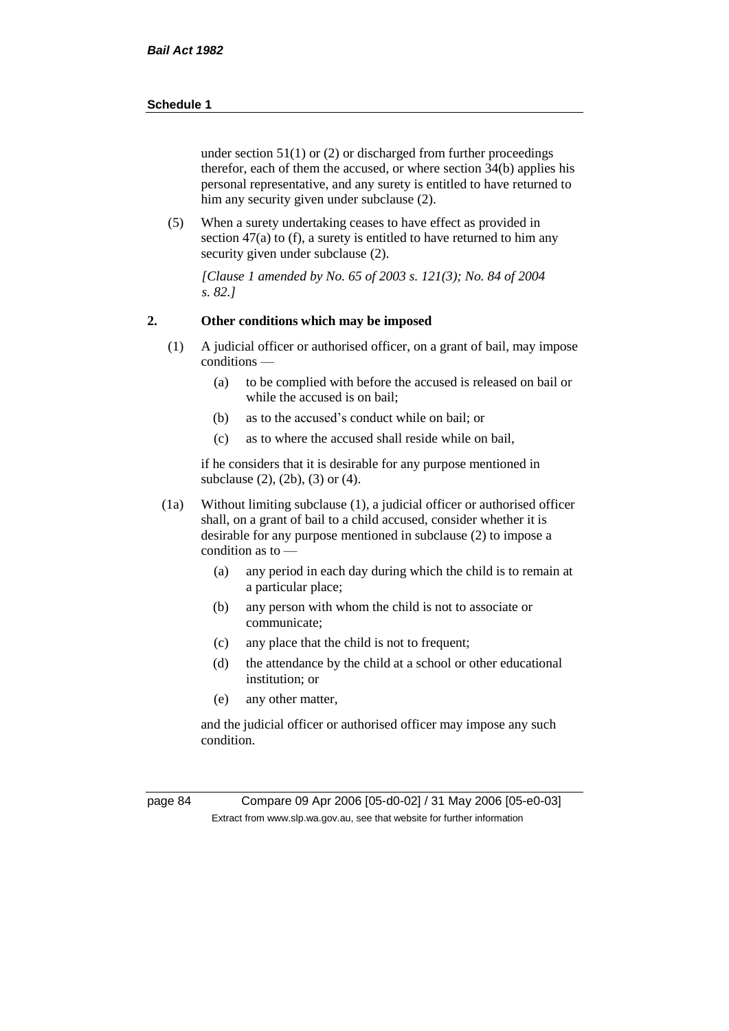under section 51(1) or (2) or discharged from further proceedings therefor, each of them the accused, or where section 34(b) applies his personal representative, and any surety is entitled to have returned to him any security given under subclause (2).

(5) When a surety undertaking ceases to have effect as provided in section 47(a) to (f), a surety is entitled to have returned to him any security given under subclause (2).

*[Clause 1 amended by No. 65 of 2003 s. 121(3); No. 84 of 2004 s. 82.]*

## 2. Other conditions which may be imposed

(1) A judicial officer or authorised officer, on a grant of bail, may impose conditions —

- (a) to be complied with before the accused is released on bail or while the accused is on bail;
- (b) as to the accused's conduct while on bail; or
- (c) as to where the accused shall reside while on bail,

if he considers that it is desirable for any purpose mentioned in subclause (2), (2b), (3) or (4).

(1a) Without limiting subclause (1), a judicial officer or authorised officer shall, on a grant of bail to a child accused, consider whether it is desirable for any purpose mentioned in subclause (2) to impose a condition as to —

- (a) any period in each day during which the child is to remain at a particular place;
- (b) any person with whom the child is not to associate or communicate;
- (c) any place that the child is not to frequent;
- (d) the attendance by the child at a school or other educational institution; or
- (e) any other matter,

and the judicial officer or authorised officer may impose any such condition.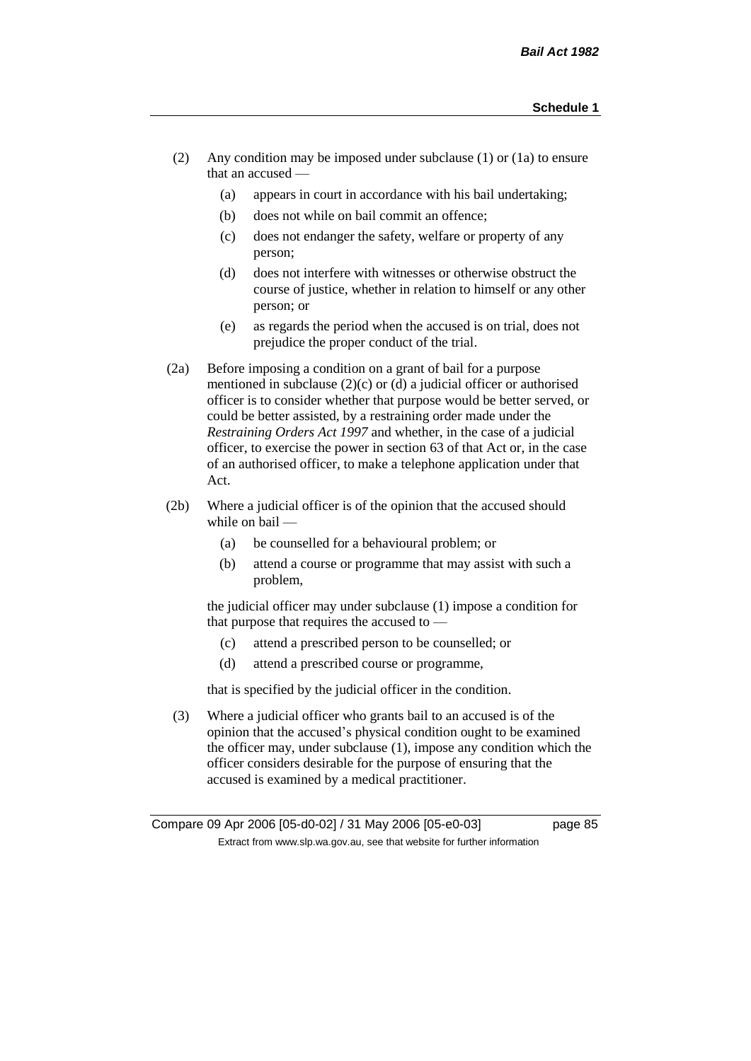(2) Any condition may be imposed under subclause (1) or (1a) to ensure that an accused —

  (a) appears in court in accordance with his bail undertaking;

  (b) does not while on bail commit an offence;

  (c) does not endanger the safety, welfare or property of any person;

  (d) does not interfere with witnesses or otherwise obstruct the course of justice, whether in relation to himself or any other person; or

  (e) as regards the period when the accused is on trial, does not prejudice the proper conduct of the trial.

(2a) Before imposing a condition on a grant of bail for a purpose mentioned in subclause (2)(c) or (d) a judicial officer or authorised officer is to consider whether that purpose would be better served, or could be better assisted, by a restraining order made under the *Restraining Orders Act 1997* and whether, in the case of a judicial officer, to exercise the power in section 63 of that Act or, in the case of an authorised officer, to make a telephone application under that Act.

(2b) Where a judicial officer is of the opinion that the accused should while on bail —

  (a) be counselled for a behavioural problem; or

  (b) attend a course or programme that may assist with such a problem,

  the judicial officer may under subclause (1) impose a condition for that purpose that requires the accused to —

  (c) attend a prescribed person to be counselled; or

  (d) attend a prescribed course or programme,

  that is specified by the judicial officer in the condition.

(3) Where a judicial officer who grants bail to an accused is of the opinion that the accused's physical condition ought to be examined the officer may, under subclause (1), impose any condition which the officer considers desirable for the purpose of ensuring that the accused is examined by a medical practitioner.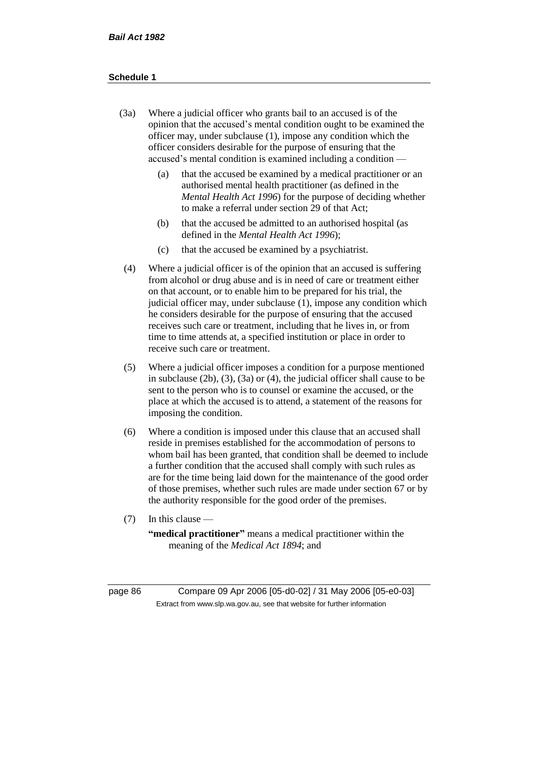(3a) Where a judicial officer who grants bail to an accused is of the opinion that the accused's mental condition ought to be examined the officer may, under subclause (1), impose any condition which the officer considers desirable for the purpose of ensuring that the accused's mental condition is examined including a condition —

  (a) that the accused be examined by a medical practitioner or an authorised mental health practitioner (as defined in the *Mental Health Act 1996*) for the purpose of deciding whether to make a referral under section 29 of that Act;

  (b) that the accused be admitted to an authorised hospital (as defined in the *Mental Health Act 1996*);

  (c) that the accused be examined by a psychiatrist.

(4) Where a judicial officer is of the opinion that an accused is suffering from alcohol or drug abuse and is in need of care or treatment either on that account, or to enable him to be prepared for his trial, the judicial officer may, under subclause (1), impose any condition which he considers desirable for the purpose of ensuring that the accused receives such care or treatment, including that he lives in, or from time to time attends at, a specified institution or place in order to receive such care or treatment.

(5) Where a judicial officer imposes a condition for a purpose mentioned in subclause (2b), (3), (3a) or (4), the judicial officer shall cause to be sent to the person who is to counsel or examine the accused, or the place at which the accused is to attend, a statement of the reasons for imposing the condition.

(6) Where a condition is imposed under this clause that an accused shall reside in premises established for the accommodation of persons to whom bail has been granted, that condition shall be deemed to include a further condition that the accused shall comply with such rules as are for the time being laid down for the maintenance of the good order of those premises, whether such rules are made under section 67 or by the authority responsible for the good order of the premises.

(7) In this clause —

**"medical practitioner"** means a medical practitioner within the meaning of the *Medical Act 1894*; and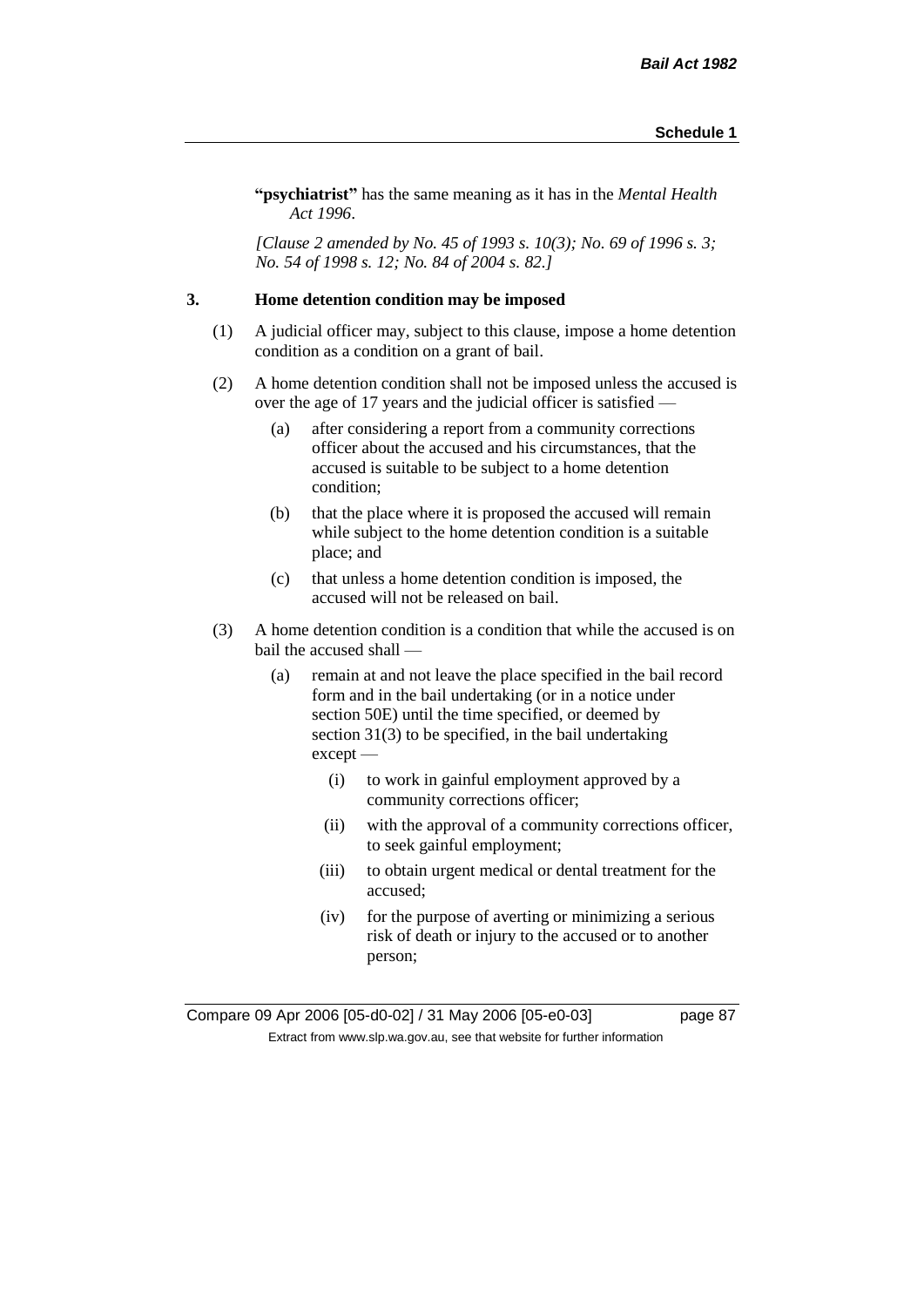**"psychiatrist"** has the same meaning as it has in the *Mental Health Act 1996*.

*[Clause 2 amended by No. 45 of 1993 s. 10(3); No. 69 of 1996 s. 3; No. 54 of 1998 s. 12; No. 84 of 2004 s. 82.]*

### 3. Home detention condition may be imposed

(1) A judicial officer may, subject to this clause, impose a home detention condition as a condition on a grant of bail.

(2) A home detention condition shall not be imposed unless the accused is over the age of 17 years and the judicial officer is satisfied —

  (a) after considering a report from a community corrections officer about the accused and his circumstances, that the accused is suitable to be subject to a home detention condition;

  (b) that the place where it is proposed the accused will remain while subject to the home detention condition is a suitable place; and

  (c) that unless a home detention condition is imposed, the accused will not be released on bail.

(3) A home detention condition is a condition that while the accused is on bail the accused shall —

  (a) remain at and not leave the place specified in the bail record form and in the bail undertaking (or in a notice under section 50E) until the time specified, or deemed by section 31(3) to be specified, in the bail undertaking except —

    (i) to work in gainful employment approved by a community corrections officer;

    (ii) with the approval of a community corrections officer, to seek gainful employment;

    (iii) to obtain urgent medical or dental treatment for the accused;

    (iv) for the purpose of averting or minimizing a serious risk of death or injury to the accused or to another person;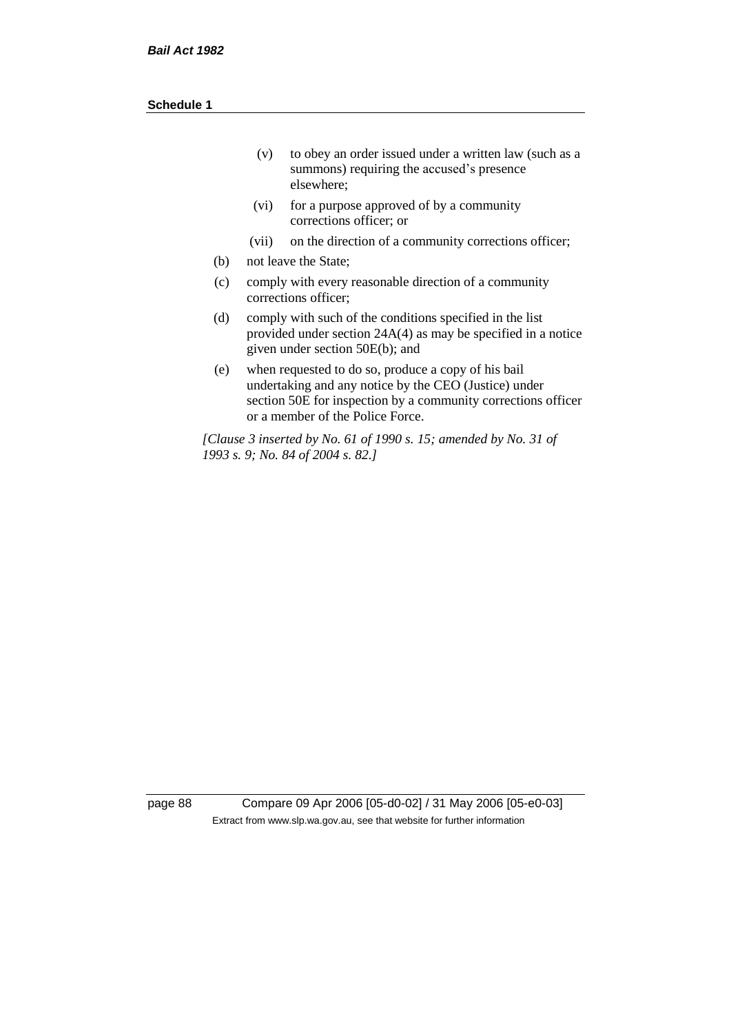- (v) to obey an order issued under a written law (such as a summons) requiring the accused's presence elsewhere;
- (vi) for a purpose approved of by a community corrections officer; or
- (vii) on the direction of a community corrections officer;

(b) not leave the State;

(c) comply with every reasonable direction of a community corrections officer;

(d) comply with such of the conditions specified in the list provided under section 24A(4) as may be specified in a notice given under section 50E(b); and

(e) when requested to do so, produce a copy of his bail undertaking and any notice by the CEO (Justice) under section 50E for inspection by a community corrections officer or a member of the Police Force.

*[Clause 3 inserted by No. 61 of 1990 s. 15; amended by No. 31 of 1993 s. 9; No. 84 of 2004 s. 82.]*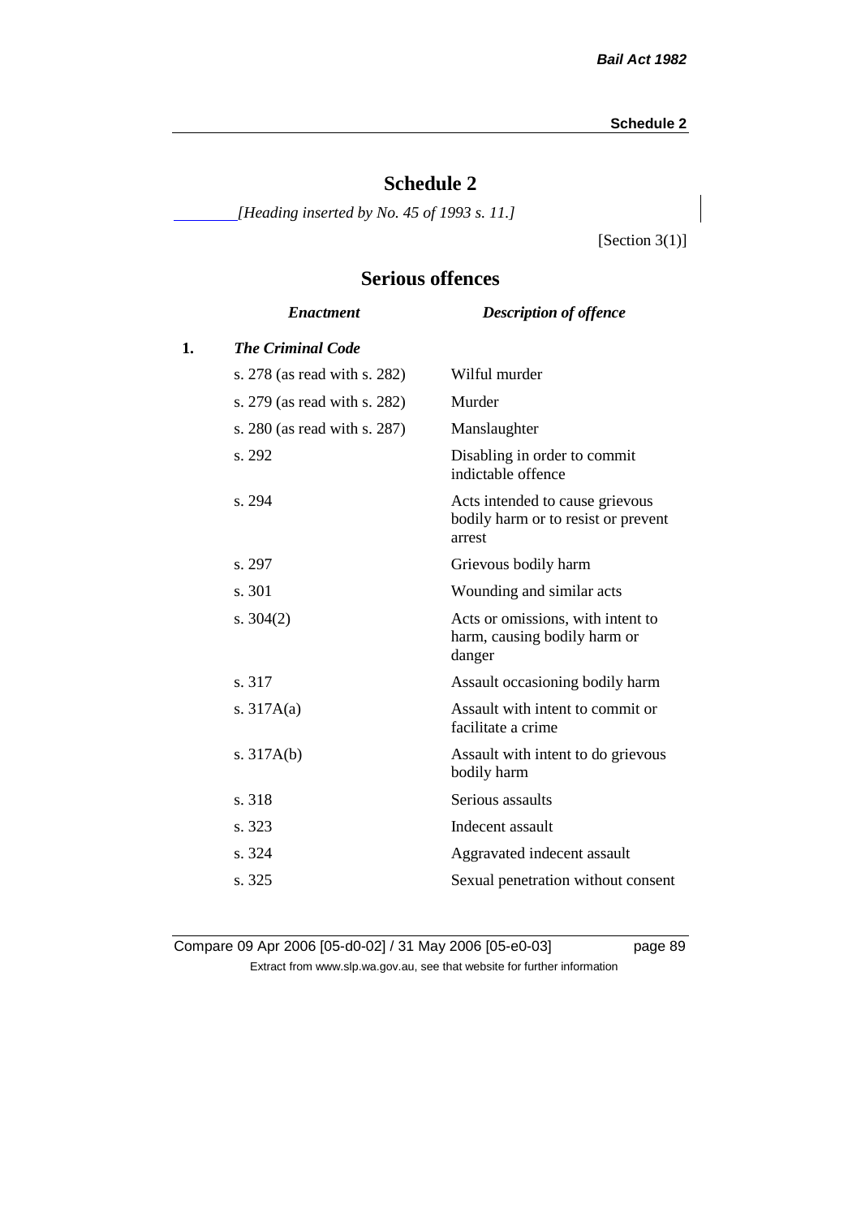# Schedule 2

*[Heading inserted by No. 45 of 1993 s. 11.]*

[Section 3(1)]

## Serious offences

| | *Enactment* | *Description of offence* |
|---|---|---|
| **1.** | ***The Criminal Code*** | |
| | s. 278 (as read with s. 282) | Wilful murder |
| | s. 279 (as read with s. 282) | Murder |
| | s. 280 (as read with s. 287) | Manslaughter |
| | s. 292 | Disabling in order to commit indictable offence |
| | s. 294 | Acts intended to cause grievous bodily harm or to resist or prevent arrest |
| | s. 297 | Grievous bodily harm |
| | s. 301 | Wounding and similar acts |
| | s. 304(2) | Acts or omissions, with intent to harm, causing bodily harm or danger |
| | s. 317 | Assault occasioning bodily harm |
| | s. 317A(a) | Assault with intent to commit or facilitate a crime |
| | s. 317A(b) | Assault with intent to do grievous bodily harm |
| | s. 318 | Serious assaults |
| | s. 323 | Indecent assault |
| | s. 324 | Aggravated indecent assault |
| | s. 325 | Sexual penetration without consent |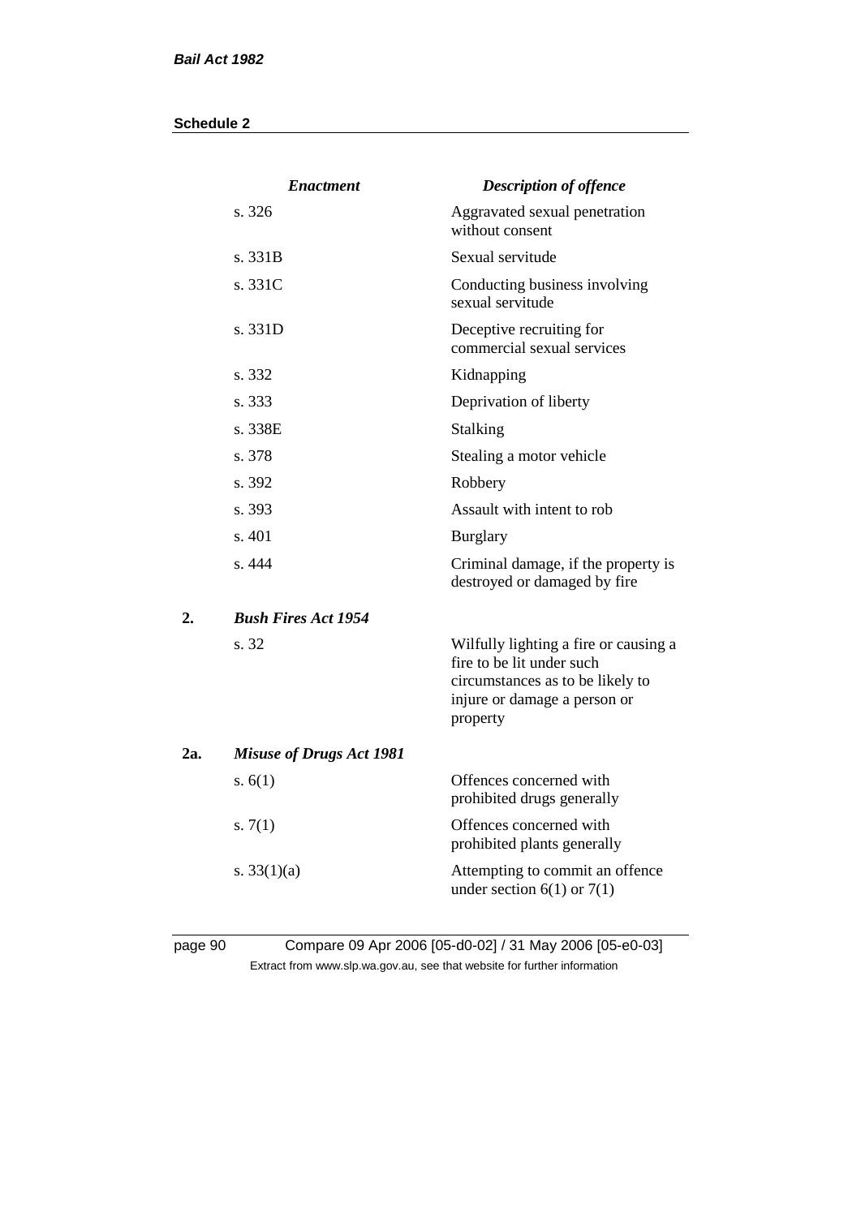| | *Enactment* | *Description of offence* |
|---|---|---|
| | s. 326 | Aggravated sexual penetration without consent |
| | s. 331B | Sexual servitude |
| | s. 331C | Conducting business involving sexual servitude |
| | s. 331D | Deceptive recruiting for commercial sexual services |
| | s. 332 | Kidnapping |
| | s. 333 | Deprivation of liberty |
| | s. 338E | Stalking |
| | s. 378 | Stealing a motor vehicle |
| | s. 392 | Robbery |
| | s. 393 | Assault with intent to rob |
| | s. 401 | Burglary |
| | s. 444 | Criminal damage, if the property is destroyed or damaged by fire |
| **2.** | ***Bush Fires Act 1954*** | |
| | s. 32 | Wilfully lighting a fire or causing a fire to be lit under such circumstances as to be likely to injure or damage a person or property |
| **2a.** | ***Misuse of Drugs Act 1981*** | |
| | s. 6(1) | Offences concerned with prohibited drugs generally |
| | s. 7(1) | Offences concerned with prohibited plants generally |
| | s. 33(1)(a) | Attempting to commit an offence under section 6(1) or 7(1) |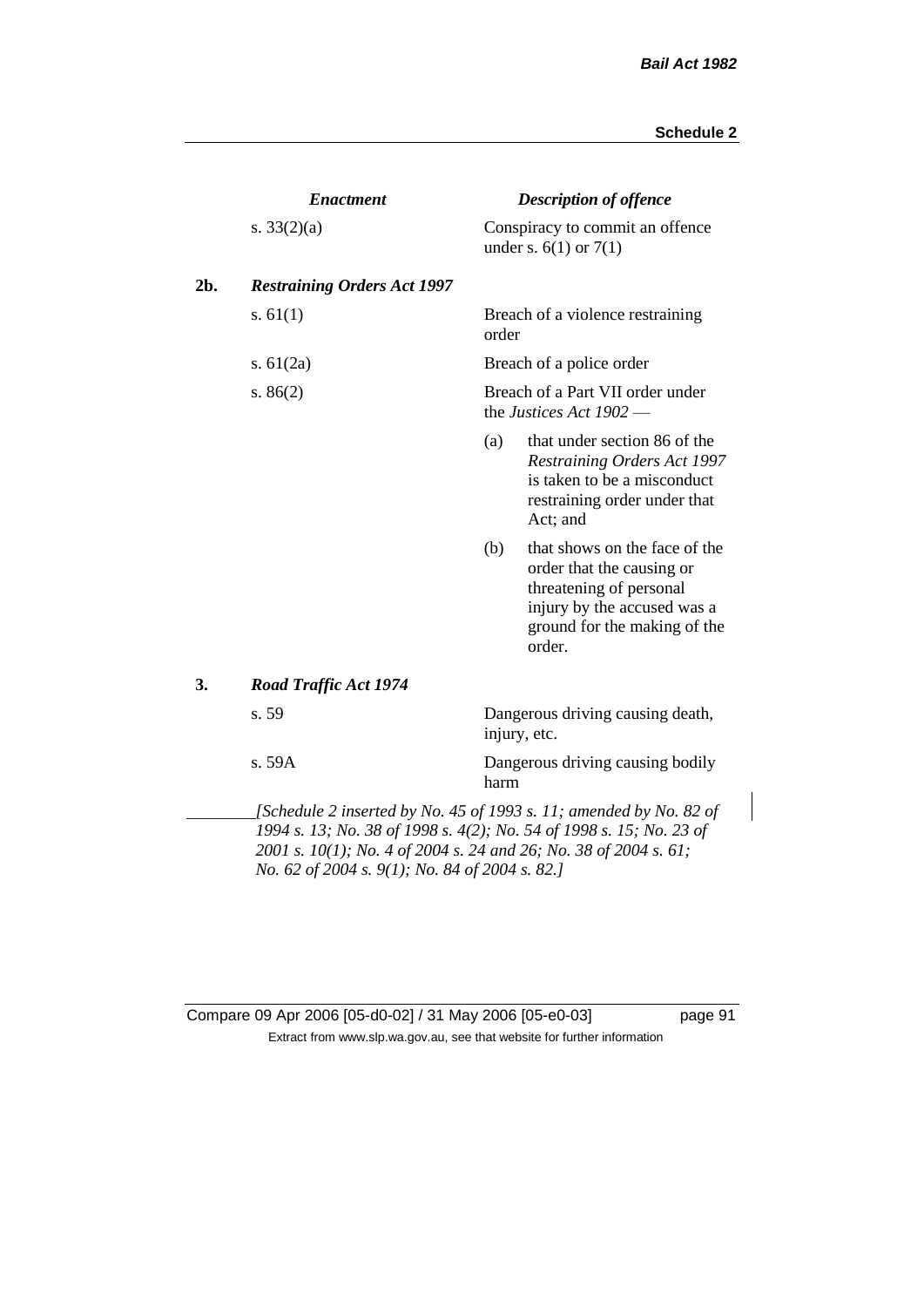| | *Enactment* | *Description of offence* |
|---|---|---|
| | s. 33(2)(a) | Conspiracy to commit an offence under s. 6(1) or 7(1) |
| **2b.** | ***Restraining Orders Act 1997*** | |
| | s. 61(1) | Breach of a violence restraining order |
| | s. 61(2a) | Breach of a police order |
| | s. 86(2) | Breach of a Part VII order under the *Justices Act 1902* —<br>(a) that under section 86 of the *Restraining Orders Act 1997* is taken to be a misconduct restraining order under that Act; and<br>(b) that shows on the face of the order that the causing or threatening of personal injury by the accused was a ground for the making of the order. |
| **3.** | ***Road Traffic Act 1974*** | |
| | s. 59 | Dangerous driving causing death, injury, etc. |
| | s. 59A | Dangerous driving causing bodily harm |

*[Schedule 2 inserted by No. 45 of 1993 s. 11; amended by No. 82 of 1994 s. 13; No. 38 of 1998 s. 4(2); No. 54 of 1998 s. 15; No. 23 of 2001 s. 10(1); No. 4 of 2004 s. 24 and 26; No. 38 of 2004 s. 61; No. 62 of 2004 s. 9(1); No. 84 of 2004 s. 82.]*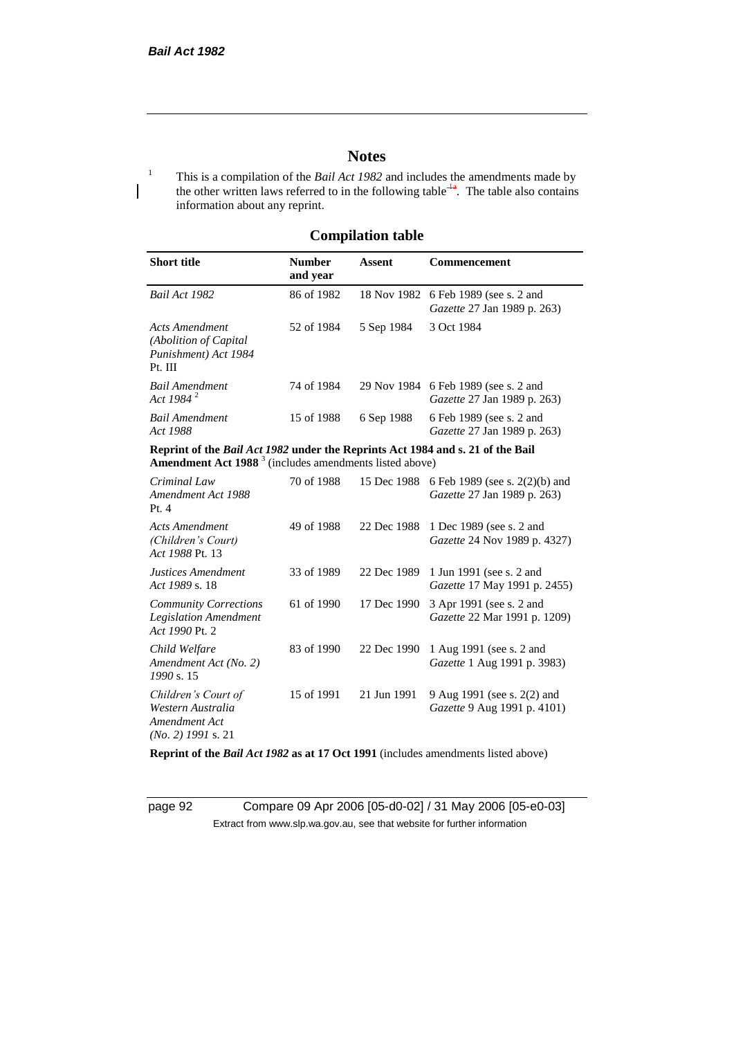# Notes

[1] This is a compilation of the *Bail Act 1982* and includes the amendments made by the other written laws referred to in the following table[1a]. The table also contains information about any reprint.

## Compilation table

| Short title | Number and year | Assent | Commencement |
|---|---|---|---|
| *Bail Act 1982* | 86 of 1982 | 18 Nov 1982 | 6 Feb 1989 (see s. 2 and *Gazette* 27 Jan 1989 p. 263) |
| *Acts Amendment (Abolition of Capital Punishment) Act 1984* Pt. III | 52 of 1984 | 5 Sep 1984 | 3 Oct 1984 |
| *Bail Amendment Act 1984* [2] | 74 of 1984 | 29 Nov 1984 | 6 Feb 1989 (see s. 2 and *Gazette* 27 Jan 1989 p. 263) |
| *Bail Amendment Act 1988* | 15 of 1988 | 6 Sep 1988 | 6 Feb 1989 (see s. 2 and *Gazette* 27 Jan 1989 p. 263) |
| **Reprint of the *Bail Act 1982* under the Reprints Act 1984 and s. 21 of the Bail Amendment Act 1988** [3] (includes amendments listed above) | | | |
| *Criminal Law Amendment Act 1988* Pt. 4 | 70 of 1988 | 15 Dec 1988 | 6 Feb 1989 (see s. 2(2)(b) and *Gazette* 27 Jan 1989 p. 263) |
| *Acts Amendment (Children's Court) Act 1988* Pt. 13 | 49 of 1988 | 22 Dec 1988 | 1 Dec 1989 (see s. 2 and *Gazette* 24 Nov 1989 p. 4327) |
| *Justices Amendment Act 1989* s. 18 | 33 of 1989 | 22 Dec 1989 | 1 Jun 1991 (see s. 2 and *Gazette* 17 May 1991 p. 2455) |
| *Community Corrections Legislation Amendment Act 1990* Pt. 2 | 61 of 1990 | 17 Dec 1990 | 3 Apr 1991 (see s. 2 and *Gazette* 22 Mar 1991 p. 1209) |
| *Child Welfare Amendment Act (No. 2) 1990* s. 15 | 83 of 1990 | 22 Dec 1990 | 1 Aug 1991 (see s. 2 and *Gazette* 1 Aug 1991 p. 3983) |
| *Children's Court of Western Australia Amendment Act (No. 2) 1991* s. 21 | 15 of 1991 | 21 Jun 1991 | 9 Aug 1991 (see s. 2(2) and *Gazette* 9 Aug 1991 p. 4101) |
| **Reprint of the *Bail Act 1982* as at 17 Oct 1991** (includes amendments listed above) | | | |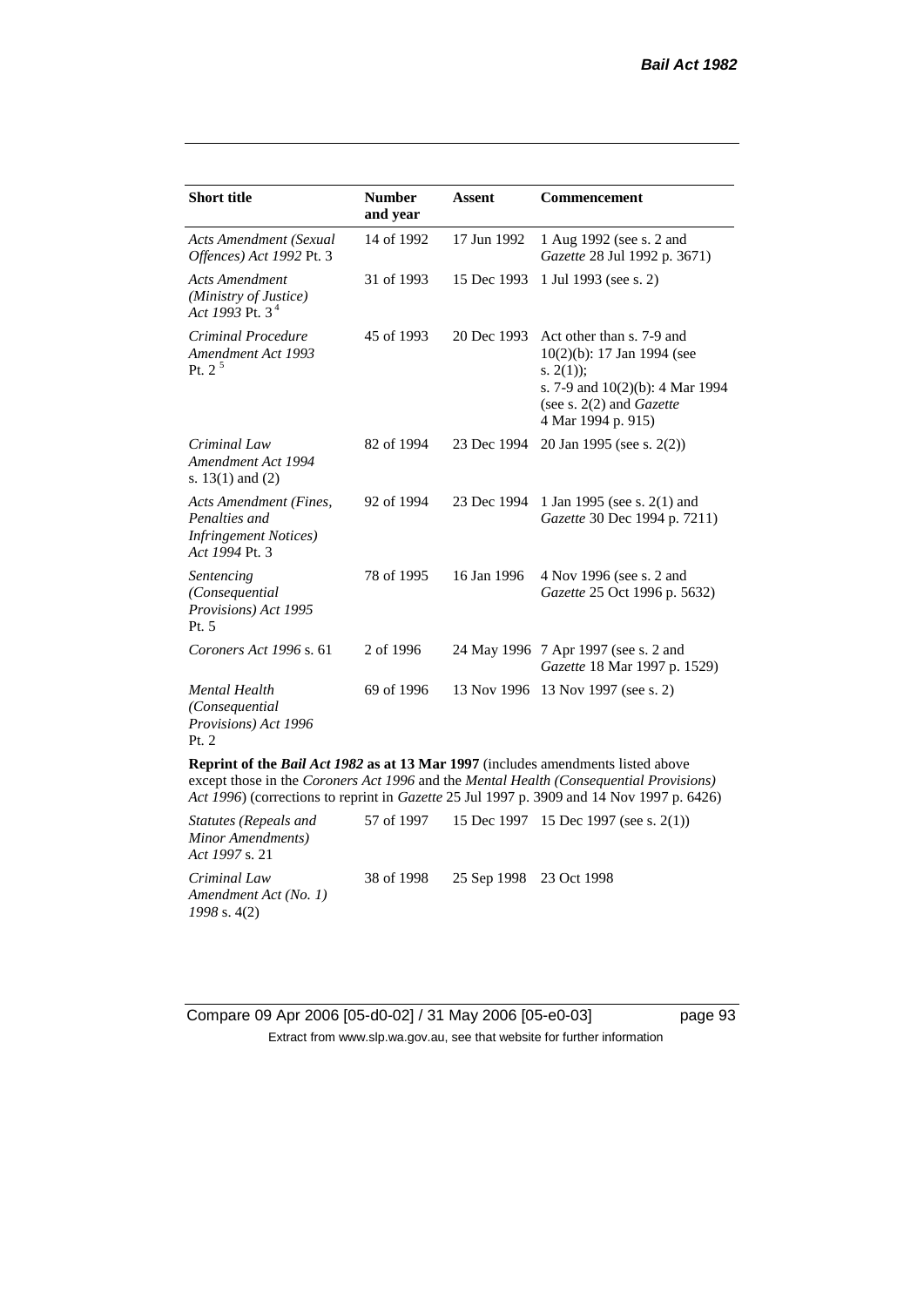| Short title | Number and year | Assent | Commencement |
|---|---|---|---|
| *Acts Amendment (Sexual Offences) Act 1992* Pt. 3 | 14 of 1992 | 17 Jun 1992 | 1 Aug 1992 (see s. 2 and *Gazette* 28 Jul 1992 p. 3671) |
| *Acts Amendment (Ministry of Justice) Act 1993* Pt. 3 [4] | 31 of 1993 | 15 Dec 1993 | 1 Jul 1993 (see s. 2) |
| *Criminal Procedure Amendment Act 1993* Pt. 2 [5] | 45 of 1993 | 20 Dec 1993 | Act other than s. 7-9 and 10(2)(b): 17 Jan 1994 (see s. 2(1)); s. 7-9 and 10(2)(b): 4 Mar 1994 (see s. 2(2) and *Gazette* 4 Mar 1994 p. 915) |
| *Criminal Law Amendment Act 1994* s. 13(1) and (2) | 82 of 1994 | 23 Dec 1994 | 20 Jan 1995 (see s. 2(2)) |
| *Acts Amendment (Fines, Penalties and Infringement Notices) Act 1994* Pt. 3 | 92 of 1994 | 23 Dec 1994 | 1 Jan 1995 (see s. 2(1) and *Gazette* 30 Dec 1994 p. 7211) |
| *Sentencing (Consequential Provisions) Act 1995* Pt. 5 | 78 of 1995 | 16 Jan 1996 | 4 Nov 1996 (see s. 2 and *Gazette* 25 Oct 1996 p. 5632) |
| *Coroners Act 1996* s. 61 | 2 of 1996 | 24 May 1996 | 7 Apr 1997 (see s. 2 and *Gazette* 18 Mar 1997 p. 1529) |
| *Mental Health (Consequential Provisions) Act 1996* Pt. 2 | 69 of 1996 | 13 Nov 1996 | 13 Nov 1997 (see s. 2) |
| **Reprint of the *Bail Act 1982* as at 13 Mar 1997** (includes amendments listed above except those in the *Coroners Act 1996* and the *Mental Health (Consequential Provisions) Act 1996*) (corrections to reprint in *Gazette* 25 Jul 1997 p. 3909 and 14 Nov 1997 p. 6426) | | | |
| *Statutes (Repeals and Minor Amendments) Act 1997* s. 21 | 57 of 1997 | 15 Dec 1997 | 15 Dec 1997 (see s. 2(1)) |
| *Criminal Law Amendment Act (No. 1) 1998* s. 4(2) | 38 of 1998 | 25 Sep 1998 | 23 Oct 1998 |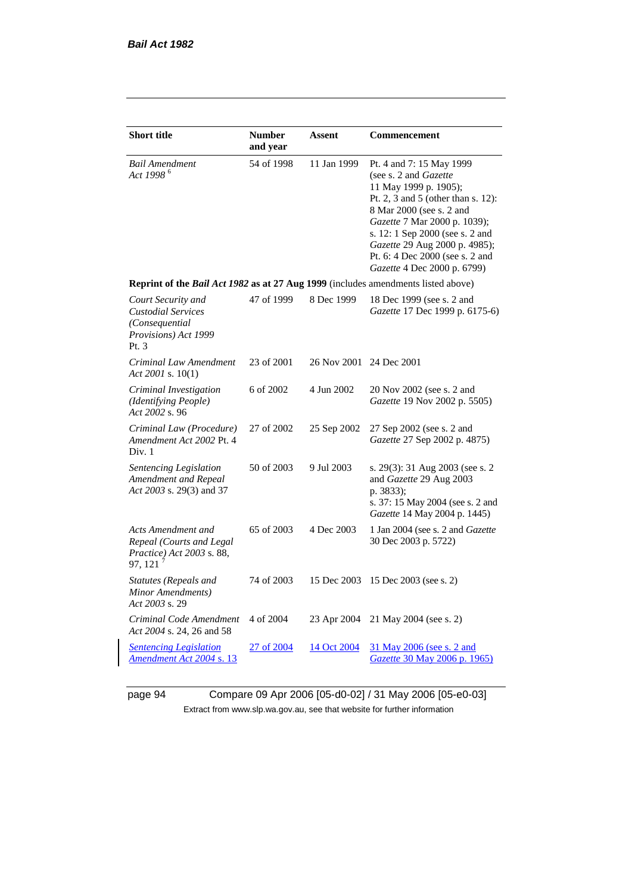| Short title | Number and year | Assent | Commencement |
|---|---|---|---|
| *Bail Amendment Act 1998* [6] | 54 of 1998 | 11 Jan 1999 | Pt. 4 and 7: 15 May 1999 (see s. 2 and *Gazette* 11 May 1999 p. 1905); Pt. 2, 3 and 5 (other than s. 12): 8 Mar 2000 (see s. 2 and *Gazette* 7 Mar 2000 p. 1039); s. 12: 1 Sep 2000 (see s. 2 and *Gazette* 29 Aug 2000 p. 4985); Pt. 6: 4 Dec 2000 (see s. 2 and *Gazette* 4 Dec 2000 p. 6799) |
| **Reprint of the *Bail Act 1982* as at 27 Aug 1999** (includes amendments listed above) | | | |
| *Court Security and Custodial Services (Consequential Provisions) Act 1999* Pt. 3 | 47 of 1999 | 8 Dec 1999 | 18 Dec 1999 (see s. 2 and *Gazette* 17 Dec 1999 p. 6175-6) |
| *Criminal Law Amendment Act 2001* s. 10(1) | 23 of 2001 | 26 Nov 2001 | 24 Dec 2001 |
| *Criminal Investigation (Identifying People) Act 2002* s. 96 | 6 of 2002 | 4 Jun 2002 | 20 Nov 2002 (see s. 2 and *Gazette* 19 Nov 2002 p. 5505) |
| *Criminal Law (Procedure) Amendment Act 2002* Pt. 4 Div. 1 | 27 of 2002 | 25 Sep 2002 | 27 Sep 2002 (see s. 2 and *Gazette* 27 Sep 2002 p. 4875) |
| *Sentencing Legislation Amendment and Repeal Act 2003* s. 29(3) and 37 | 50 of 2003 | 9 Jul 2003 | s. 29(3): 31 Aug 2003 (see s. 2 and *Gazette* 29 Aug 2003 p. 3833); s. 37: 15 May 2004 (see s. 2 and *Gazette* 14 May 2004 p. 1445) |
| *Acts Amendment and Repeal (Courts and Legal Practice) Act 2003* s. 88, 97, 121 [7] | 65 of 2003 | 4 Dec 2003 | 1 Jan 2004 (see s. 2 and *Gazette* 30 Dec 2003 p. 5722) |
| *Statutes (Repeals and Minor Amendments) Act 2003* s. 29 | 74 of 2003 | 15 Dec 2003 | 15 Dec 2003 (see s. 2) |
| *Criminal Code Amendment Act 2004* s. 24, 26 and 58 | 4 of 2004 | 23 Apr 2004 | 21 May 2004 (see s. 2) |
| *Sentencing Legislation Amendment Act 2004* s. 13 | 27 of 2004 | 14 Oct 2004 | 31 May 2006 (see s. 2 and *Gazette* 30 May 2006 p. 1965) |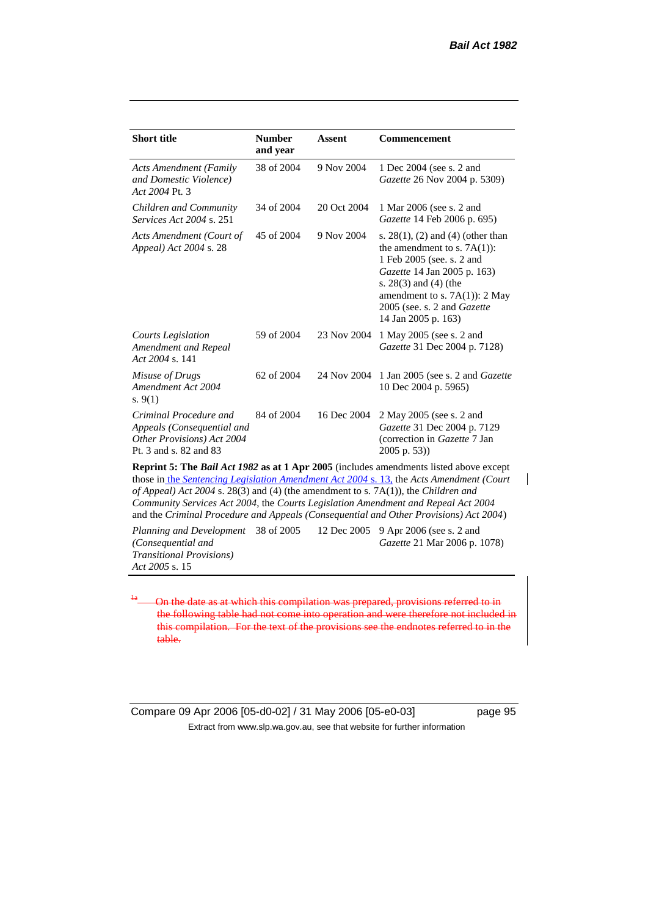| Short title | Number and year | Assent | Commencement |
| --- | --- | --- | --- |
| *Acts Amendment (Family and Domestic Violence) Act 2004* Pt. 3 | 38 of 2004 | 9 Nov 2004 | 1 Dec 2004 (see s. 2 and *Gazette* 26 Nov 2004 p. 5309) |
| *Children and Community Services Act 2004* s. 251 | 34 of 2004 | 20 Oct 2004 | 1 Mar 2006 (see s. 2 and *Gazette* 14 Feb 2006 p. 695) |
| *Acts Amendment (Court of Appeal) Act 2004* s. 28 | 45 of 2004 | 9 Nov 2004 | s. 28(1), (2) and (4) (other than the amendment to s. 7A(1)): 1 Feb 2005 (see. s. 2 and *Gazette* 14 Jan 2005 p. 163) s. 28(3) and (4) (the amendment to s. 7A(1)): 2 May 2005 (see. s. 2 and *Gazette* 14 Jan 2005 p. 163) |
| *Courts Legislation Amendment and Repeal Act 2004* s. 141 | 59 of 2004 | 23 Nov 2004 | 1 May 2005 (see s. 2 and *Gazette* 31 Dec 2004 p. 7128) |
| *Misuse of Drugs Amendment Act 2004* s. 9(1) | 62 of 2004 | 24 Nov 2004 | 1 Jan 2005 (see s. 2 and *Gazette* 10 Dec 2004 p. 5965) |
| *Criminal Procedure and Appeals (Consequential and Other Provisions) Act 2004* Pt. 3 and s. 82 and 83 | 84 of 2004 | 16 Dec 2004 | 2 May 2005 (see s. 2 and *Gazette* 31 Dec 2004 p. 7129 (correction in *Gazette* 7 Jan 2005 p. 53)) |
| **Reprint 5: The *Bail Act 1982* as at 1 Apr 2005** (includes amendments listed above except those in the *Sentencing Legislation Amendment Act 2004* s. 13, the *Acts Amendment (Court of Appeal) Act 2004* s. 28(3) and (4) (the amendment to s. 7A(1)), the *Children and Community Services Act 2004*, the *Courts Legislation Amendment and Repeal Act 2004* and the *Criminal Procedure and Appeals (Consequential and Other Provisions) Act 2004*) | | | |
| *Planning and Development (Consequential and Transitional Provisions) Act 2005* s. 15 | 38 of 2005 | 12 Dec 2005 | 9 Apr 2006 (see s. 2 and *Gazette* 21 Mar 2006 p. 1078) |

~~[1a] On the date as at which this compilation was prepared, provisions referred to in the following table had not come into operation and were therefore not included in this compilation. For the text of the provisions see the endnotes referred to in the table.~~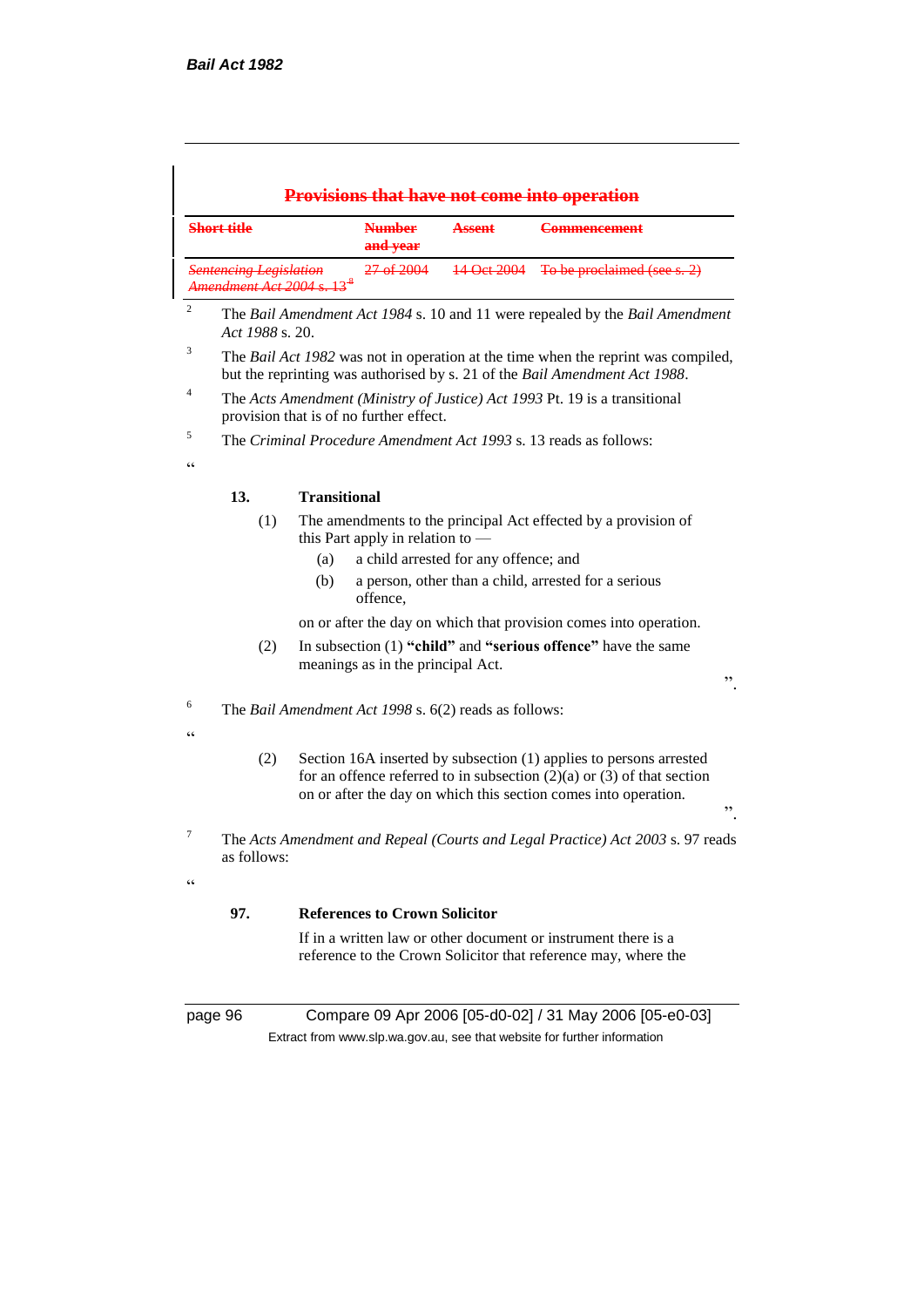## ~~Provisions that have not come into operation~~

| ~~Short title~~ | ~~Number and year~~ | ~~Assent~~ | ~~Commencement~~ |
|---|---|---|---|
| ~~*Sentencing Legislation Amendment Act 2004* s. 13[8]~~ | ~~27 of 2004~~ | ~~14 Oct 2004~~ | ~~To be proclaimed (see s. 2)~~ |

[2] The *Bail Amendment Act 1984* s. 10 and 11 were repealed by the *Bail Amendment Act 1988* s. 20.

[3] The *Bail Act 1982* was not in operation at the time when the reprint was compiled, but the reprinting was authorised by s. 21 of the *Bail Amendment Act 1988*.

[4] The *Acts Amendment (Ministry of Justice) Act 1993* Pt. 19 is a transitional provision that is of no further effect.

[5] The *Criminal Procedure Amendment Act 1993* s. 13 reads as follows:

"

**13. Transitional**

(1) The amendments to the principal Act effected by a provision of this Part apply in relation to —

(a) a child arrested for any offence; and

(b) a person, other than a child, arrested for a serious offence,

on or after the day on which that provision comes into operation.

(2) In subsection (1) **"child"** and **"serious offence"** have the same meanings as in the principal Act.

".

[6] The *Bail Amendment Act 1998* s. 6(2) reads as follows:

"

(2) Section 16A inserted by subsection (1) applies to persons arrested for an offence referred to in subsection (2)(a) or (3) of that section on or after the day on which this section comes into operation.

".

[7] The *Acts Amendment and Repeal (Courts and Legal Practice) Act 2003* s. 97 reads as follows:

"

**97. References to Crown Solicitor**

If in a written law or other document or instrument there is a reference to the Crown Solicitor that reference may, where the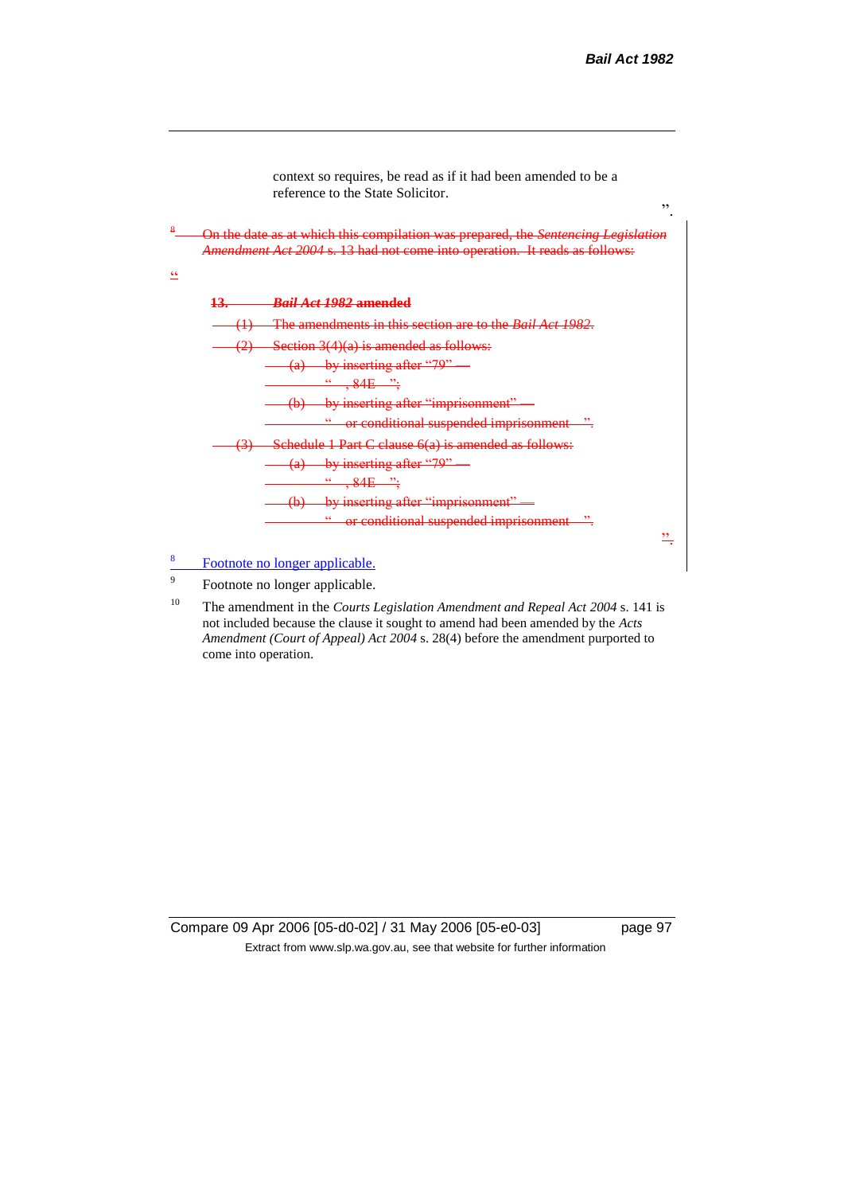context so requires, be read as if it had been amended to be a reference to the State Solicitor.

".

~~[8] On the date as at which this compilation was prepared, the *Sentencing Legislation Amendment Act 2004* s. 13 had not come into operation. It reads as follows:~~

~~"~~

~~**13. *Bail Act 1982* amended**~~

~~(1) The amendments in this section are to the *Bail Act 1982*.~~

~~(2) Section 3(4)(a) is amended as follows:~~

~~(a) by inserting after "79" —~~

~~" , 84E ";~~

~~(b) by inserting after "imprisonment" —~~

~~" or conditional suspended imprisonment ".~~

~~(3) Schedule 1 Part C clause 6(a) is amended as follows:~~

~~(a) by inserting after "79" —~~

~~" , 84E ";~~

~~(b) by inserting after "imprisonment" —~~

~~" or conditional suspended imprisonment ".~~

~~".~~

[8] Footnote no longer applicable.

[9] Footnote no longer applicable.

[10] The amendment in the *Courts Legislation Amendment and Repeal Act 2004* s. 141 is not included because the clause it sought to amend had been amended by the *Acts Amendment (Court of Appeal) Act 2004* s. 28(4) before the amendment purported to come into operation.